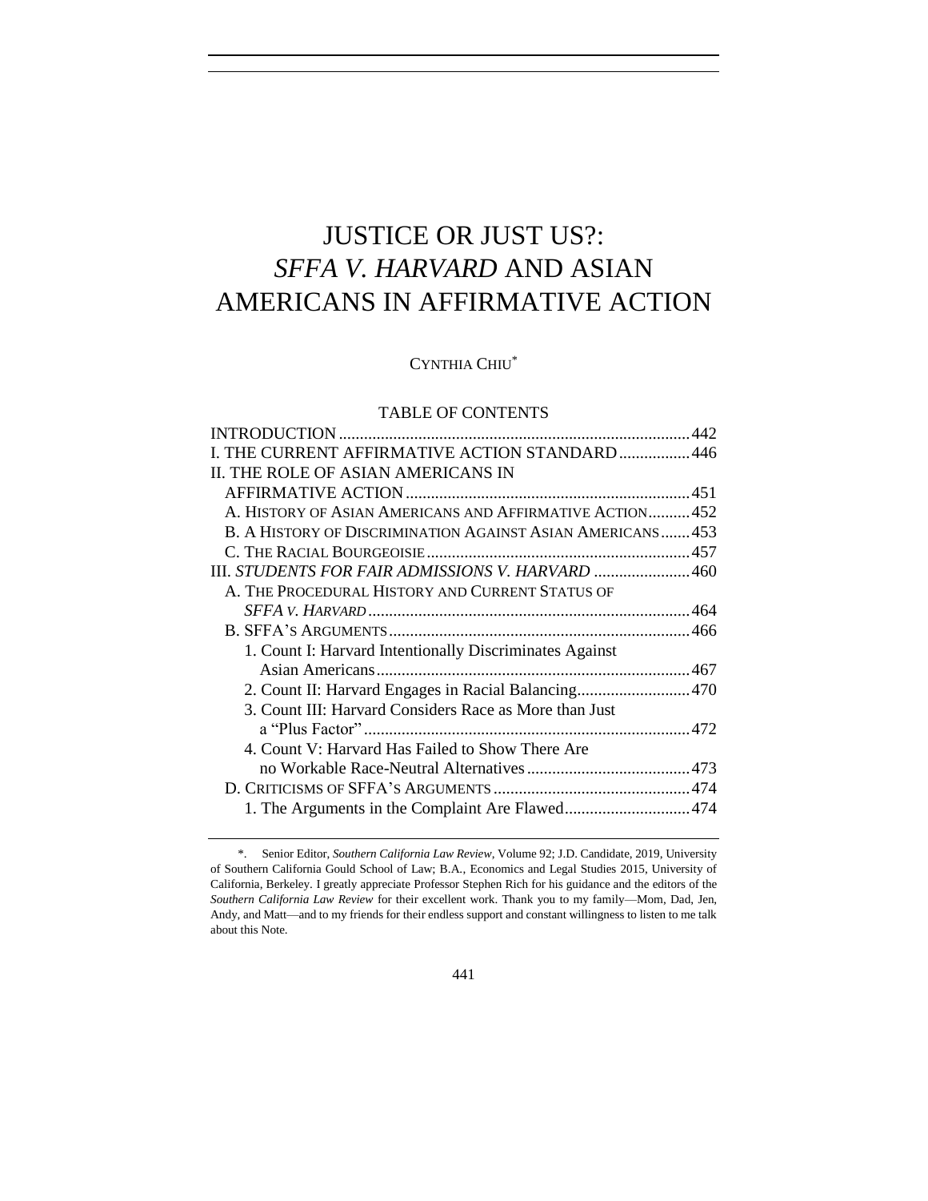# JUSTICE OR JUST US?: *SFFA V. HARVARD* AND ASIAN AMERICANS IN AFFIRMATIVE ACTION

CYNTHIA CHIU[*]

TABLE OF CONTENTS

INTRODUCTION .................................................................................. 442
I. THE CURRENT AFFIRMATIVE ACTION STANDARD ................. 446
II. THE ROLE OF ASIAN AMERICANS IN AFFIRMATIVE ACTION .................................................................. 451
- A. HISTORY OF ASIAN AMERICANS AND AFFIRMATIVE ACTION .......... 452
- B. A HISTORY OF DISCRIMINATION AGAINST ASIAN AMERICANS ....... 453
- C. THE RACIAL BOURGEOISIE ............................................................. 457

III. *STUDENTS FOR FAIR ADMISSIONS V. HARVARD* ....................... 460
- A. THE PROCEDURAL HISTORY AND CURRENT STATUS OF *SFFA V. HARVARD* ............................................................................ 464
- B. SFFA'S ARGUMENTS ....................................................................... 466
  - 1. Count I: Harvard Intentionally Discriminates Against Asian Americans ........................................................................... 467
  - 2. Count II: Harvard Engages in Racial Balancing ........................... 470
  - 3. Count III: Harvard Considers Race as More than Just a "Plus Factor" ............................................................................ 472
  - 4. Count V: Harvard Has Failed to Show There Are no Workable Race-Neutral Alternatives ....................................... 473
- D. CRITICISMS OF SFFA'S ARGUMENTS .............................................. 474
  - 1. The Arguments in the Complaint Are Flawed ............................. 474

---

[*]. Senior Editor, *Southern California Law Review*, Volume 92; J.D. Candidate, 2019, University of Southern California Gould School of Law; B.A., Economics and Legal Studies 2015, University of California, Berkeley. I greatly appreciate Professor Stephen Rich for his guidance and the editors of the *Southern California Law Review* for their excellent work. Thank you to my family—Mom, Dad, Jen, Andy, and Matt—and to my friends for their endless support and constant willingness to listen to me talk about this Note.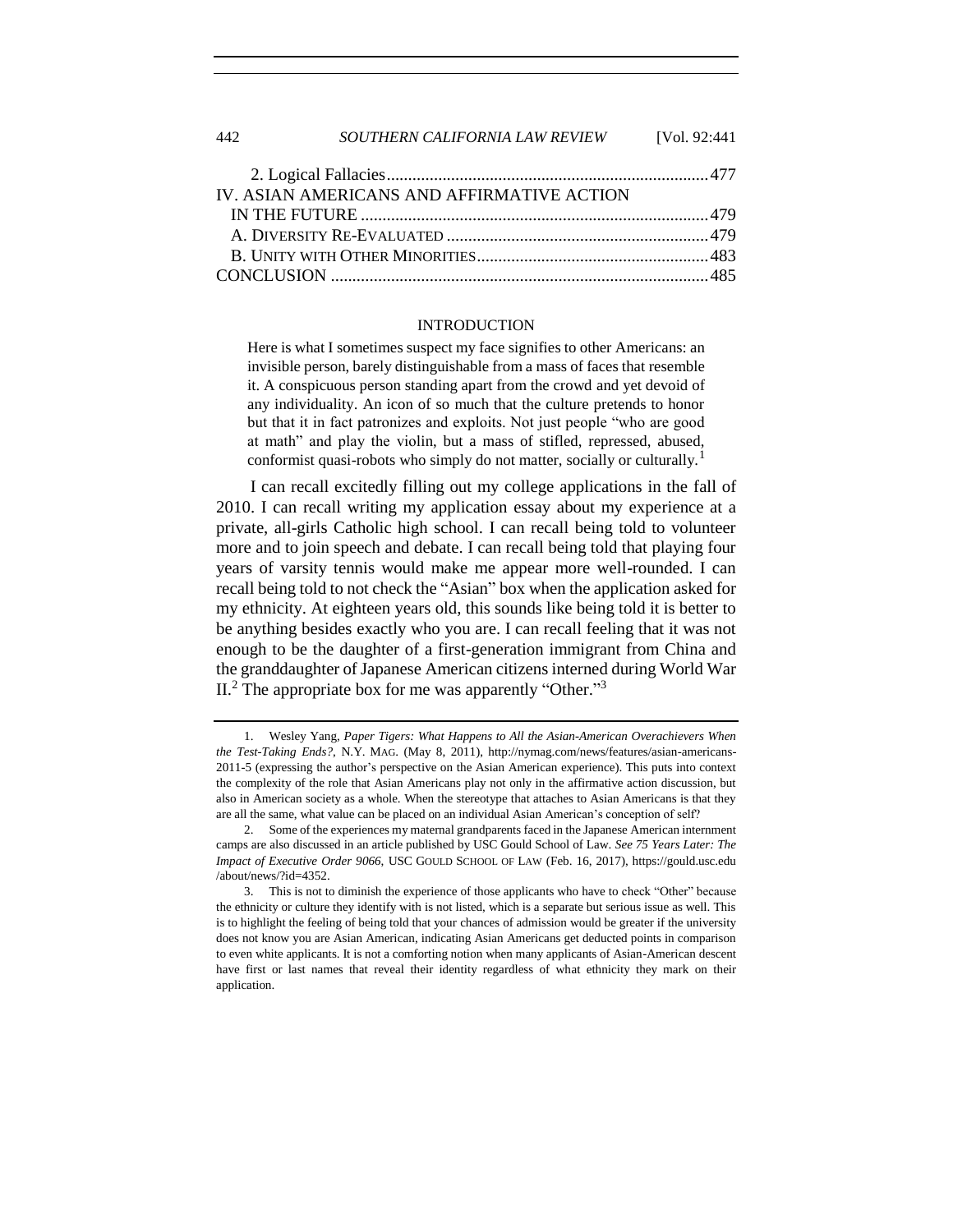2. Logical Fallacies .......... 477

IV. ASIAN AMERICANS AND AFFIRMATIVE ACTION IN THE FUTURE .......... 479

A. DIVERSITY RE-EVALUATED .......... 479

B. UNITY WITH OTHER MINORITIES .......... 483

CONCLUSION .......... 485

## INTRODUCTION

> Here is what I sometimes suspect my face signifies to other Americans: an invisible person, barely distinguishable from a mass of faces that resemble it. A conspicuous person standing apart from the crowd and yet devoid of any individuality. An icon of so much that the culture pretends to honor but that it in fact patronizes and exploits. Not just people "who are good at math" and play the violin, but a mass of stifled, repressed, abused, conformist quasi-robots who simply do not matter, socially or culturally.[1]

I can recall excitedly filling out my college applications in the fall of 2010. I can recall writing my application essay about my experience at a private, all-girls Catholic high school. I can recall being told to volunteer more and to join speech and debate. I can recall being told that playing four years of varsity tennis would make me appear more well-rounded. I can recall being told to not check the "Asian" box when the application asked for my ethnicity. At eighteen years old, this sounds like being told it is better to be anything besides exactly who you are. I can recall feeling that it was not enough to be the daughter of a first-generation immigrant from China and the granddaughter of Japanese American citizens interned during World War II.[2] The appropriate box for me was apparently "Other."[3]

---

1. Wesley Yang, *Paper Tigers: What Happens to All the Asian-American Overachievers When the Test-Taking Ends?*, N.Y. MAG. (May 8, 2011), http://nymag.com/news/features/asian-americans-2011-5 (expressing the author's perspective on the Asian American experience). This puts into context the complexity of the role that Asian Americans play not only in the affirmative action discussion, but also in American society as a whole. When the stereotype that attaches to Asian Americans is that they are all the same, what value can be placed on an individual Asian American's conception of self?

2. Some of the experiences my maternal grandparents faced in the Japanese American internment camps are also discussed in an article published by USC Gould School of Law. *See 75 Years Later: The Impact of Executive Order 9066*, USC GOULD SCHOOL OF LAW (Feb. 16, 2017), https://gould.usc.edu/about/news/?id=4352.

3. This is not to diminish the experience of those applicants who have to check "Other" because the ethnicity or culture they identify with is not listed, which is a separate but serious issue as well. This is to highlight the feeling of being told that your chances of admission would be greater if the university does not know you are Asian American, indicating Asian Americans get deducted points in comparison to even white applicants. It is not a comforting notion when many applicants of Asian-American descent have first or last names that reveal their identity regardless of what ethnicity they mark on their application.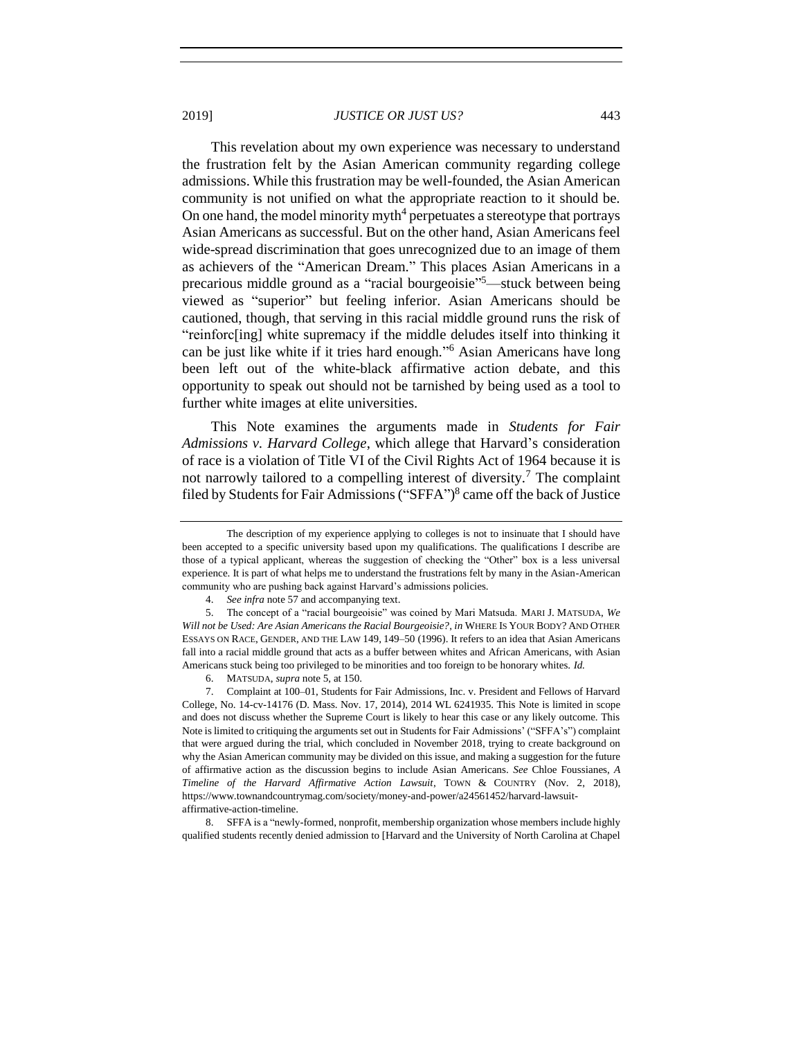This revelation about my own experience was necessary to understand the frustration felt by the Asian American community regarding college admissions. While this frustration may be well-founded, the Asian American community is not unified on what the appropriate reaction to it should be. On one hand, the model minority myth[4] perpetuates a stereotype that portrays Asian Americans as successful. But on the other hand, Asian Americans feel wide-spread discrimination that goes unrecognized due to an image of them as achievers of the "American Dream." This places Asian Americans in a precarious middle ground as a "racial bourgeoisie"[5]—stuck between being viewed as "superior" but feeling inferior. Asian Americans should be cautioned, though, that serving in this racial middle ground runs the risk of "reinforc[ing] white supremacy if the middle deludes itself into thinking it can be just like white if it tries hard enough."[6] Asian Americans have long been left out of the white-black affirmative action debate, and this opportunity to speak out should not be tarnished by being used as a tool to further white images at elite universities.

This Note examines the arguments made in *Students for Fair Admissions v. Harvard College*, which allege that Harvard's consideration of race is a violation of Title VI of the Civil Rights Act of 1964 because it is not narrowly tailored to a compelling interest of diversity.[7] The complaint filed by Students for Fair Admissions ("SFFA")[8] came off the back of Justice

---

The description of my experience applying to colleges is not to insinuate that I should have been accepted to a specific university based upon my qualifications. The qualifications I describe are those of a typical applicant, whereas the suggestion of checking the "Other" box is a less universal experience. It is part of what helps me to understand the frustrations felt by many in the Asian-American community who are pushing back against Harvard's admissions policies.

4. *See infra* note 57 and accompanying text.

5. The concept of a "racial bourgeoisie" was coined by Mari Matsuda. MARI J. MATSUDA, *We Will not be Used: Are Asian Americans the Racial Bourgeoisie?*, *in* WHERE IS YOUR BODY? AND OTHER ESSAYS ON RACE, GENDER, AND THE LAW 149, 149–50 (1996). It refers to an idea that Asian Americans fall into a racial middle ground that acts as a buffer between whites and African Americans, with Asian Americans stuck being too privileged to be minorities and too foreign to be honorary whites. *Id.*

6. MATSUDA, *supra* note 5, at 150.

7. Complaint at 100–01, Students for Fair Admissions, Inc. v. President and Fellows of Harvard College, No. 14-cv-14176 (D. Mass. Nov. 17, 2014), 2014 WL 6241935. This Note is limited in scope and does not discuss whether the Supreme Court is likely to hear this case or any likely outcome. This Note is limited to critiquing the arguments set out in Students for Fair Admissions' ("SFFA's") complaint that were argued during the trial, which concluded in November 2018, trying to create background on why the Asian American community may be divided on this issue, and making a suggestion for the future of affirmative action as the discussion begins to include Asian Americans. *See* Chloe Foussianes, *A Timeline of the Harvard Affirmative Action Lawsuit*, TOWN & COUNTRY (Nov. 2, 2018), https://www.townandcountrymag.com/society/money-and-power/a24561452/harvard-lawsuit-affirmative-action-timeline.

8. SFFA is a "newly-formed, nonprofit, membership organization whose members include highly qualified students recently denied admission to [Harvard and the University of North Carolina at Chapel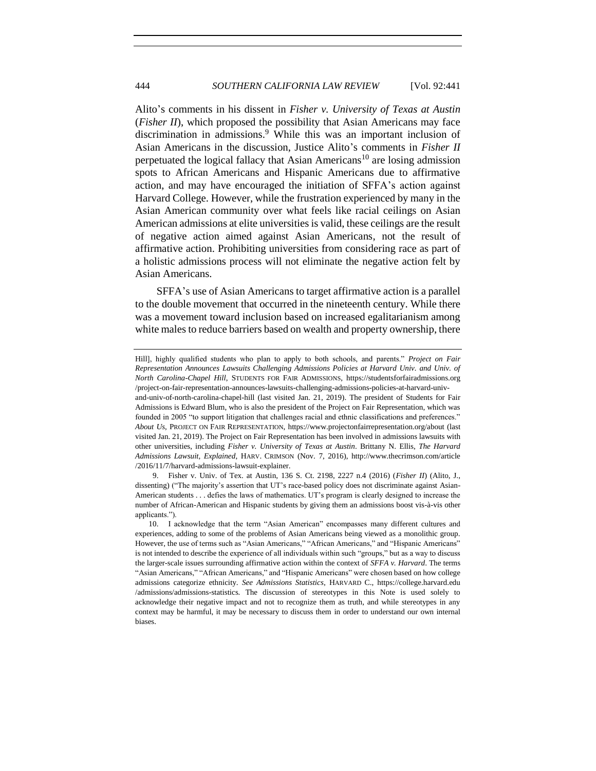Alito's comments in his dissent in *Fisher v. University of Texas at Austin* (*Fisher II*), which proposed the possibility that Asian Americans may face discrimination in admissions.[9] While this was an important inclusion of Asian Americans in the discussion, Justice Alito's comments in *Fisher II* perpetuated the logical fallacy that Asian Americans[10] are losing admission spots to African Americans and Hispanic Americans due to affirmative action, and may have encouraged the initiation of SFFA's action against Harvard College. However, while the frustration experienced by many in the Asian American community over what feels like racial ceilings on Asian American admissions at elite universities is valid, these ceilings are the result of negative action aimed against Asian Americans, not the result of affirmative action. Prohibiting universities from considering race as part of a holistic admissions process will not eliminate the negative action felt by Asian Americans.

SFFA's use of Asian Americans to target affirmative action is a parallel to the double movement that occurred in the nineteenth century. While there was a movement toward inclusion based on increased egalitarianism among white males to reduce barriers based on wealth and property ownership, there

---

Hill], highly qualified students who plan to apply to both schools, and parents." *Project on Fair Representation Announces Lawsuits Challenging Admissions Policies at Harvard Univ. and Univ. of North Carolina-Chapel Hill*, STUDENTS FOR FAIR ADMISSIONS, https://studentsforfairadmissions.org/project-on-fair-representation-announces-lawsuits-challenging-admissions-policies-at-harvard-univ-and-univ-of-north-carolina-chapel-hill (last visited Jan. 21, 2019). The president of Students for Fair Admissions is Edward Blum, who is also the president of the Project on Fair Representation, which was founded in 2005 "to support litigation that challenges racial and ethnic classifications and preferences." *About Us*, PROJECT ON FAIR REPRESENTATION, https://www.projectonfairrepresentation.org/about (last visited Jan. 21, 2019). The Project on Fair Representation has been involved in admissions lawsuits with other universities, including *Fisher v. University of Texas at Austin*. Brittany N. Ellis, *The Harvard Admissions Lawsuit, Explained*, HARV. CRIMSON (Nov. 7, 2016), http://www.thecrimson.com/article/2016/11/7/harvard-admissions-lawsuit-explainer.

9. Fisher v. Univ. of Tex. at Austin, 136 S. Ct. 2198, 2227 n.4 (2016) (*Fisher II*) (Alito, J., dissenting) ("The majority's assertion that UT's race-based policy does not discriminate against Asian-American students . . . defies the laws of mathematics. UT's program is clearly designed to increase the number of African-American and Hispanic students by giving them an admissions boost vis-à-vis other applicants.").

10. I acknowledge that the term "Asian American" encompasses many different cultures and experiences, adding to some of the problems of Asian Americans being viewed as a monolithic group. However, the use of terms such as "Asian Americans," "African Americans," and "Hispanic Americans" is not intended to describe the experience of all individuals within such "groups," but as a way to discuss the larger-scale issues surrounding affirmative action within the context of *SFFA v. Harvard*. The terms "Asian Americans," "African Americans," and "Hispanic Americans" were chosen based on how college admissions categorize ethnicity. *See Admissions Statistics*, HARVARD C., https://college.harvard.edu/admissions/admissions-statistics. The discussion of stereotypes in this Note is used solely to acknowledge their negative impact and not to recognize them as truth, and while stereotypes in any context may be harmful, it may be necessary to discuss them in order to understand our own internal biases.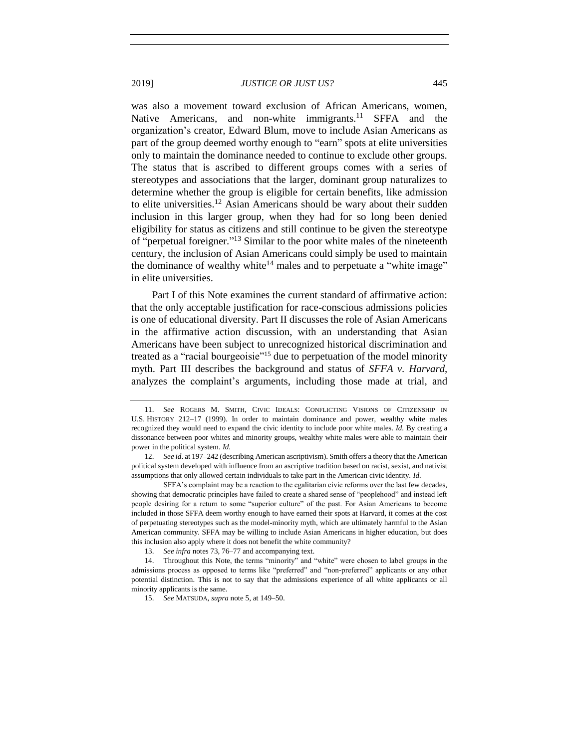was also a movement toward exclusion of African Americans, women, Native Americans, and non-white immigrants.[11] SFFA and the organization's creator, Edward Blum, move to include Asian Americans as part of the group deemed worthy enough to "earn" spots at elite universities only to maintain the dominance needed to continue to exclude other groups. The status that is ascribed to different groups comes with a series of stereotypes and associations that the larger, dominant group naturalizes to determine whether the group is eligible for certain benefits, like admission to elite universities.[12] Asian Americans should be wary about their sudden inclusion in this larger group, when they had for so long been denied eligibility for status as citizens and still continue to be given the stereotype of "perpetual foreigner."[13] Similar to the poor white males of the nineteenth century, the inclusion of Asian Americans could simply be used to maintain the dominance of wealthy white[14] males and to perpetuate a "white image" in elite universities.

Part I of this Note examines the current standard of affirmative action: that the only acceptable justification for race-conscious admissions policies is one of educational diversity. Part II discusses the role of Asian Americans in the affirmative action discussion, with an understanding that Asian Americans have been subject to unrecognized historical discrimination and treated as a "racial bourgeoisie"[15] due to perpetuation of the model minority myth. Part III describes the background and status of *SFFA v. Harvard*, analyzes the complaint's arguments, including those made at trial, and

---

11. *See* ROGERS M. SMITH, CIVIC IDEALS: CONFLICTING VISIONS OF CITIZENSHIP IN U.S. HISTORY 212–17 (1999). In order to maintain dominance and power, wealthy white males recognized they would need to expand the civic identity to include poor white males. *Id.* By creating a dissonance between poor whites and minority groups, wealthy white males were able to maintain their power in the political system. *Id.*

12. *See id.* at 197–242 (describing American ascriptivism). Smith offers a theory that the American political system developed with influence from an ascriptive tradition based on racist, sexist, and nativist assumptions that only allowed certain individuals to take part in the American civic identity. *Id.*

SFFA's complaint may be a reaction to the egalitarian civic reforms over the last few decades, showing that democratic principles have failed to create a shared sense of "peoplehood" and instead left people desiring for a return to some "superior culture" of the past. For Asian Americans to become included in those SFFA deem worthy enough to have earned their spots at Harvard, it comes at the cost of perpetuating stereotypes such as the model-minority myth, which are ultimately harmful to the Asian American community. SFFA may be willing to include Asian Americans in higher education, but does this inclusion also apply where it does not benefit the white community?

13. *See infra* notes 73, 76–77 and accompanying text.

14. Throughout this Note, the terms "minority" and "white" were chosen to label groups in the admissions process as opposed to terms like "preferred" and "non-preferred" applicants or any other potential distinction. This is not to say that the admissions experience of all white applicants or all minority applicants is the same.

15. *See* MATSUDA, *supra* note 5, at 149–50.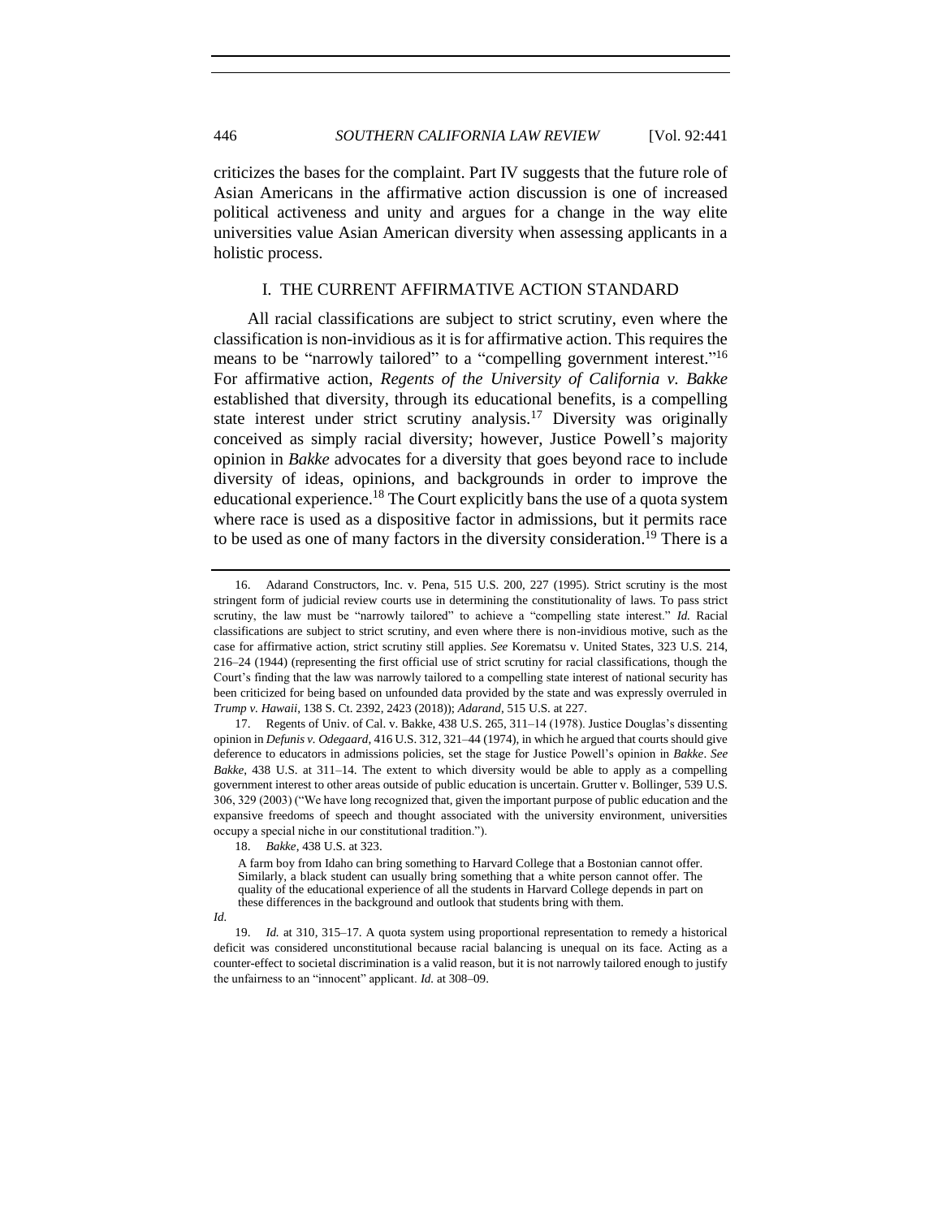criticizes the bases for the complaint. Part IV suggests that the future role of Asian Americans in the affirmative action discussion is one of increased political activeness and unity and argues for a change in the way elite universities value Asian American diversity when assessing applicants in a holistic process.

## I. THE CURRENT AFFIRMATIVE ACTION STANDARD

All racial classifications are subject to strict scrutiny, even where the classification is non-invidious as it is for affirmative action. This requires the means to be "narrowly tailored" to a "compelling government interest."[16] For affirmative action, *Regents of the University of California v. Bakke* established that diversity, through its educational benefits, is a compelling state interest under strict scrutiny analysis.[17] Diversity was originally conceived as simply racial diversity; however, Justice Powell's majority opinion in *Bakke* advocates for a diversity that goes beyond race to include diversity of ideas, opinions, and backgrounds in order to improve the educational experience.[18] The Court explicitly bans the use of a quota system where race is used as a dispositive factor in admissions, but it permits race to be used as one of many factors in the diversity consideration.[19] There is a

---

16. Adarand Constructors, Inc. v. Pena, 515 U.S. 200, 227 (1995). Strict scrutiny is the most stringent form of judicial review courts use in determining the constitutionality of laws. To pass strict scrutiny, the law must be "narrowly tailored" to achieve a "compelling state interest." *Id.* Racial classifications are subject to strict scrutiny, and even where there is non-invidious motive, such as the case for affirmative action, strict scrutiny still applies. *See* Korematsu v. United States, 323 U.S. 214, 216–24 (1944) (representing the first official use of strict scrutiny for racial classifications, though the Court's finding that the law was narrowly tailored to a compelling state interest of national security has been criticized for being based on unfounded data provided by the state and was expressly overruled in *Trump v. Hawaii*, 138 S. Ct. 2392, 2423 (2018)); *Adarand*, 515 U.S. at 227.

17. Regents of Univ. of Cal. v. Bakke, 438 U.S. 265, 311–14 (1978). Justice Douglas's dissenting opinion in *Defunis v. Odegaard*, 416 U.S. 312, 321–44 (1974), in which he argued that courts should give deference to educators in admissions policies, set the stage for Justice Powell's opinion in *Bakke*. *See Bakke*, 438 U.S. at 311–14. The extent to which diversity would be able to apply as a compelling government interest to other areas outside of public education is uncertain. Grutter v. Bollinger, 539 U.S. 306, 329 (2003) ("We have long recognized that, given the important purpose of public education and the expansive freedoms of speech and thought associated with the university environment, universities occupy a special niche in our constitutional tradition.").

18. *Bakke*, 438 U.S. at 323.

> A farm boy from Idaho can bring something to Harvard College that a Bostonian cannot offer. Similarly, a black student can usually bring something that a white person cannot offer. The quality of the educational experience of all the students in Harvard College depends in part on these differences in the background and outlook that students bring with them.

*Id.*

19. *Id.* at 310, 315–17. A quota system using proportional representation to remedy a historical deficit was considered unconstitutional because racial balancing is unequal on its face. Acting as a counter-effect to societal discrimination is a valid reason, but it is not narrowly tailored enough to justify the unfairness to an "innocent" applicant. *Id.* at 308–09.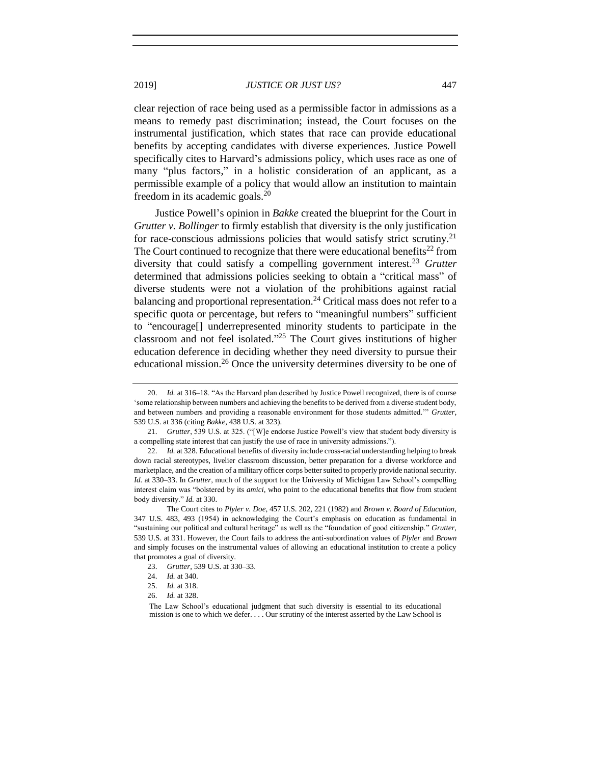clear rejection of race being used as a permissible factor in admissions as a means to remedy past discrimination; instead, the Court focuses on the instrumental justification, which states that race can provide educational benefits by accepting candidates with diverse experiences. Justice Powell specifically cites to Harvard's admissions policy, which uses race as one of many "plus factors," in a holistic consideration of an applicant, as a permissible example of a policy that would allow an institution to maintain freedom in its academic goals.[20]

Justice Powell's opinion in *Bakke* created the blueprint for the Court in *Grutter v. Bollinger* to firmly establish that diversity is the only justification for race-conscious admissions policies that would satisfy strict scrutiny.[21] The Court continued to recognize that there were educational benefits[22] from diversity that could satisfy a compelling government interest.[23] *Grutter* determined that admissions policies seeking to obtain a "critical mass" of diverse students were not a violation of the prohibitions against racial balancing and proportional representation.[24] Critical mass does not refer to a specific quota or percentage, but refers to "meaningful numbers" sufficient to "encourage[] underrepresented minority students to participate in the classroom and not feel isolated."[25] The Court gives institutions of higher education deference in deciding whether they need diversity to pursue their educational mission.[26] Once the university determines diversity to be one of

---

20. *Id.* at 316–18. "As the Harvard plan described by Justice Powell recognized, there is of course 'some relationship between numbers and achieving the benefits to be derived from a diverse student body, and between numbers and providing a reasonable environment for those students admitted.'" *Grutter*, 539 U.S. at 336 (citing *Bakke*, 438 U.S. at 323).

21. *Grutter*, 539 U.S. at 325. ("[W]e endorse Justice Powell's view that student body diversity is a compelling state interest that can justify the use of race in university admissions.").

22. *Id.* at 328. Educational benefits of diversity include cross-racial understanding helping to break down racial stereotypes, livelier classroom discussion, better preparation for a diverse workforce and marketplace, and the creation of a military officer corps better suited to properly provide national security. *Id.* at 330–33. In *Grutter*, much of the support for the University of Michigan Law School's compelling interest claim was "bolstered by its *amici*, who point to the educational benefits that flow from student body diversity." *Id.* at 330.

The Court cites to *Plyler v. Doe*, 457 U.S. 202, 221 (1982) and *Brown v. Board of Education*, 347 U.S. 483, 493 (1954) in acknowledging the Court's emphasis on education as fundamental in "sustaining our political and cultural heritage" as well as the "foundation of good citizenship." *Grutter*, 539 U.S. at 331. However, the Court fails to address the anti-subordination values of *Plyler* and *Brown* and simply focuses on the instrumental values of allowing an educational institution to create a policy that promotes a goal of diversity.

23. *Grutter*, 539 U.S. at 330–33.

24. *Id.* at 340.

25. *Id.* at 318.

26. *Id.* at 328.

> The Law School's educational judgment that such diversity is essential to its educational mission is one to which we defer. . . . Our scrutiny of the interest asserted by the Law School is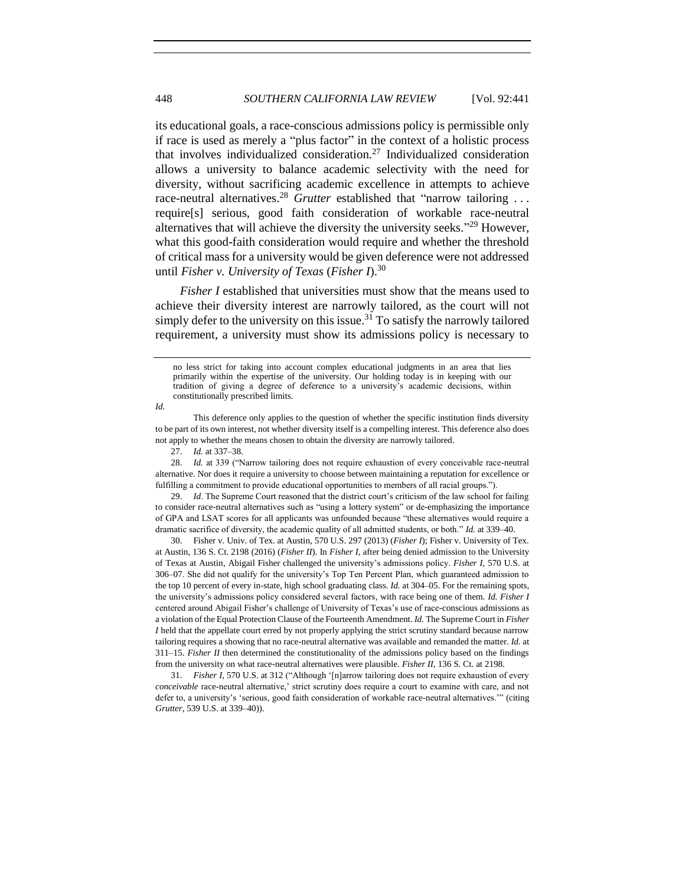its educational goals, a race-conscious admissions policy is permissible only if race is used as merely a "plus factor" in the context of a holistic process that involves individualized consideration.[27] Individualized consideration allows a university to balance academic selectivity with the need for diversity, without sacrificing academic excellence in attempts to achieve race-neutral alternatives.[28] *Grutter* established that "narrow tailoring . . . require[s] serious, good faith consideration of workable race-neutral alternatives that will achieve the diversity the university seeks."[29] However, what this good-faith consideration would require and whether the threshold of critical mass for a university would be given deference were not addressed until *Fisher v. University of Texas* (*Fisher I*).[30]

*Fisher I* established that universities must show that the means used to achieve their diversity interest are narrowly tailored, as the court will not simply defer to the university on this issue.[31] To satisfy the narrowly tailored requirement, a university must show its admissions policy is necessary to

---

> no less strict for taking into account complex educational judgments in an area that lies primarily within the expertise of the university. Our holding today is in keeping with our tradition of giving a degree of deference to a university's academic decisions, within constitutionally prescribed limits.

*Id.*

This deference only applies to the question of whether the specific institution finds diversity to be part of its own interest, not whether diversity itself is a compelling interest. This deference also does not apply to whether the means chosen to obtain the diversity are narrowly tailored.

27. *Id.* at 337–38.

28. *Id.* at 339 ("Narrow tailoring does not require exhaustion of every conceivable race-neutral alternative. Nor does it require a university to choose between maintaining a reputation for excellence or fulfilling a commitment to provide educational opportunities to members of all racial groups.").

29. *Id*. The Supreme Court reasoned that the district court's criticism of the law school for failing to consider race-neutral alternatives such as "using a lottery system" or de-emphasizing the importance of GPA and LSAT scores for all applicants was unfounded because "these alternatives would require a dramatic sacrifice of diversity, the academic quality of all admitted students, or both." *Id.* at 339–40.

30. Fisher v. Univ. of Tex. at Austin, 570 U.S. 297 (2013) (*Fisher I*); Fisher v. University of Tex. at Austin, 136 S. Ct. 2198 (2016) (*Fisher II*). In *Fisher I*, after being denied admission to the University of Texas at Austin, Abigail Fisher challenged the university's admissions policy. *Fisher I*, 570 U.S. at 306–07. She did not qualify for the university's Top Ten Percent Plan, which guaranteed admission to the top 10 percent of every in-state, high school graduating class. *Id.* at 304–05. For the remaining spots, the university's admissions policy considered several factors, with race being one of them. *Id. Fisher I* centered around Abigail Fisher's challenge of University of Texas's use of race-conscious admissions as a violation of the Equal Protection Clause of the Fourteenth Amendment. *Id.* The Supreme Court in *Fisher I* held that the appellate court erred by not properly applying the strict scrutiny standard because narrow tailoring requires a showing that no race-neutral alternative was available and remanded the matter. *Id.* at 311–15. *Fisher II* then determined the constitutionality of the admissions policy based on the findings from the university on what race-neutral alternatives were plausible. *Fisher II*, 136 S. Ct. at 2198.

31. *Fisher I*, 570 U.S. at 312 ("Although '[n]arrow tailoring does not require exhaustion of every *conceivable* race-neutral alternative,' strict scrutiny does require a court to examine with care, and not defer to, a university's 'serious, good faith consideration of workable race-neutral alternatives.'" (citing *Grutter*, 539 U.S. at 339–40)).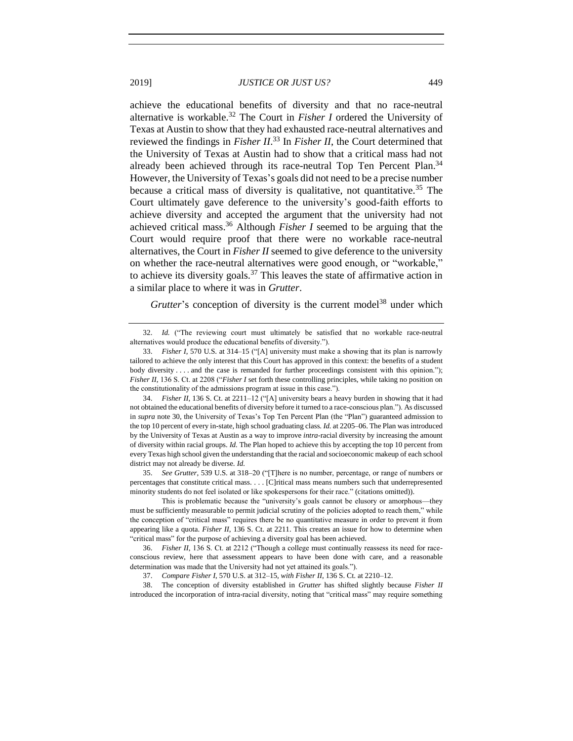achieve the educational benefits of diversity and that no race-neutral alternative is workable.[32] The Court in *Fisher I* ordered the University of Texas at Austin to show that they had exhausted race-neutral alternatives and reviewed the findings in *Fisher II*.[33] In *Fisher II*, the Court determined that the University of Texas at Austin had to show that a critical mass had not already been achieved through its race-neutral Top Ten Percent Plan.[34] However, the University of Texas's goals did not need to be a precise number because a critical mass of diversity is qualitative, not quantitative.[35] The Court ultimately gave deference to the university's good-faith efforts to achieve diversity and accepted the argument that the university had not achieved critical mass.[36] Although *Fisher I* seemed to be arguing that the Court would require proof that there were no workable race-neutral alternatives, the Court in *Fisher II* seemed to give deference to the university on whether the race-neutral alternatives were good enough, or "workable," to achieve its diversity goals.[37] This leaves the state of affirmative action in a similar place to where it was in *Grutter*.

*Grutter*'s conception of diversity is the current model[38] under which

---

32. *Id.* ("The reviewing court must ultimately be satisfied that no workable race-neutral alternatives would produce the educational benefits of diversity.").

33. *Fisher I*, 570 U.S. at 314–15 ("[A] university must make a showing that its plan is narrowly tailored to achieve the only interest that this Court has approved in this context: the benefits of a student body diversity . . . . and the case is remanded for further proceedings consistent with this opinion."); *Fisher II*, 136 S. Ct. at 2208 ("*Fisher I* set forth these controlling principles, while taking no position on the constitutionality of the admissions program at issue in this case.").

34. *Fisher II*, 136 S. Ct. at 2211–12 ("[A] university bears a heavy burden in showing that it had not obtained the educational benefits of diversity before it turned to a race-conscious plan."). As discussed in *supra* note 30, the University of Texas's Top Ten Percent Plan (the "Plan") guaranteed admission to the top 10 percent of every in-state, high school graduating class. *Id.* at 2205–06. The Plan was introduced by the University of Texas at Austin as a way to improve *intra*-racial diversity by increasing the amount of diversity within racial groups. *Id.* The Plan hoped to achieve this by accepting the top 10 percent from every Texas high school given the understanding that the racial and socioeconomic makeup of each school district may not already be diverse. *Id.*

35. *See Grutter*, 539 U.S. at 318–20 ("[T]here is no number, percentage, or range of numbers or percentages that constitute critical mass. . . . [C]ritical mass means numbers such that underrepresented minority students do not feel isolated or like spokespersons for their race." (citations omitted)).

This is problematic because the "university's goals cannot be elusory or amorphous—they must be sufficiently measurable to permit judicial scrutiny of the policies adopted to reach them," while the conception of "critical mass" requires there be no quantitative measure in order to prevent it from appearing like a quota. *Fisher II*, 136 S. Ct. at 2211. This creates an issue for how to determine when "critical mass" for the purpose of achieving a diversity goal has been achieved.

36. *Fisher II*, 136 S. Ct. at 2212 ("Though a college must continually reassess its need for race-conscious review, here that assessment appears to have been done with care, and a reasonable determination was made that the University had not yet attained its goals.").

37. *Compare Fisher I*, 570 U.S. at 312–15, *with Fisher II*, 136 S. Ct. at 2210–12.

38. The conception of diversity established in *Grutter* has shifted slightly because *Fisher II* introduced the incorporation of intra-racial diversity, noting that "critical mass" may require something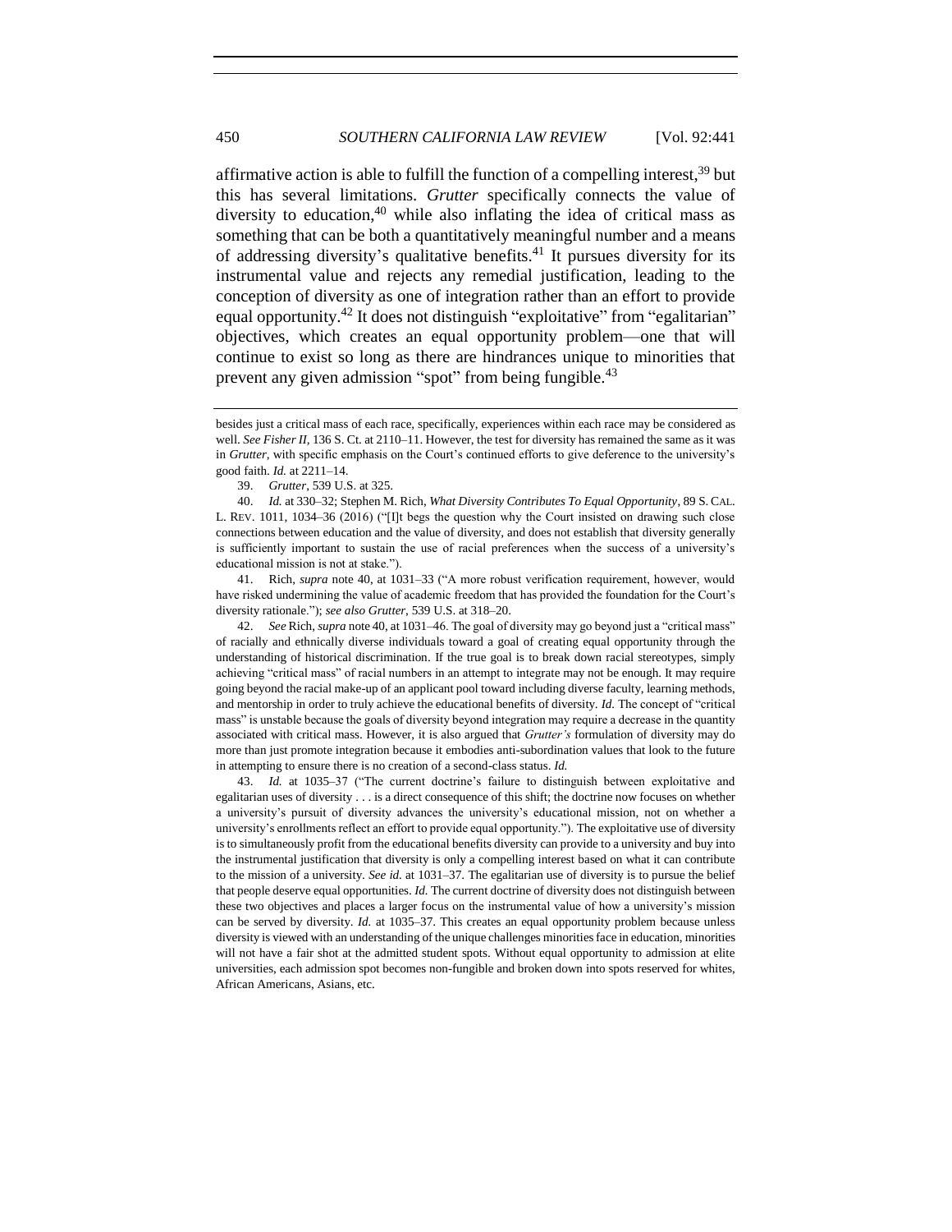affirmative action is able to fulfill the function of a compelling interest,[39] but this has several limitations. *Grutter* specifically connects the value of diversity to education,[40] while also inflating the idea of critical mass as something that can be both a quantitatively meaningful number and a means of addressing diversity's qualitative benefits.[41] It pursues diversity for its instrumental value and rejects any remedial justification, leading to the conception of diversity as one of integration rather than an effort to provide equal opportunity.[42] It does not distinguish "exploitative" from "egalitarian" objectives, which creates an equal opportunity problem—one that will continue to exist so long as there are hindrances unique to minorities that prevent any given admission "spot" from being fungible.[43]

---

besides just a critical mass of each race, specifically, experiences within each race may be considered as well. *See Fisher II*, 136 S. Ct. at 2110–11. However, the test for diversity has remained the same as it was in *Grutter*, with specific emphasis on the Court's continued efforts to give deference to the university's good faith. *Id.* at 2211–14.

39. *Grutter*, 539 U.S. at 325.

40. *Id.* at 330–32; Stephen M. Rich, *What Diversity Contributes To Equal Opportunity*, 89 S. CAL. L. REV. 1011, 1034–36 (2016) ("[I]t begs the question why the Court insisted on drawing such close connections between education and the value of diversity, and does not establish that diversity generally is sufficiently important to sustain the use of racial preferences when the success of a university's educational mission is not at stake.").

41. Rich, *supra* note 40, at 1031–33 ("A more robust verification requirement, however, would have risked undermining the value of academic freedom that has provided the foundation for the Court's diversity rationale."); *see also Grutter*, 539 U.S. at 318–20.

42. *See* Rich, *supra* note 40, at 1031–46. The goal of diversity may go beyond just a "critical mass" of racially and ethnically diverse individuals toward a goal of creating equal opportunity through the understanding of historical discrimination. If the true goal is to break down racial stereotypes, simply achieving "critical mass" of racial numbers in an attempt to integrate may not be enough. It may require going beyond the racial make-up of an applicant pool toward including diverse faculty, learning methods, and mentorship in order to truly achieve the educational benefits of diversity. *Id.* The concept of "critical mass" is unstable because the goals of diversity beyond integration may require a decrease in the quantity associated with critical mass. However, it is also argued that *Grutter's* formulation of diversity may do more than just promote integration because it embodies anti-subordination values that look to the future in attempting to ensure there is no creation of a second-class status. *Id.*

43. *Id.* at 1035–37 ("The current doctrine's failure to distinguish between exploitative and egalitarian uses of diversity . . . is a direct consequence of this shift; the doctrine now focuses on whether a university's pursuit of diversity advances the university's educational mission, not on whether a university's enrollments reflect an effort to provide equal opportunity."). The exploitative use of diversity is to simultaneously profit from the educational benefits diversity can provide to a university and buy into the instrumental justification that diversity is only a compelling interest based on what it can contribute to the mission of a university. *See id.* at 1031–37. The egalitarian use of diversity is to pursue the belief that people deserve equal opportunities. *Id.* The current doctrine of diversity does not distinguish between these two objectives and places a larger focus on the instrumental value of how a university's mission can be served by diversity. *Id.* at 1035–37. This creates an equal opportunity problem because unless diversity is viewed with an understanding of the unique challenges minorities face in education, minorities will not have a fair shot at the admitted student spots. Without equal opportunity to admission at elite universities, each admission spot becomes non-fungible and broken down into spots reserved for whites, African Americans, Asians, etc.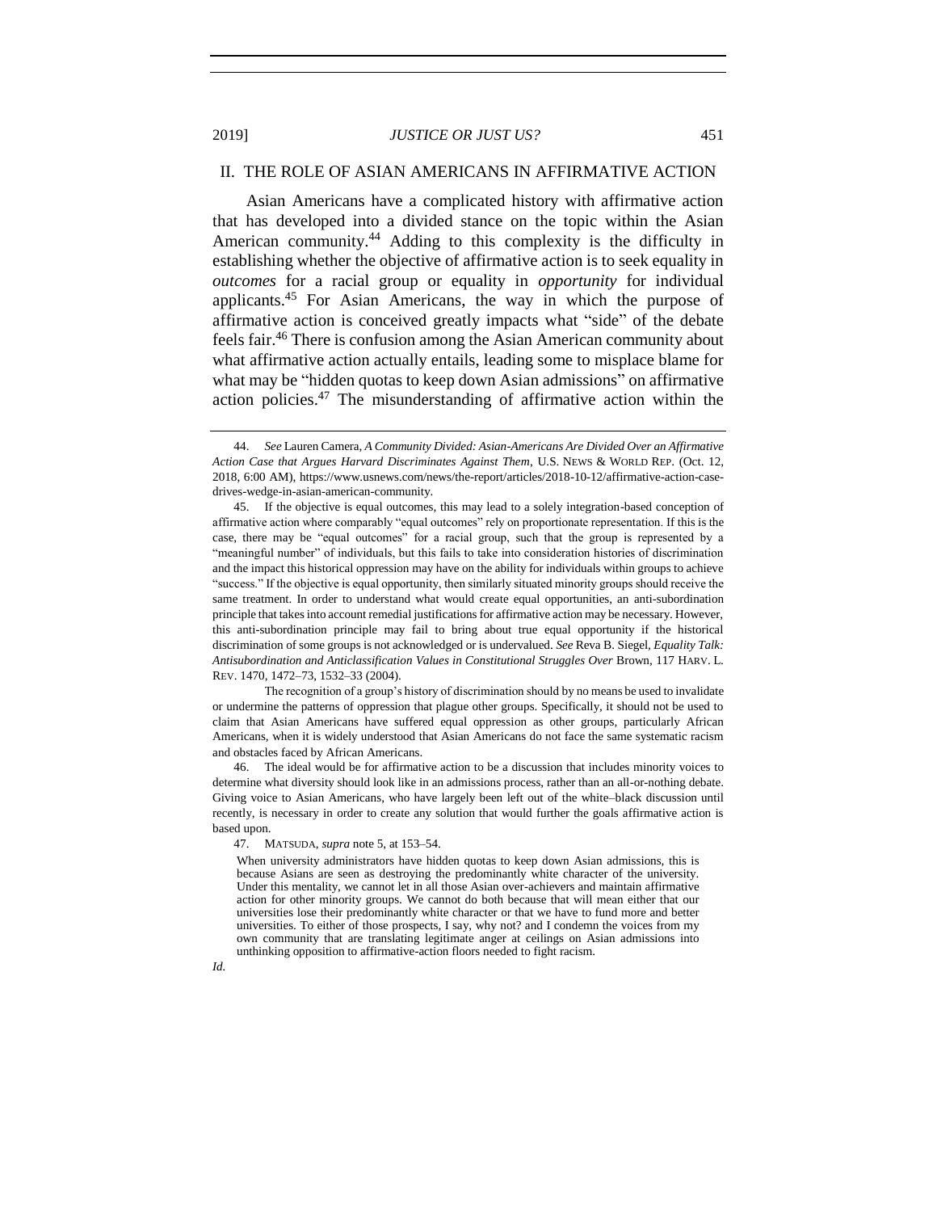## II. THE ROLE OF ASIAN AMERICANS IN AFFIRMATIVE ACTION

Asian Americans have a complicated history with affirmative action that has developed into a divided stance on the topic within the Asian American community.[44] Adding to this complexity is the difficulty in establishing whether the objective of affirmative action is to seek equality in *outcomes* for a racial group or equality in *opportunity* for individual applicants.[45] For Asian Americans, the way in which the purpose of affirmative action is conceived greatly impacts what "side" of the debate feels fair.[46] There is confusion among the Asian American community about what affirmative action actually entails, leading some to misplace blame for what may be "hidden quotas to keep down Asian admissions" on affirmative action policies.[47] The misunderstanding of affirmative action within the

---

44. *See* Lauren Camera, *A Community Divided: Asian-Americans Are Divided Over an Affirmative Action Case that Argues Harvard Discriminates Against Them*, U.S. NEWS & WORLD REP. (Oct. 12, 2018, 6:00 AM), https://www.usnews.com/news/the-report/articles/2018-10-12/affirmative-action-case-drives-wedge-in-asian-american-community.

45. If the objective is equal outcomes, this may lead to a solely integration-based conception of affirmative action where comparably "equal outcomes" rely on proportionate representation. If this is the case, there may be "equal outcomes" for a racial group, such that the group is represented by a "meaningful number" of individuals, but this fails to take into consideration histories of discrimination and the impact this historical oppression may have on the ability for individuals within groups to achieve "success." If the objective is equal opportunity, then similarly situated minority groups should receive the same treatment. In order to understand what would create equal opportunities, an anti-subordination principle that takes into account remedial justifications for affirmative action may be necessary. However, this anti-subordination principle may fail to bring about true equal opportunity if the historical discrimination of some groups is not acknowledged or is undervalued. *See* Reva B. Siegel, *Equality Talk: Antisubordination and Anticlassification Values in Constitutional Struggles Over* Brown, 117 HARV. L. REV. 1470, 1472–73, 1532–33 (2004).

The recognition of a group's history of discrimination should by no means be used to invalidate or undermine the patterns of oppression that plague other groups. Specifically, it should not be used to claim that Asian Americans have suffered equal oppression as other groups, particularly African Americans, when it is widely understood that Asian Americans do not face the same systematic racism and obstacles faced by African Americans.

46. The ideal would be for affirmative action to be a discussion that includes minority voices to determine what diversity should look like in an admissions process, rather than an all-or-nothing debate. Giving voice to Asian Americans, who have largely been left out of the white–black discussion until recently, is necessary in order to create any solution that would further the goals affirmative action is based upon.

47. MATSUDA, *supra* note 5, at 153–54.

> When university administrators have hidden quotas to keep down Asian admissions, this is because Asians are seen as destroying the predominantly white character of the university. Under this mentality, we cannot let in all those Asian over-achievers and maintain affirmative action for other minority groups. We cannot do both because that will mean either that our universities lose their predominantly white character or that we have to fund more and better universities. To either of those prospects, I say, why not? and I condemn the voices from my own community that are translating legitimate anger at ceilings on Asian admissions into unthinking opposition to affirmative-action floors needed to fight racism.

*Id.*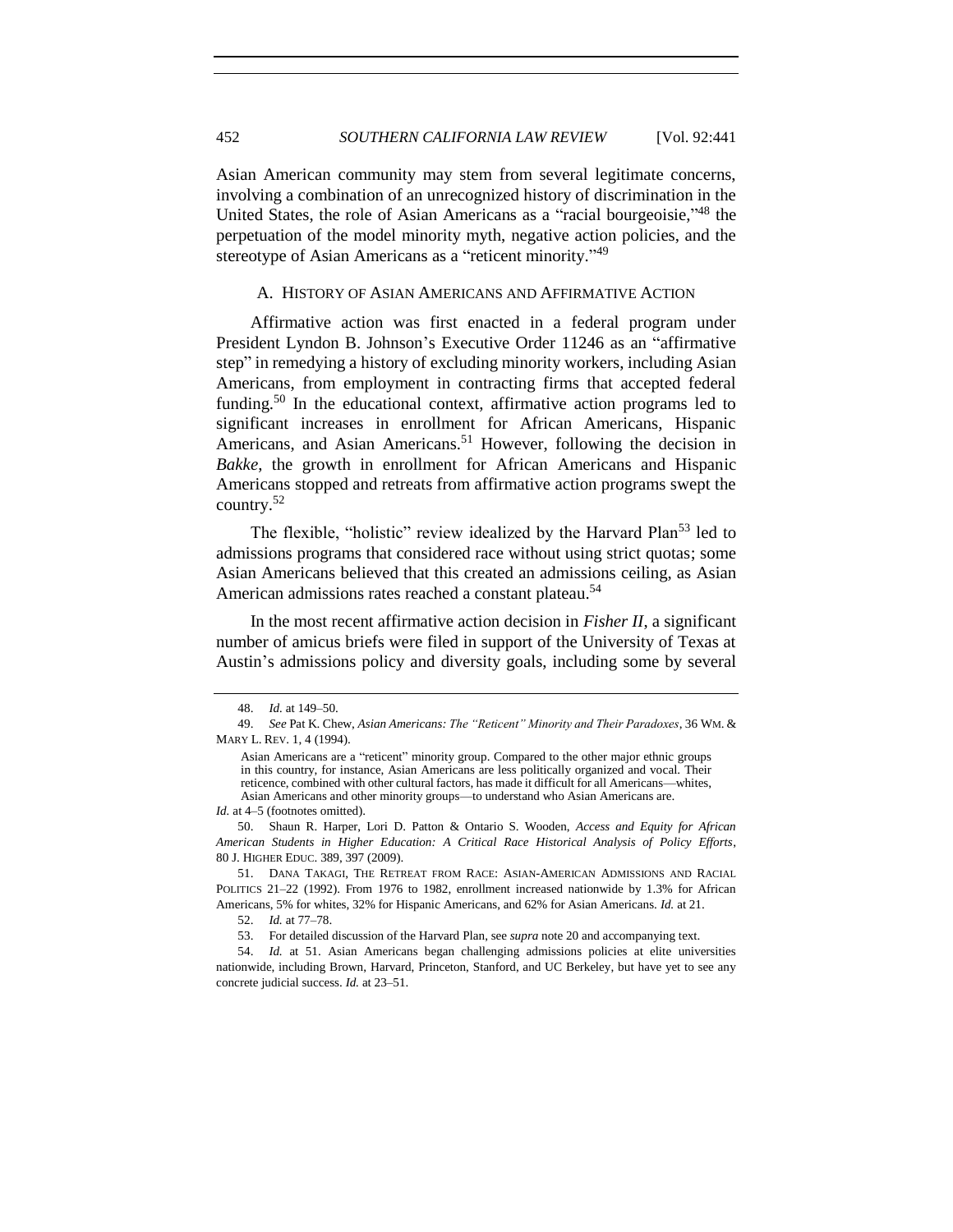Asian American community may stem from several legitimate concerns, involving a combination of an unrecognized history of discrimination in the United States, the role of Asian Americans as a "racial bourgeoisie,"[48] the perpetuation of the model minority myth, negative action policies, and the stereotype of Asian Americans as a "reticent minority."[49]

### A. HISTORY OF ASIAN AMERICANS AND AFFIRMATIVE ACTION

Affirmative action was first enacted in a federal program under President Lyndon B. Johnson's Executive Order 11246 as an "affirmative step" in remedying a history of excluding minority workers, including Asian Americans, from employment in contracting firms that accepted federal funding.[50] In the educational context, affirmative action programs led to significant increases in enrollment for African Americans, Hispanic Americans, and Asian Americans.[51] However, following the decision in *Bakke*, the growth in enrollment for African Americans and Hispanic Americans stopped and retreats from affirmative action programs swept the country.[52]

The flexible, "holistic" review idealized by the Harvard Plan[53] led to admissions programs that considered race without using strict quotas; some Asian Americans believed that this created an admissions ceiling, as Asian American admissions rates reached a constant plateau.[54]

In the most recent affirmative action decision in *Fisher II*, a significant number of amicus briefs were filed in support of the University of Texas at Austin's admissions policy and diversity goals, including some by several

---

48. *Id.* at 149–50.

49. *See* Pat K. Chew, *Asian Americans: The "Reticent" Minority and Their Paradoxes*, 36 WM. & MARY L. REV. 1, 4 (1994).

> Asian Americans are a "reticent" minority group. Compared to the other major ethnic groups in this country, for instance, Asian Americans are less politically organized and vocal. Their reticence, combined with other cultural factors, has made it difficult for all Americans—whites, Asian Americans and other minority groups—to understand who Asian Americans are.

*Id.* at 4–5 (footnotes omitted).

50. Shaun R. Harper, Lori D. Patton & Ontario S. Wooden, *Access and Equity for African American Students in Higher Education: A Critical Race Historical Analysis of Policy Efforts*, 80 J. HIGHER EDUC. 389, 397 (2009).

51. DANA TAKAGI, THE RETREAT FROM RACE: ASIAN-AMERICAN ADMISSIONS AND RACIAL POLITICS 21–22 (1992). From 1976 to 1982, enrollment increased nationwide by 1.3% for African Americans, 5% for whites, 32% for Hispanic Americans, and 62% for Asian Americans. *Id.* at 21.

52. *Id.* at 77–78.

53. For detailed discussion of the Harvard Plan, see *supra* note 20 and accompanying text.

54. *Id.* at 51. Asian Americans began challenging admissions policies at elite universities nationwide, including Brown, Harvard, Princeton, Stanford, and UC Berkeley, but have yet to see any concrete judicial success. *Id.* at 23–51.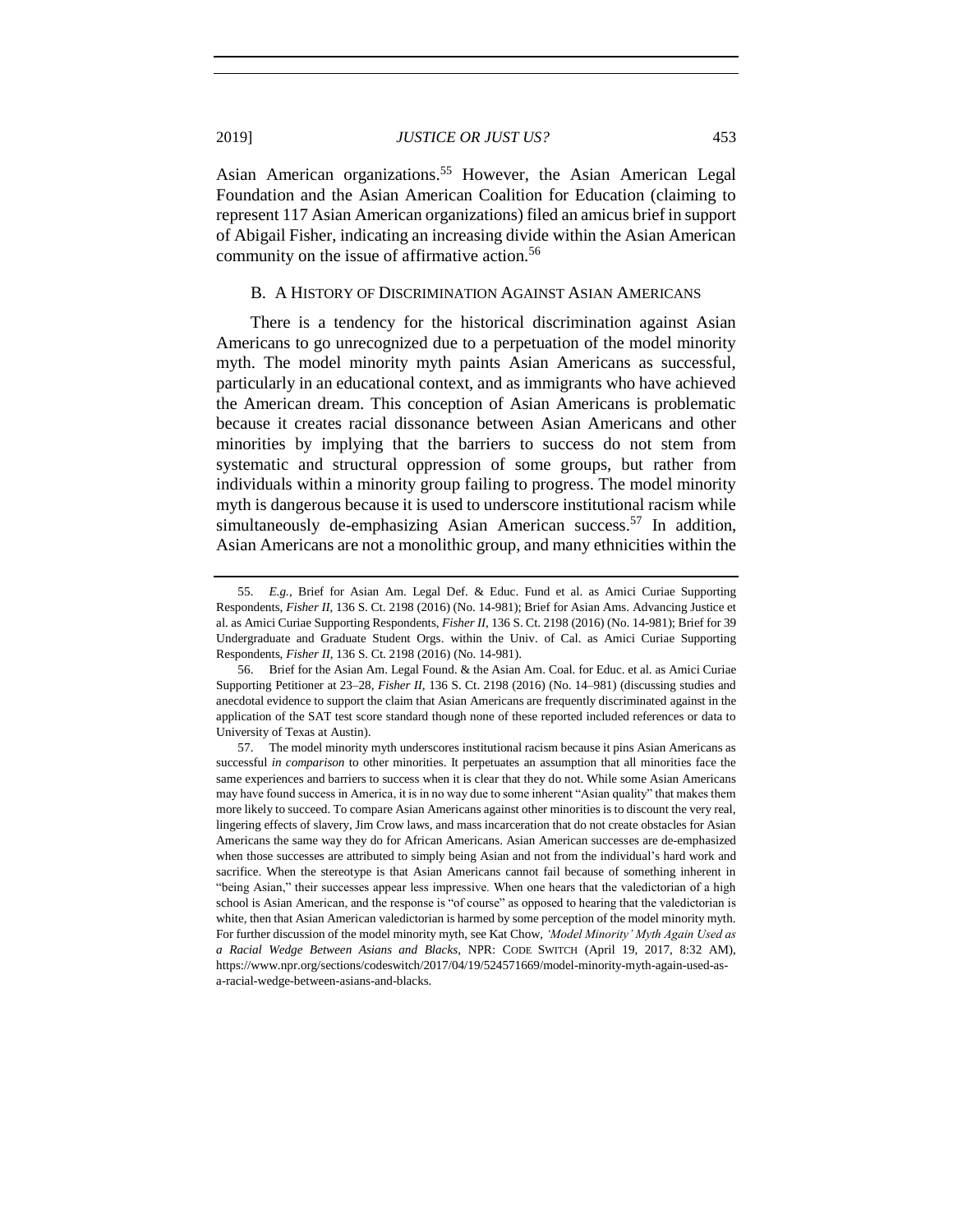Asian American organizations.[55] However, the Asian American Legal Foundation and the Asian American Coalition for Education (claiming to represent 117 Asian American organizations) filed an amicus brief in support of Abigail Fisher, indicating an increasing divide within the Asian American community on the issue of affirmative action.[56]

### B. A History of Discrimination Against Asian Americans

There is a tendency for the historical discrimination against Asian Americans to go unrecognized due to a perpetuation of the model minority myth. The model minority myth paints Asian Americans as successful, particularly in an educational context, and as immigrants who have achieved the American dream. This conception of Asian Americans is problematic because it creates racial dissonance between Asian Americans and other minorities by implying that the barriers to success do not stem from systematic and structural oppression of some groups, but rather from individuals within a minority group failing to progress. The model minority myth is dangerous because it is used to underscore institutional racism while simultaneously de-emphasizing Asian American success.[57] In addition, Asian Americans are not a monolithic group, and many ethnicities within the

---

55. *E.g.*, Brief for Asian Am. Legal Def. & Educ. Fund et al. as Amici Curiae Supporting Respondents, *Fisher II*, 136 S. Ct. 2198 (2016) (No. 14-981); Brief for Asian Ams. Advancing Justice et al. as Amici Curiae Supporting Respondents, *Fisher II*, 136 S. Ct. 2198 (2016) (No. 14-981); Brief for 39 Undergraduate and Graduate Student Orgs. within the Univ. of Cal. as Amici Curiae Supporting Respondents, *Fisher II*, 136 S. Ct. 2198 (2016) (No. 14-981).

56. Brief for the Asian Am. Legal Found. & the Asian Am. Coal. for Educ. et al. as Amici Curiae Supporting Petitioner at 23–28, *Fisher II*, 136 S. Ct. 2198 (2016) (No. 14–981) (discussing studies and anecdotal evidence to support the claim that Asian Americans are frequently discriminated against in the application of the SAT test score standard though none of these reported included references or data to University of Texas at Austin).

57. The model minority myth underscores institutional racism because it pins Asian Americans as successful *in comparison* to other minorities. It perpetuates an assumption that all minorities face the same experiences and barriers to success when it is clear that they do not. While some Asian Americans may have found success in America, it is in no way due to some inherent "Asian quality" that makes them more likely to succeed. To compare Asian Americans against other minorities is to discount the very real, lingering effects of slavery, Jim Crow laws, and mass incarceration that do not create obstacles for Asian Americans the same way they do for African Americans. Asian American successes are de-emphasized when those successes are attributed to simply being Asian and not from the individual's hard work and sacrifice. When the stereotype is that Asian Americans cannot fail because of something inherent in "being Asian," their successes appear less impressive. When one hears that the valedictorian of a high school is Asian American, and the response is "of course" as opposed to hearing that the valedictorian is white, then that Asian American valedictorian is harmed by some perception of the model minority myth. For further discussion of the model minority myth, see Kat Chow, *'Model Minority' Myth Again Used as a Racial Wedge Between Asians and Blacks*, NPR: CODE SWITCH (April 19, 2017, 8:32 AM), https://www.npr.org/sections/codeswitch/2017/04/19/524571669/model-minority-myth-again-used-as-a-racial-wedge-between-asians-and-blacks.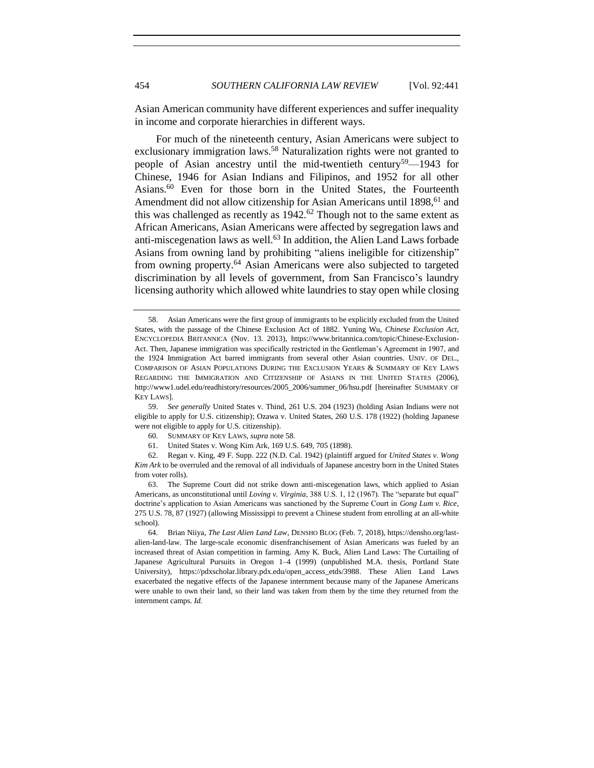Asian American community have different experiences and suffer inequality in income and corporate hierarchies in different ways.

For much of the nineteenth century, Asian Americans were subject to exclusionary immigration laws.[58] Naturalization rights were not granted to people of Asian ancestry until the mid-twentieth century[59]—1943 for Chinese, 1946 for Asian Indians and Filipinos, and 1952 for all other Asians.[60] Even for those born in the United States, the Fourteenth Amendment did not allow citizenship for Asian Americans until 1898,[61] and this was challenged as recently as 1942.[62] Though not to the same extent as African Americans, Asian Americans were affected by segregation laws and anti-miscegenation laws as well.[63] In addition, the Alien Land Laws forbade Asians from owning land by prohibiting "aliens ineligible for citizenship" from owning property.[64] Asian Americans were also subjected to targeted discrimination by all levels of government, from San Francisco's laundry licensing authority which allowed white laundries to stay open while closing

---

58. Asian Americans were the first group of immigrants to be explicitly excluded from the United States, with the passage of the Chinese Exclusion Act of 1882. Yuning Wu, *Chinese Exclusion Act*, ENCYCLOPEDIA BRITANNICA (Nov. 13. 2013), https://www.britannica.com/topic/Chinese-Exclusion-Act. Then, Japanese immigration was specifically restricted in the Gentleman's Agreement in 1907, and the 1924 Immigration Act barred immigrants from several other Asian countries. UNIV. OF DEL., COMPARISON OF ASIAN POPULATIONS DURING THE EXCLUSION YEARS & SUMMARY OF KEY LAWS REGARDING THE IMMIGRATION AND CITIZENSHIP OF ASIANS IN THE UNITED STATES (2006), http://www1.udel.edu/readhistory/resources/2005_2006/summer_06/hsu.pdf [hereinafter SUMMARY OF KEY LAWS].

59. *See generally* United States v. Thind, 261 U.S. 204 (1923) (holding Asian Indians were not eligible to apply for U.S. citizenship); Ozawa v. United States, 260 U.S. 178 (1922) (holding Japanese were not eligible to apply for U.S. citizenship).

60. SUMMARY OF KEY LAWS, *supra* note 58.

61. United States v. Wong Kim Ark, 169 U.S. 649, 705 (1898).

62. Regan v. King, 49 F. Supp. 222 (N.D. Cal. 1942) (plaintiff argued for *United States v. Wong Kim Ark* to be overruled and the removal of all individuals of Japanese ancestry born in the United States from voter rolls).

63. The Supreme Court did not strike down anti-miscegenation laws, which applied to Asian Americans, as unconstitutional until *Loving v. Virginia*, 388 U.S. 1, 12 (1967). The "separate but equal" doctrine's application to Asian Americans was sanctioned by the Supreme Court in *Gong Lum v. Rice*, 275 U.S. 78, 87 (1927) (allowing Mississippi to prevent a Chinese student from enrolling at an all-white school).

64. Brian Niiya, *The Last Alien Land Law*, DENSHO BLOG (Feb. 7, 2018), https://densho.org/last-alien-land-law. The large-scale economic disenfranchisement of Asian Americans was fueled by an increased threat of Asian competition in farming. Amy K. Buck, Alien Land Laws: The Curtailing of Japanese Agricultural Pursuits in Oregon 1–4 (1999) (unpublished M.A. thesis, Portland State University), https://pdxscholar.library.pdx.edu/open_access_etds/3988. These Alien Land Laws exacerbated the negative effects of the Japanese internment because many of the Japanese Americans were unable to own their land, so their land was taken from them by the time they returned from the internment camps. *Id.*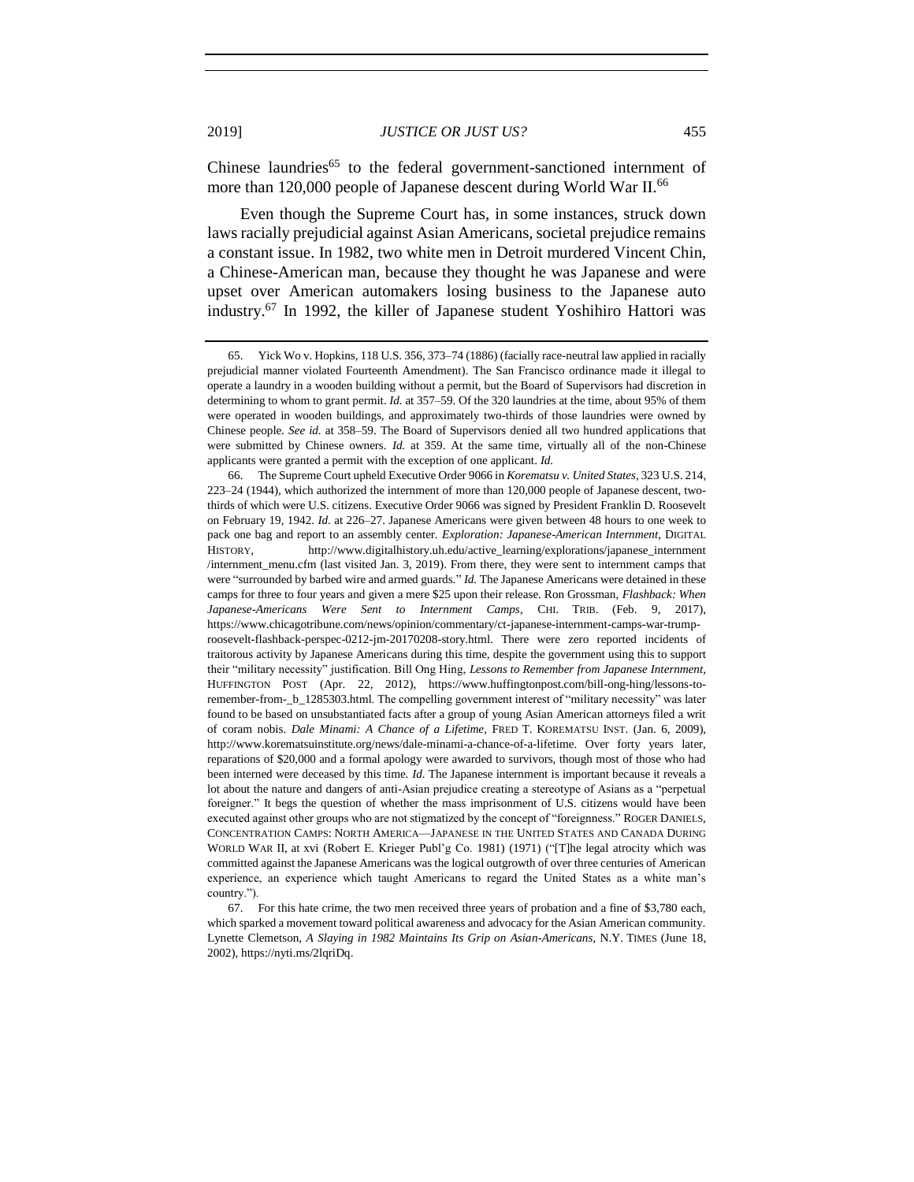Chinese laundries[65] to the federal government-sanctioned internment of more than 120,000 people of Japanese descent during World War II.[66]

Even though the Supreme Court has, in some instances, struck down laws racially prejudicial against Asian Americans, societal prejudice remains a constant issue. In 1982, two white men in Detroit murdered Vincent Chin, a Chinese-American man, because they thought he was Japanese and were upset over American automakers losing business to the Japanese auto industry.[67] In 1992, the killer of Japanese student Yoshihiro Hattori was

---

65. Yick Wo v. Hopkins, 118 U.S. 356, 373–74 (1886) (facially race-neutral law applied in racially prejudicial manner violated Fourteenth Amendment). The San Francisco ordinance made it illegal to operate a laundry in a wooden building without a permit, but the Board of Supervisors had discretion in determining to whom to grant permit. *Id.* at 357–59. Of the 320 laundries at the time, about 95% of them were operated in wooden buildings, and approximately two-thirds of those laundries were owned by Chinese people. *See id.* at 358–59. The Board of Supervisors denied all two hundred applications that were submitted by Chinese owners. *Id.* at 359. At the same time, virtually all of the non-Chinese applicants were granted a permit with the exception of one applicant. *Id.*

66. The Supreme Court upheld Executive Order 9066 in *Korematsu v. United States*, 323 U.S. 214, 223–24 (1944), which authorized the internment of more than 120,000 people of Japanese descent, two-thirds of which were U.S. citizens. Executive Order 9066 was signed by President Franklin D. Roosevelt on February 19, 1942. *Id.* at 226–27. Japanese Americans were given between 48 hours to one week to pack one bag and report to an assembly center. *Exploration: Japanese-American Internment*, DIGITAL HISTORY, http://www.digitalhistory.uh.edu/active_learning/explorations/japanese_internment/internment_menu.cfm (last visited Jan. 3, 2019). From there, they were sent to internment camps that were "surrounded by barbed wire and armed guards." *Id.* The Japanese Americans were detained in these camps for three to four years and given a mere $25 upon their release. Ron Grossman, *Flashback: When Japanese-Americans Were Sent to Internment Camps*, CHI. TRIB. (Feb. 9, 2017), https://www.chicagotribune.com/news/opinion/commentary/ct-japanese-internment-camps-war-trump-roosevelt-flashback-perspec-0212-jm-20170208-story.html. There were zero reported incidents of traitorous activity by Japanese Americans during this time, despite the government using this to support their "military necessity" justification. Bill Ong Hing, *Lessons to Remember from Japanese Internment*, HUFFINGTON POST (Apr. 22, 2012), https://www.huffingtonpost.com/bill-ong-hing/lessons-to-remember-from-_b_1285303.html. The compelling government interest of "military necessity" was later found to be based on unsubstantiated facts after a group of young Asian American attorneys filed a writ of coram nobis. *Dale Minami: A Chance of a Lifetime*, FRED T. KOREMATSU INST. (Jan. 6, 2009), http://www.korematsuinstitute.org/news/dale-minami-a-chance-of-a-lifetime. Over forty years later, reparations of $20,000 and a formal apology were awarded to survivors, though most of those who had been interned were deceased by this time. *Id.* The Japanese internment is important because it reveals a lot about the nature and dangers of anti-Asian prejudice creating a stereotype of Asians as a "perpetual foreigner." It begs the question of whether the mass imprisonment of U.S. citizens would have been executed against other groups who are not stigmatized by the concept of "foreignness." ROGER DANIELS, CONCENTRATION CAMPS: NORTH AMERICA—JAPANESE IN THE UNITED STATES AND CANADA DURING WORLD WAR II, at xvi (Robert E. Krieger Publ'g Co. 1981) (1971) ("[T]he legal atrocity which was committed against the Japanese Americans was the logical outgrowth of over three centuries of American experience, an experience which taught Americans to regard the United States as a white man's country.").

67. For this hate crime, the two men received three years of probation and a fine of $3,780 each, which sparked a movement toward political awareness and advocacy for the Asian American community. Lynette Clemetson, *A Slaying in 1982 Maintains Its Grip on Asian-Americans*, N.Y. TIMES (June 18, 2002), https://nyti.ms/2lqriDq.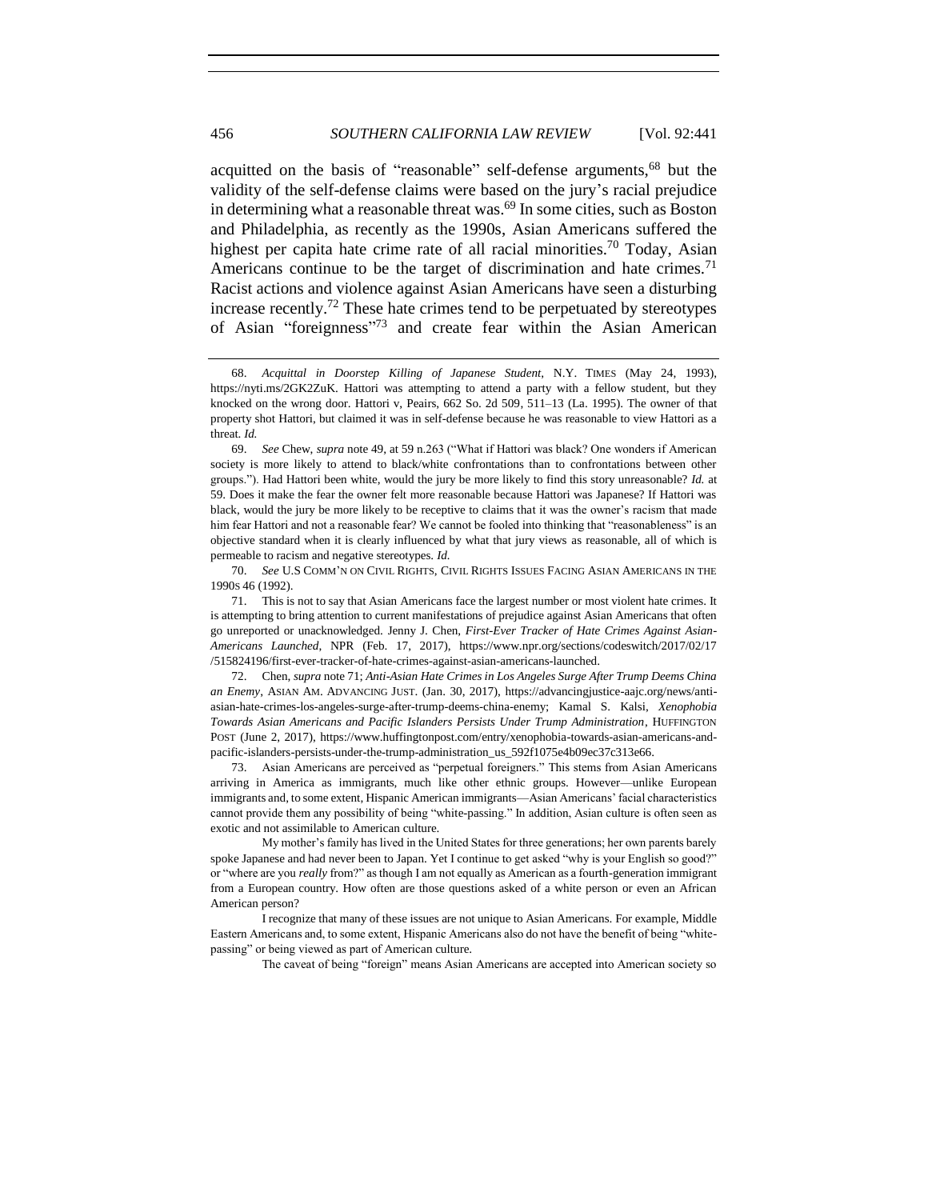acquitted on the basis of "reasonable" self-defense arguments,[68] but the validity of the self-defense claims were based on the jury's racial prejudice in determining what a reasonable threat was.[69] In some cities, such as Boston and Philadelphia, as recently as the 1990s, Asian Americans suffered the highest per capita hate crime rate of all racial minorities.[70] Today, Asian Americans continue to be the target of discrimination and hate crimes.[71] Racist actions and violence against Asian Americans have seen a disturbing increase recently.[72] These hate crimes tend to be perpetuated by stereotypes of Asian "foreignness"[73] and create fear within the Asian American

---

68. *Acquittal in Doorstep Killing of Japanese Student*, N.Y. TIMES (May 24, 1993), https://nyti.ms/2GK2ZuK. Hattori was attempting to attend a party with a fellow student, but they knocked on the wrong door. Hattori v, Peairs, 662 So. 2d 509, 511–13 (La. 1995). The owner of that property shot Hattori, but claimed it was in self-defense because he was reasonable to view Hattori as a threat. *Id.*

69. *See* Chew, *supra* note 49, at 59 n.263 ("What if Hattori was black? One wonders if American society is more likely to attend to black/white confrontations than to confrontations between other groups."). Had Hattori been white, would the jury be more likely to find this story unreasonable? *Id.* at 59. Does it make the fear the owner felt more reasonable because Hattori was Japanese? If Hattori was black, would the jury be more likely to be receptive to claims that it was the owner's racism that made him fear Hattori and not a reasonable fear? We cannot be fooled into thinking that "reasonableness" is an objective standard when it is clearly influenced by what that jury views as reasonable, all of which is permeable to racism and negative stereotypes. *Id.*

70. *See* U.S COMM'N ON CIVIL RIGHTS, CIVIL RIGHTS ISSUES FACING ASIAN AMERICANS IN THE 1990S 46 (1992).

71. This is not to say that Asian Americans face the largest number or most violent hate crimes. It is attempting to bring attention to current manifestations of prejudice against Asian Americans that often go unreported or unacknowledged. Jenny J. Chen, *First-Ever Tracker of Hate Crimes Against Asian-Americans Launched*, NPR (Feb. 17, 2017), https://www.npr.org/sections/codeswitch/2017/02/17/515824196/first-ever-tracker-of-hate-crimes-against-asian-americans-launched.

72. Chen, *supra* note 71; *Anti-Asian Hate Crimes in Los Angeles Surge After Trump Deems China an Enemy*, ASIAN AM. ADVANCING JUST. (Jan. 30, 2017), https://advancingjustice-aajc.org/news/anti-asian-hate-crimes-los-angeles-surge-after-trump-deems-china-enemy; Kamal S. Kalsi, *Xenophobia Towards Asian Americans and Pacific Islanders Persists Under Trump Administration*, HUFFINGTON POST (June 2, 2017), https://www.huffingtonpost.com/entry/xenophobia-towards-asian-americans-and-pacific-islanders-persists-under-the-trump-administration_us_592f1075e4b09ec37c313e66.

73. Asian Americans are perceived as "perpetual foreigners." This stems from Asian Americans arriving in America as immigrants, much like other ethnic groups. However—unlike European immigrants and, to some extent, Hispanic American immigrants—Asian Americans' facial characteristics cannot provide them any possibility of being "white-passing." In addition, Asian culture is often seen as exotic and not assimilable to American culture.

My mother's family has lived in the United States for three generations; her own parents barely spoke Japanese and had never been to Japan. Yet I continue to get asked "why is your English so good?" or "where are you *really* from?" as though I am not equally as American as a fourth-generation immigrant from a European country. How often are those questions asked of a white person or even an African American person?

I recognize that many of these issues are not unique to Asian Americans. For example, Middle Eastern Americans and, to some extent, Hispanic Americans also do not have the benefit of being "white-passing" or being viewed as part of American culture.

The caveat of being "foreign" means Asian Americans are accepted into American society so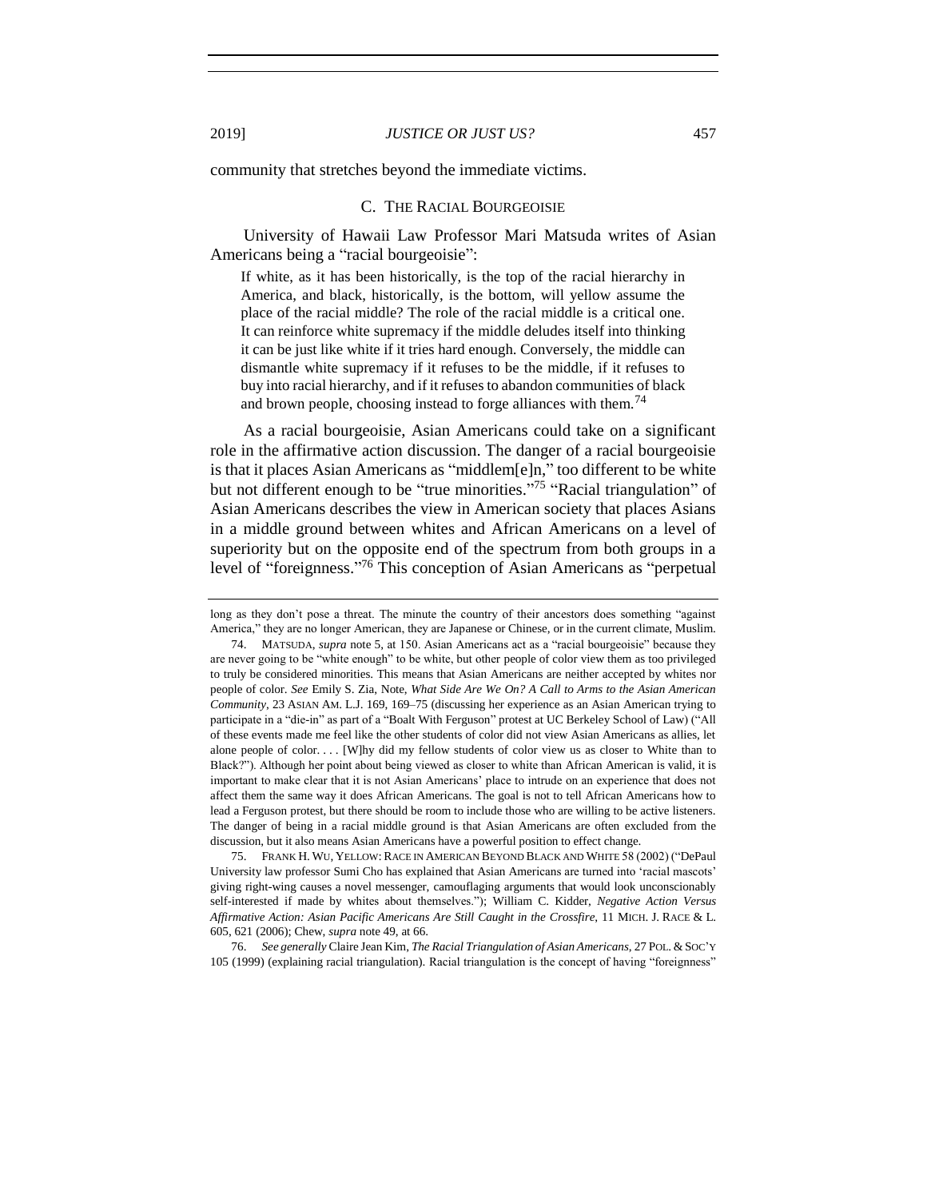community that stretches beyond the immediate victims.

### C. THE RACIAL BOURGEOISIE

University of Hawaii Law Professor Mari Matsuda writes of Asian Americans being a "racial bourgeoisie":

> If white, as it has been historically, is the top of the racial hierarchy in America, and black, historically, is the bottom, will yellow assume the place of the racial middle? The role of the racial middle is a critical one. It can reinforce white supremacy if the middle deludes itself into thinking it can be just like white if it tries hard enough. Conversely, the middle can dismantle white supremacy if it refuses to be the middle, if it refuses to buy into racial hierarchy, and if it refuses to abandon communities of black and brown people, choosing instead to forge alliances with them.[74]

As a racial bourgeoisie, Asian Americans could take on a significant role in the affirmative action discussion. The danger of a racial bourgeoisie is that it places Asian Americans as "middlem[e]n," too different to be white but not different enough to be "true minorities."[75] "Racial triangulation" of Asian Americans describes the view in American society that places Asians in a middle ground between whites and African Americans on a level of superiority but on the opposite end of the spectrum from both groups in a level of "foreignness."[76] This conception of Asian Americans as "perpetual

---

long as they don't pose a threat. The minute the country of their ancestors does something "against America," they are no longer American, they are Japanese or Chinese, or in the current climate, Muslim.

74. MATSUDA, *supra* note 5, at 150. Asian Americans act as a "racial bourgeoisie" because they are never going to be "white enough" to be white, but other people of color view them as too privileged to truly be considered minorities. This means that Asian Americans are neither accepted by whites nor people of color. *See* Emily S. Zia, Note, *What Side Are We On? A Call to Arms to the Asian American Community*, 23 ASIAN AM. L.J. 169, 169–75 (discussing her experience as an Asian American trying to participate in a "die-in" as part of a "Boalt With Ferguson" protest at UC Berkeley School of Law) ("All of these events made me feel like the other students of color did not view Asian Americans as allies, let alone people of color. . . . [W]hy did my fellow students of color view us as closer to White than to Black?"). Although her point about being viewed as closer to white than African American is valid, it is important to make clear that it is not Asian Americans' place to intrude on an experience that does not affect them the same way it does African Americans. The goal is not to tell African Americans how to lead a Ferguson protest, but there should be room to include those who are willing to be active listeners. The danger of being in a racial middle ground is that Asian Americans are often excluded from the discussion, but it also means Asian Americans have a powerful position to effect change.

75. FRANK H. WU, YELLOW: RACE IN AMERICAN BEYOND BLACK AND WHITE 58 (2002) ("DePaul University law professor Sumi Cho has explained that Asian Americans are turned into 'racial mascots' giving right-wing causes a novel messenger, camouflaging arguments that would look unconscionably self-interested if made by whites about themselves."); William C. Kidder, *Negative Action Versus Affirmative Action: Asian Pacific Americans Are Still Caught in the Crossfire*, 11 MICH. J. RACE & L. 605, 621 (2006); Chew, *supra* note 49, at 66.

76. *See generally* Claire Jean Kim, *The Racial Triangulation of Asian Americans*, 27 POL. & SOC'Y 105 (1999) (explaining racial triangulation). Racial triangulation is the concept of having "foreignness"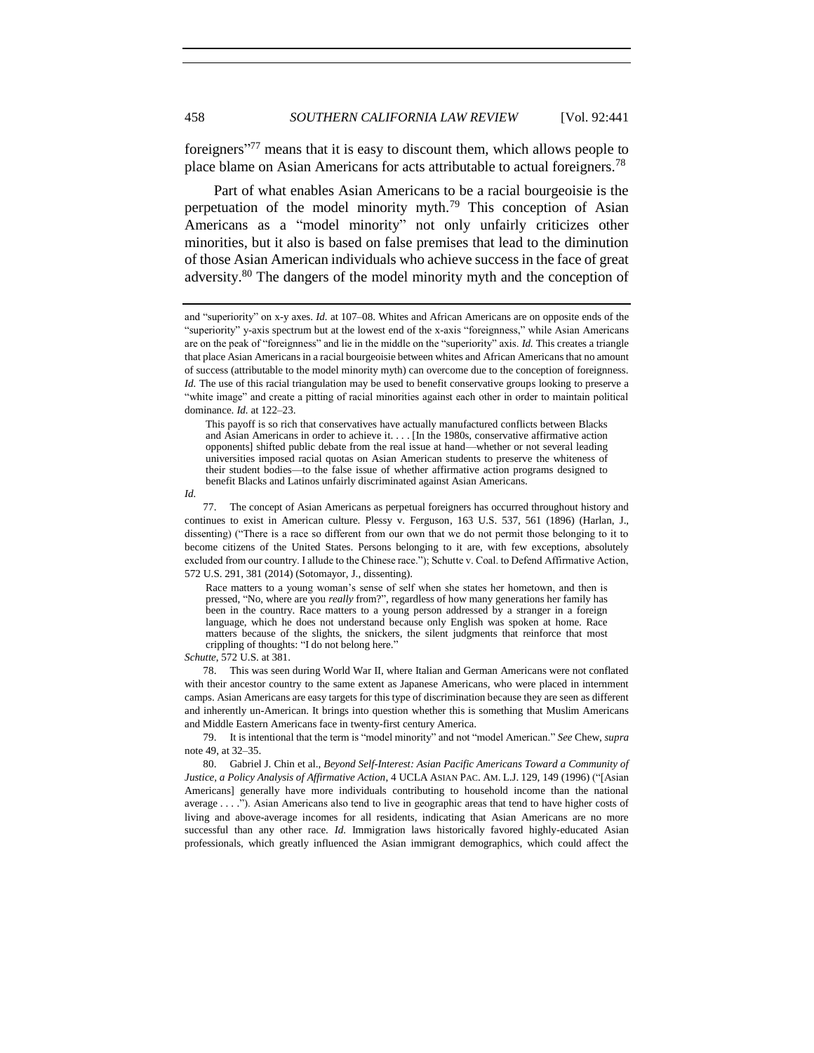foreigners"[77] means that it is easy to discount them, which allows people to place blame on Asian Americans for acts attributable to actual foreigners.[78]

Part of what enables Asian Americans to be a racial bourgeoisie is the perpetuation of the model minority myth.[79] This conception of Asian Americans as a "model minority" not only unfairly criticizes other minorities, but it also is based on false premises that lead to the diminution of those Asian American individuals who achieve success in the face of great adversity.[80] The dangers of the model minority myth and the conception of

---

and "superiority" on x-y axes. *Id.* at 107–08. Whites and African Americans are on opposite ends of the "superiority" y-axis spectrum but at the lowest end of the x-axis "foreignness," while Asian Americans are on the peak of "foreignness" and lie in the middle on the "superiority" axis. *Id.* This creates a triangle that place Asian Americans in a racial bourgeoisie between whites and African Americans that no amount of success (attributable to the model minority myth) can overcome due to the conception of foreignness. *Id.* The use of this racial triangulation may be used to benefit conservative groups looking to preserve a "white image" and create a pitting of racial minorities against each other in order to maintain political dominance. *Id.* at 122–23.

> This payoff is so rich that conservatives have actually manufactured conflicts between Blacks and Asian Americans in order to achieve it. . . . [In the 1980s, conservative affirmative action opponents] shifted public debate from the real issue at hand—whether or not several leading universities imposed racial quotas on Asian American students to preserve the whiteness of their student bodies—to the false issue of whether affirmative action programs designed to benefit Blacks and Latinos unfairly discriminated against Asian Americans.

*Id.*

77. The concept of Asian Americans as perpetual foreigners has occurred throughout history and continues to exist in American culture. Plessy v. Ferguson, 163 U.S. 537, 561 (1896) (Harlan, J., dissenting) ("There is a race so different from our own that we do not permit those belonging to it to become citizens of the United States. Persons belonging to it are, with few exceptions, absolutely excluded from our country. I allude to the Chinese race."); Schutte v. Coal. to Defend Affirmative Action, 572 U.S. 291, 381 (2014) (Sotomayor, J., dissenting).

> Race matters to a young woman's sense of self when she states her hometown, and then is pressed, "No, where are you *really* from?", regardless of how many generations her family has been in the country. Race matters to a young person addressed by a stranger in a foreign language, which he does not understand because only English was spoken at home. Race matters because of the slights, the snickers, the silent judgments that reinforce that most crippling of thoughts: "I do not belong here."

*Schutte*, 572 U.S. at 381.

78. This was seen during World War II, where Italian and German Americans were not conflated with their ancestor country to the same extent as Japanese Americans, who were placed in internment camps. Asian Americans are easy targets for this type of discrimination because they are seen as different and inherently un-American. It brings into question whether this is something that Muslim Americans and Middle Eastern Americans face in twenty-first century America.

79. It is intentional that the term is "model minority" and not "model American." *See* Chew, *supra* note 49, at 32–35.

80. Gabriel J. Chin et al., *Beyond Self-Interest: Asian Pacific Americans Toward a Community of Justice, a Policy Analysis of Affirmative Action*, 4 UCLA ASIAN PAC. AM. L.J. 129, 149 (1996) ("[Asian Americans] generally have more individuals contributing to household income than the national average . . . ."). Asian Americans also tend to live in geographic areas that tend to have higher costs of living and above-average incomes for all residents, indicating that Asian Americans are no more successful than any other race. *Id.* Immigration laws historically favored highly-educated Asian professionals, which greatly influenced the Asian immigrant demographics, which could affect the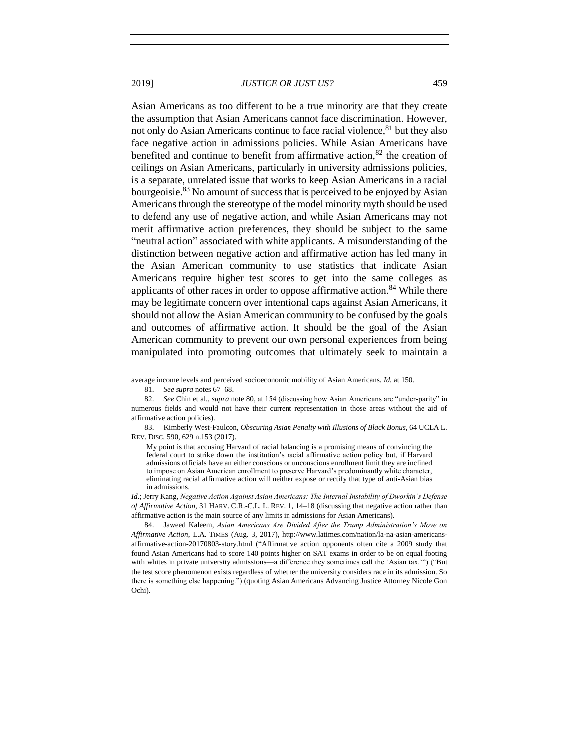Asian Americans as too different to be a true minority are that they create the assumption that Asian Americans cannot face discrimination. However, not only do Asian Americans continue to face racial violence,[81] but they also face negative action in admissions policies. While Asian Americans have benefited and continue to benefit from affirmative action,[82] the creation of ceilings on Asian Americans, particularly in university admissions policies, is a separate, unrelated issue that works to keep Asian Americans in a racial bourgeoisie.[83] No amount of success that is perceived to be enjoyed by Asian Americans through the stereotype of the model minority myth should be used to defend any use of negative action, and while Asian Americans may not merit affirmative action preferences, they should be subject to the same "neutral action" associated with white applicants. A misunderstanding of the distinction between negative action and affirmative action has led many in the Asian American community to use statistics that indicate Asian Americans require higher test scores to get into the same colleges as applicants of other races in order to oppose affirmative action.[84] While there may be legitimate concern over intentional caps against Asian Americans, it should not allow the Asian American community to be confused by the goals and outcomes of affirmative action. It should be the goal of the Asian American community to prevent our own personal experiences from being manipulated into promoting outcomes that ultimately seek to maintain a

---

average income levels and perceived socioeconomic mobility of Asian Americans. *Id.* at 150.

81. *See supra* notes 67–68.

82. *See* Chin et al., *supra* note 80, at 154 (discussing how Asian Americans are "under-parity" in numerous fields and would not have their current representation in those areas without the aid of affirmative action policies).

83. Kimberly West-Faulcon, *Obscuring Asian Penalty with Illusions of Black Bonus*, 64 UCLA L. REV. DISC. 590, 629 n.153 (2017).

> My point is that accusing Harvard of racial balancing is a promising means of convincing the federal court to strike down the institution's racial affirmative action policy but, if Harvard admissions officials have an either conscious or unconscious enrollment limit they are inclined to impose on Asian American enrollment to preserve Harvard's predominantly white character, eliminating racial affirmative action will neither expose or rectify that type of anti-Asian bias in admissions.

*Id.*; Jerry Kang, *Negative Action Against Asian Americans: The Internal Instability of Dworkin's Defense of Affirmative Action*, 31 HARV. C.R.-C.L. L. REV. 1, 14–18 (discussing that negative action rather than affirmative action is the main source of any limits in admissions for Asian Americans).

84. Jaweed Kaleem, *Asian Americans Are Divided After the Trump Administration's Move on Affirmative Action*, L.A. TIMES (Aug. 3, 2017), http://www.latimes.com/nation/la-na-asian-americans-affirmative-action-20170803-story.html ("Affirmative action opponents often cite a 2009 study that found Asian Americans had to score 140 points higher on SAT exams in order to be on equal footing with whites in private university admissions—a difference they sometimes call the 'Asian tax.'") ("But the test score phenomenon exists regardless of whether the university considers race in its admission. So there is something else happening.") (quoting Asian Americans Advancing Justice Attorney Nicole Gon Ochi).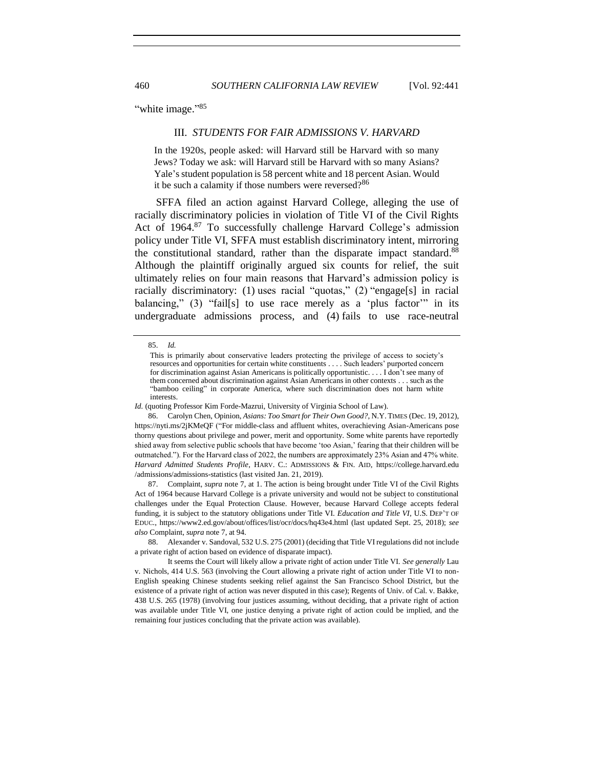"white image."[85]

## III. *STUDENTS FOR FAIR ADMISSIONS V. HARVARD*

> In the 1920s, people asked: will Harvard still be Harvard with so many Jews? Today we ask: will Harvard still be Harvard with so many Asians? Yale's student population is 58 percent white and 18 percent Asian. Would it be such a calamity if those numbers were reversed?[86]

SFFA filed an action against Harvard College, alleging the use of racially discriminatory policies in violation of Title VI of the Civil Rights Act of 1964.[87] To successfully challenge Harvard College's admission policy under Title VI, SFFA must establish discriminatory intent, mirroring the constitutional standard, rather than the disparate impact standard.[88] Although the plaintiff originally argued six counts for relief, the suit ultimately relies on four main reasons that Harvard's admission policy is racially discriminatory: (1) uses racial "quotas," (2) "engage[s] in racial balancing," (3) "fail[s] to use race merely as a 'plus factor'" in its undergraduate admissions process, and (4) fails to use race-neutral

---

85. *Id.*

> This is primarily about conservative leaders protecting the privilege of access to society's resources and opportunities for certain white constituents . . . . Such leaders' purported concern for discrimination against Asian Americans is politically opportunistic. . . . I don't see many of them concerned about discrimination against Asian Americans in other contexts . . . such as the "bamboo ceiling" in corporate America, where such discrimination does not harm white interests.

*Id.* (quoting Professor Kim Forde-Mazrui, University of Virginia School of Law).

86. Carolyn Chen, Opinion, *Asians: Too Smart for Their Own Good?*, N.Y. TIMES (Dec. 19, 2012), https://nyti.ms/2jKMeQF ("For middle-class and affluent whites, overachieving Asian-Americans pose thorny questions about privilege and power, merit and opportunity. Some white parents have reportedly shied away from selective public schools that have become 'too Asian,' fearing that their children will be outmatched."). For the Harvard class of 2022, the numbers are approximately 23% Asian and 47% white. *Harvard Admitted Students Profile*, HARV. C.: ADMISSIONS & FIN. AID, https://college.harvard.edu/admissions/admissions-statistics (last visited Jan. 21, 2019).

87. Complaint, *supra* note 7, at 1. The action is being brought under Title VI of the Civil Rights Act of 1964 because Harvard College is a private university and would not be subject to constitutional challenges under the Equal Protection Clause. However, because Harvard College accepts federal funding, it is subject to the statutory obligations under Title VI. *Education and Title VI*, U.S. DEP'T OF EDUC., https://www2.ed.gov/about/offices/list/ocr/docs/hq43e4.html (last updated Sept. 25, 2018); *see also* Complaint, *supra* note 7, at 94.

88. Alexander v. Sandoval, 532 U.S. 275 (2001) (deciding that Title VI regulations did not include a private right of action based on evidence of disparate impact).

It seems the Court will likely allow a private right of action under Title VI. *See generally* Lau v. Nichols, 414 U.S. 563 (involving the Court allowing a private right of action under Title VI to non-English speaking Chinese students seeking relief against the San Francisco School District, but the existence of a private right of action was never disputed in this case); Regents of Univ. of Cal. v. Bakke, 438 U.S. 265 (1978) (involving four justices assuming, without deciding, that a private right of action was available under Title VI, one justice denying a private right of action could be implied, and the remaining four justices concluding that the private action was available).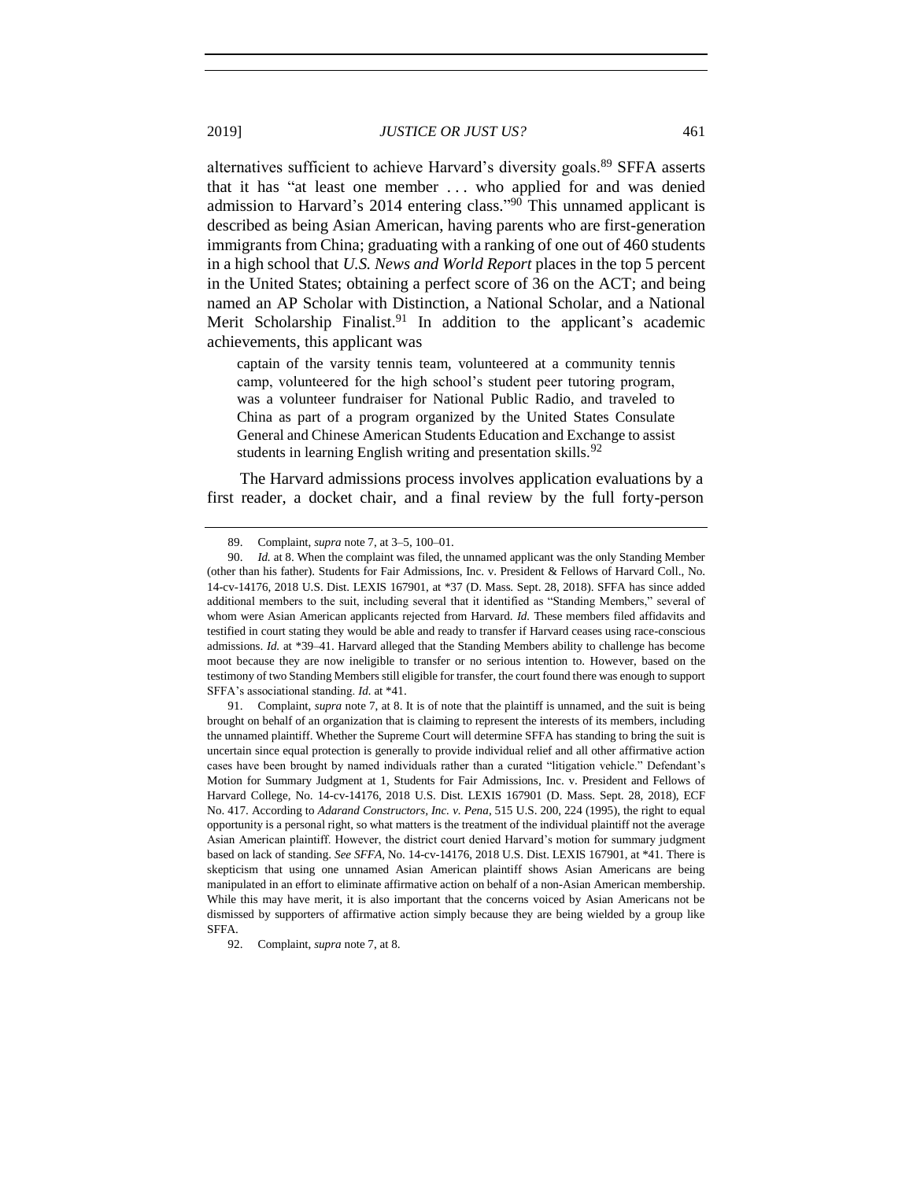alternatives sufficient to achieve Harvard's diversity goals.[89] SFFA asserts that it has "at least one member . . . who applied for and was denied admission to Harvard's 2014 entering class."[90] This unnamed applicant is described as being Asian American, having parents who are first-generation immigrants from China; graduating with a ranking of one out of 460 students in a high school that *U.S. News and World Report* places in the top 5 percent in the United States; obtaining a perfect score of 36 on the ACT; and being named an AP Scholar with Distinction, a National Scholar, and a National Merit Scholarship Finalist.[91] In addition to the applicant's academic achievements, this applicant was

> captain of the varsity tennis team, volunteered at a community tennis camp, volunteered for the high school's student peer tutoring program, was a volunteer fundraiser for National Public Radio, and traveled to China as part of a program organized by the United States Consulate General and Chinese American Students Education and Exchange to assist students in learning English writing and presentation skills.[92]

The Harvard admissions process involves application evaluations by a first reader, a docket chair, and a final review by the full forty-person

---

89. Complaint, *supra* note 7, at 3–5, 100–01.

90. *Id.* at 8. When the complaint was filed, the unnamed applicant was the only Standing Member (other than his father). Students for Fair Admissions, Inc. v. President & Fellows of Harvard Coll., No. 14-cv-14176, 2018 U.S. Dist. LEXIS 167901, at *37 (D. Mass. Sept. 28, 2018). SFFA has since added additional members to the suit, including several that it identified as "Standing Members," several of whom were Asian American applicants rejected from Harvard. *Id.* These members filed affidavits and testified in court stating they would be able and ready to transfer if Harvard ceases using race-conscious admissions. *Id.* at *39–41. Harvard alleged that the Standing Members ability to challenge has become moot because they are now ineligible to transfer or no serious intention to. However, based on the testimony of two Standing Members still eligible for transfer, the court found there was enough to support SFFA's associational standing. *Id.* at *41.

91. Complaint, *supra* note 7, at 8. It is of note that the plaintiff is unnamed, and the suit is being brought on behalf of an organization that is claiming to represent the interests of its members, including the unnamed plaintiff. Whether the Supreme Court will determine SFFA has standing to bring the suit is uncertain since equal protection is generally to provide individual relief and all other affirmative action cases have been brought by named individuals rather than a curated "litigation vehicle." Defendant's Motion for Summary Judgment at 1, Students for Fair Admissions, Inc. v. President and Fellows of Harvard College, No. 14-cv-14176, 2018 U.S. Dist. LEXIS 167901 (D. Mass. Sept. 28, 2018), ECF No. 417. According to *Adarand Constructors, Inc. v. Pena*, 515 U.S. 200, 224 (1995), the right to equal opportunity is a personal right, so what matters is the treatment of the individual plaintiff not the average Asian American plaintiff. However, the district court denied Harvard's motion for summary judgment based on lack of standing. *See SFFA*, No. 14-cv-14176, 2018 U.S. Dist. LEXIS 167901, at *41. There is skepticism that using one unnamed Asian American plaintiff shows Asian Americans are being manipulated in an effort to eliminate affirmative action on behalf of a non-Asian American membership. While this may have merit, it is also important that the concerns voiced by Asian Americans not be dismissed by supporters of affirmative action simply because they are being wielded by a group like SFFA.

92. Complaint, *supra* note 7, at 8.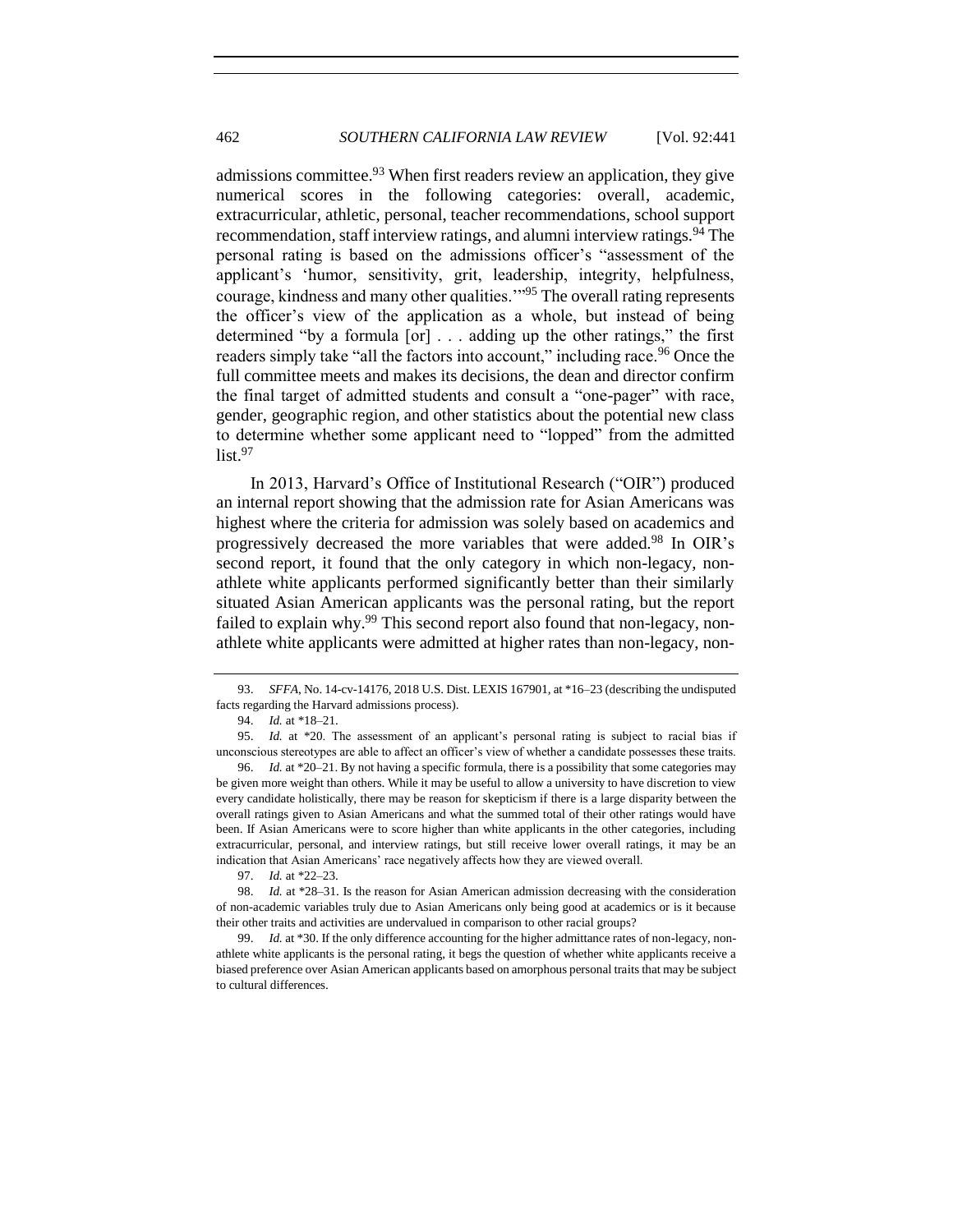admissions committee.[93] When first readers review an application, they give numerical scores in the following categories: overall, academic, extracurricular, athletic, personal, teacher recommendations, school support recommendation, staff interview ratings, and alumni interview ratings.[94] The personal rating is based on the admissions officer's "assessment of the applicant's 'humor, sensitivity, grit, leadership, integrity, helpfulness, courage, kindness and many other qualities.'"[95] The overall rating represents the officer's view of the application as a whole, but instead of being determined "by a formula [or] . . . adding up the other ratings," the first readers simply take "all the factors into account," including race.[96] Once the full committee meets and makes its decisions, the dean and director confirm the final target of admitted students and consult a "one-pager" with race, gender, geographic region, and other statistics about the potential new class to determine whether some applicant need to "lopped" from the admitted list.[97]

In 2013, Harvard's Office of Institutional Research ("OIR") produced an internal report showing that the admission rate for Asian Americans was highest where the criteria for admission was solely based on academics and progressively decreased the more variables that were added.[98] In OIR's second report, it found that the only category in which non-legacy, non-athlete white applicants performed significantly better than their similarly situated Asian American applicants was the personal rating, but the report failed to explain why.[99] This second report also found that non-legacy, non-athlete white applicants were admitted at higher rates than non-legacy, non-

---

93. *SFFA*, No. 14-cv-14176, 2018 U.S. Dist. LEXIS 167901, at *16–23 (describing the undisputed facts regarding the Harvard admissions process).

94. *Id.* at *18–21.

95. *Id.* at *20. The assessment of an applicant's personal rating is subject to racial bias if unconscious stereotypes are able to affect an officer's view of whether a candidate possesses these traits.

96. *Id.* at *20–21. By not having a specific formula, there is a possibility that some categories may be given more weight than others. While it may be useful to allow a university to have discretion to view every candidate holistically, there may be reason for skepticism if there is a large disparity between the overall ratings given to Asian Americans and what the summed total of their other ratings would have been. If Asian Americans were to score higher than white applicants in the other categories, including extracurricular, personal, and interview ratings, but still receive lower overall ratings, it may be an indication that Asian Americans' race negatively affects how they are viewed overall.

97. *Id.* at *22–23.

98. *Id.* at *28–31. Is the reason for Asian American admission decreasing with the consideration of non-academic variables truly due to Asian Americans only being good at academics or is it because their other traits and activities are undervalued in comparison to other racial groups?

99. *Id.* at *30. If the only difference accounting for the higher admittance rates of non-legacy, non-athlete white applicants is the personal rating, it begs the question of whether white applicants receive a biased preference over Asian American applicants based on amorphous personal traits that may be subject to cultural differences.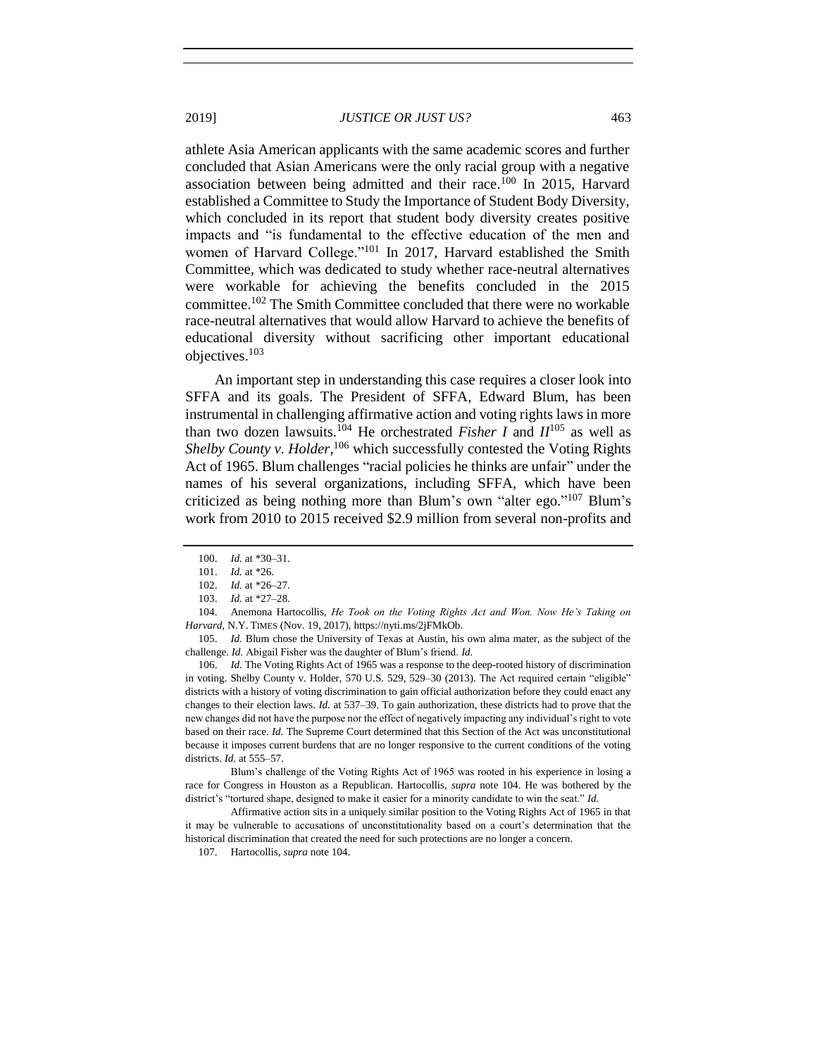athlete Asia American applicants with the same academic scores and further concluded that Asian Americans were the only racial group with a negative association between being admitted and their race.[100] In 2015, Harvard established a Committee to Study the Importance of Student Body Diversity, which concluded in its report that student body diversity creates positive impacts and "is fundamental to the effective education of the men and women of Harvard College."[101] In 2017, Harvard established the Smith Committee, which was dedicated to study whether race-neutral alternatives were workable for achieving the benefits concluded in the 2015 committee.[102] The Smith Committee concluded that there were no workable race-neutral alternatives that would allow Harvard to achieve the benefits of educational diversity without sacrificing other important educational objectives.[103]

An important step in understanding this case requires a closer look into SFFA and its goals. The President of SFFA, Edward Blum, has been instrumental in challenging affirmative action and voting rights laws in more than two dozen lawsuits.[104] He orchestrated *Fisher I* and *II*[105] as well as *Shelby County v. Holder*,[106] which successfully contested the Voting Rights Act of 1965. Blum challenges "racial policies he thinks are unfair" under the names of his several organizations, including SFFA, which have been criticized as being nothing more than Blum's own "alter ego."[107] Blum's work from 2010 to 2015 received $2.9 million from several non-profits and

---

100. *Id.* at *30–31.

101. *Id.* at *26.

102. *Id.* at *26–27.

103. *Id.* at *27–28.

104. Anemona Hartocollis, *He Took on the Voting Rights Act and Won. Now He's Taking on Harvard*, N.Y. TIMES (Nov. 19, 2017), https://nyti.ms/2jFMkOb.

105. *Id.* Blum chose the University of Texas at Austin, his own alma mater, as the subject of the challenge. *Id.* Abigail Fisher was the daughter of Blum's friend. *Id.*

106. *Id.* The Voting Rights Act of 1965 was a response to the deep-rooted history of discrimination in voting. Shelby County v. Holder, 570 U.S. 529, 529–30 (2013). The Act required certain "eligible" districts with a history of voting discrimination to gain official authorization before they could enact any changes to their election laws. *Id.* at 537–39. To gain authorization, these districts had to prove that the new changes did not have the purpose nor the effect of negatively impacting any individual's right to vote based on their race. *Id.* The Supreme Court determined that this Section of the Act was unconstitutional because it imposes current burdens that are no longer responsive to the current conditions of the voting districts. *Id.* at 555–57.

Blum's challenge of the Voting Rights Act of 1965 was rooted in his experience in losing a race for Congress in Houston as a Republican. Hartocollis, *supra* note 104. He was bothered by the district's "tortured shape, designed to make it easier for a minority candidate to win the seat." *Id.*

Affirmative action sits in a uniquely similar position to the Voting Rights Act of 1965 in that it may be vulnerable to accusations of unconstitutionality based on a court's determination that the historical discrimination that created the need for such protections are no longer a concern.

107. Hartocollis, *supra* note 104.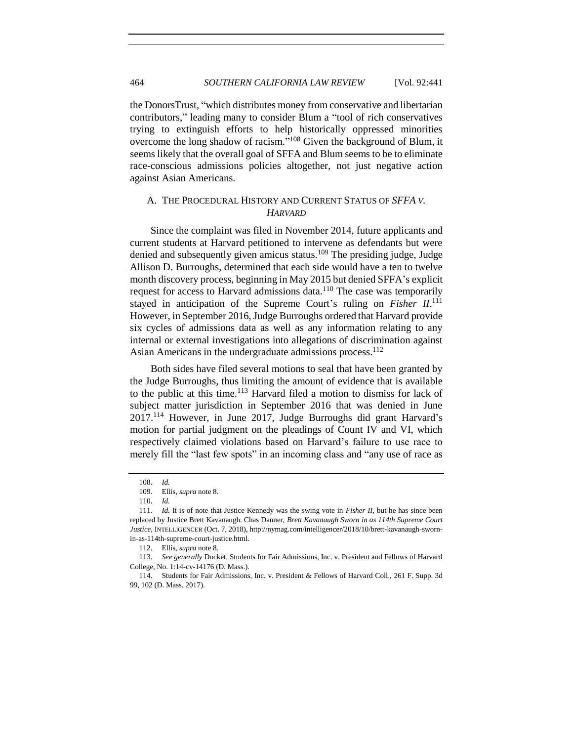the DonorsTrust, "which distributes money from conservative and libertarian contributors," leading many to consider Blum a "tool of rich conservatives trying to extinguish efforts to help historically oppressed minorities overcome the long shadow of racism."[108] Given the background of Blum, it seems likely that the overall goal of SFFA and Blum seems to be to eliminate race-conscious admissions policies altogether, not just negative action against Asian Americans.

### A. THE PROCEDURAL HISTORY AND CURRENT STATUS OF *SFFA V. HARVARD*

Since the complaint was filed in November 2014, future applicants and current students at Harvard petitioned to intervene as defendants but were denied and subsequently given amicus status.[109] The presiding judge, Judge Allison D. Burroughs, determined that each side would have a ten to twelve month discovery process, beginning in May 2015 but denied SFFA's explicit request for access to Harvard admissions data.[110] The case was temporarily stayed in anticipation of the Supreme Court's ruling on *Fisher II*.[111] However, in September 2016, Judge Burroughs ordered that Harvard provide six cycles of admissions data as well as any information relating to any internal or external investigations into allegations of discrimination against Asian Americans in the undergraduate admissions process.[112]

Both sides have filed several motions to seal that have been granted by the Judge Burroughs, thus limiting the amount of evidence that is available to the public at this time.[113] Harvard filed a motion to dismiss for lack of subject matter jurisdiction in September 2016 that was denied in June 2017.[114] However, in June 2017, Judge Burroughs did grant Harvard's motion for partial judgment on the pleadings of Count IV and VI, which respectively claimed violations based on Harvard's failure to use race to merely fill the "last few spots" in an incoming class and "any use of race as

---

108. *Id.*

109. Ellis, *supra* note 8.

110. *Id.*

111. *Id.* It is of note that Justice Kennedy was the swing vote in *Fisher II*, but he has since been replaced by Justice Brett Kavanaugh. Chas Danner, *Brett Kavanaugh Sworn in as 114th Supreme Court Justice*, INTELLIGENCER (Oct. 7, 2018), http://nymag.com/intelligencer/2018/10/brett-kavanaugh-sworn-in-as-114th-supreme-court-justice.html.

112. Ellis, *supra* note 8.

113. *See generally* Docket, Students for Fair Admissions, Inc. v. President and Fellows of Harvard College, No. 1:14-cv-14176 (D. Mass.).

114. Students for Fair Admissions, Inc. v. President & Fellows of Harvard Coll., 261 F. Supp. 3d 99, 102 (D. Mass. 2017).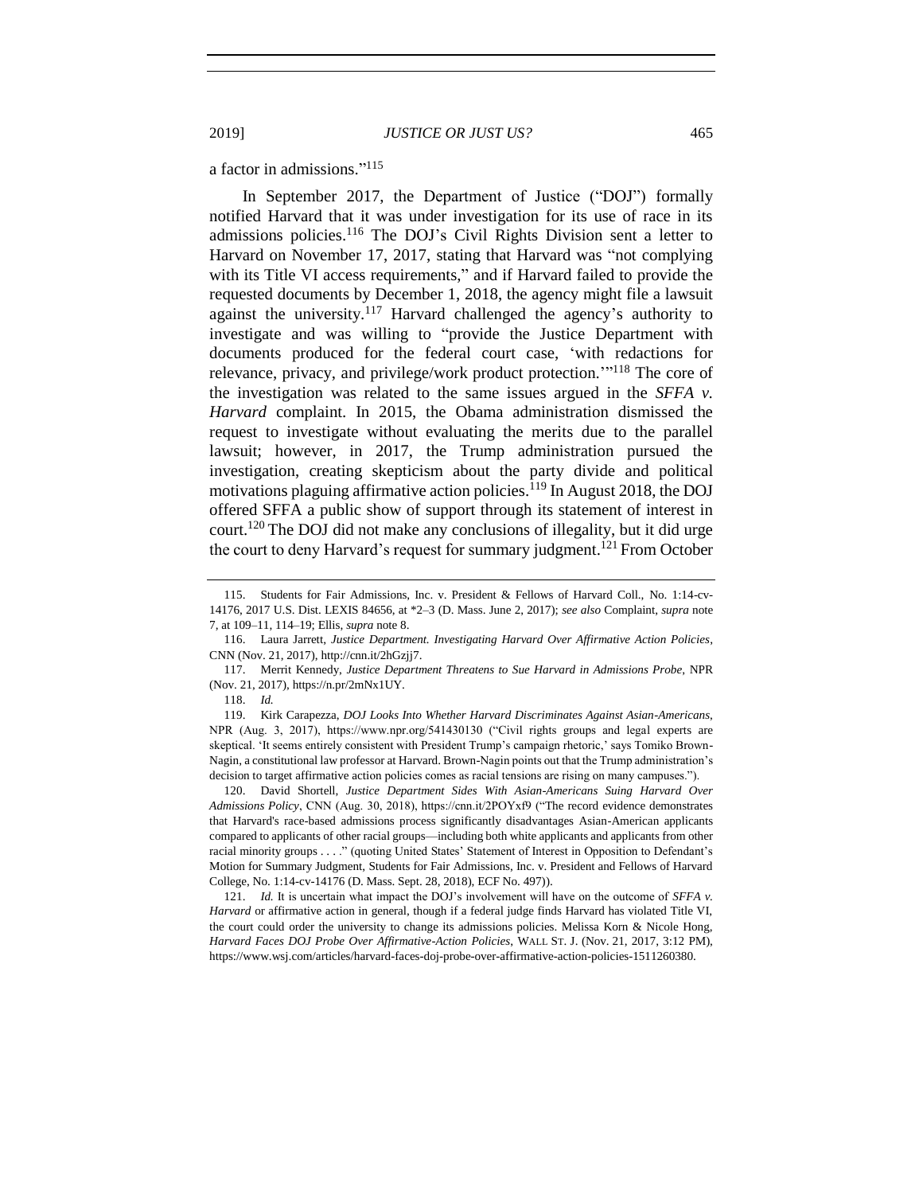a factor in admissions."[115]

In September 2017, the Department of Justice ("DOJ") formally notified Harvard that it was under investigation for its use of race in its admissions policies.[116] The DOJ's Civil Rights Division sent a letter to Harvard on November 17, 2017, stating that Harvard was "not complying with its Title VI access requirements," and if Harvard failed to provide the requested documents by December 1, 2018, the agency might file a lawsuit against the university.[117] Harvard challenged the agency's authority to investigate and was willing to "provide the Justice Department with documents produced for the federal court case, 'with redactions for relevance, privacy, and privilege/work product protection.'"[118] The core of the investigation was related to the same issues argued in the *SFFA v. Harvard* complaint. In 2015, the Obama administration dismissed the request to investigate without evaluating the merits due to the parallel lawsuit; however, in 2017, the Trump administration pursued the investigation, creating skepticism about the party divide and political motivations plaguing affirmative action policies.[119] In August 2018, the DOJ offered SFFA a public show of support through its statement of interest in court.[120] The DOJ did not make any conclusions of illegality, but it did urge the court to deny Harvard's request for summary judgment.[121] From October

---

115. Students for Fair Admissions, Inc. v. President & Fellows of Harvard Coll., No. 1:14-cv-14176, 2017 U.S. Dist. LEXIS 84656, at *2–3 (D. Mass. June 2, 2017); *see also* Complaint, *supra* note 7, at 109–11, 114–19; Ellis, *supra* note 8.

116. Laura Jarrett, *Justice Department. Investigating Harvard Over Affirmative Action Policies*, CNN (Nov. 21, 2017), http://cnn.it/2hGzjj7.

117. Merrit Kennedy, *Justice Department Threatens to Sue Harvard in Admissions Probe*, NPR (Nov. 21, 2017), https://n.pr/2mNx1UY.

118. *Id.*

119. Kirk Carapezza, *DOJ Looks Into Whether Harvard Discriminates Against Asian-Americans*, NPR (Aug. 3, 2017), https://www.npr.org/541430130 ("Civil rights groups and legal experts are skeptical. 'It seems entirely consistent with President Trump's campaign rhetoric,' says Tomiko Brown-Nagin, a constitutional law professor at Harvard. Brown-Nagin points out that the Trump administration's decision to target affirmative action policies comes as racial tensions are rising on many campuses.").

120. David Shortell, *Justice Department Sides With Asian-Americans Suing Harvard Over Admissions Policy*, CNN (Aug. 30, 2018), https://cnn.it/2POYxf9 ("The record evidence demonstrates that Harvard's race-based admissions process significantly disadvantages Asian-American applicants compared to applicants of other racial groups—including both white applicants and applicants from other racial minority groups . . . ." (quoting United States' Statement of Interest in Opposition to Defendant's Motion for Summary Judgment, Students for Fair Admissions, Inc. v. President and Fellows of Harvard College, No. 1:14-cv-14176 (D. Mass. Sept. 28, 2018), ECF No. 497)).

121. *Id.* It is uncertain what impact the DOJ's involvement will have on the outcome of *SFFA v. Harvard* or affirmative action in general, though if a federal judge finds Harvard has violated Title VI, the court could order the university to change its admissions policies. Melissa Korn & Nicole Hong, *Harvard Faces DOJ Probe Over Affirmative-Action Policies*, WALL ST. J. (Nov. 21, 2017, 3:12 PM), https://www.wsj.com/articles/harvard-faces-doj-probe-over-affirmative-action-policies-1511260380.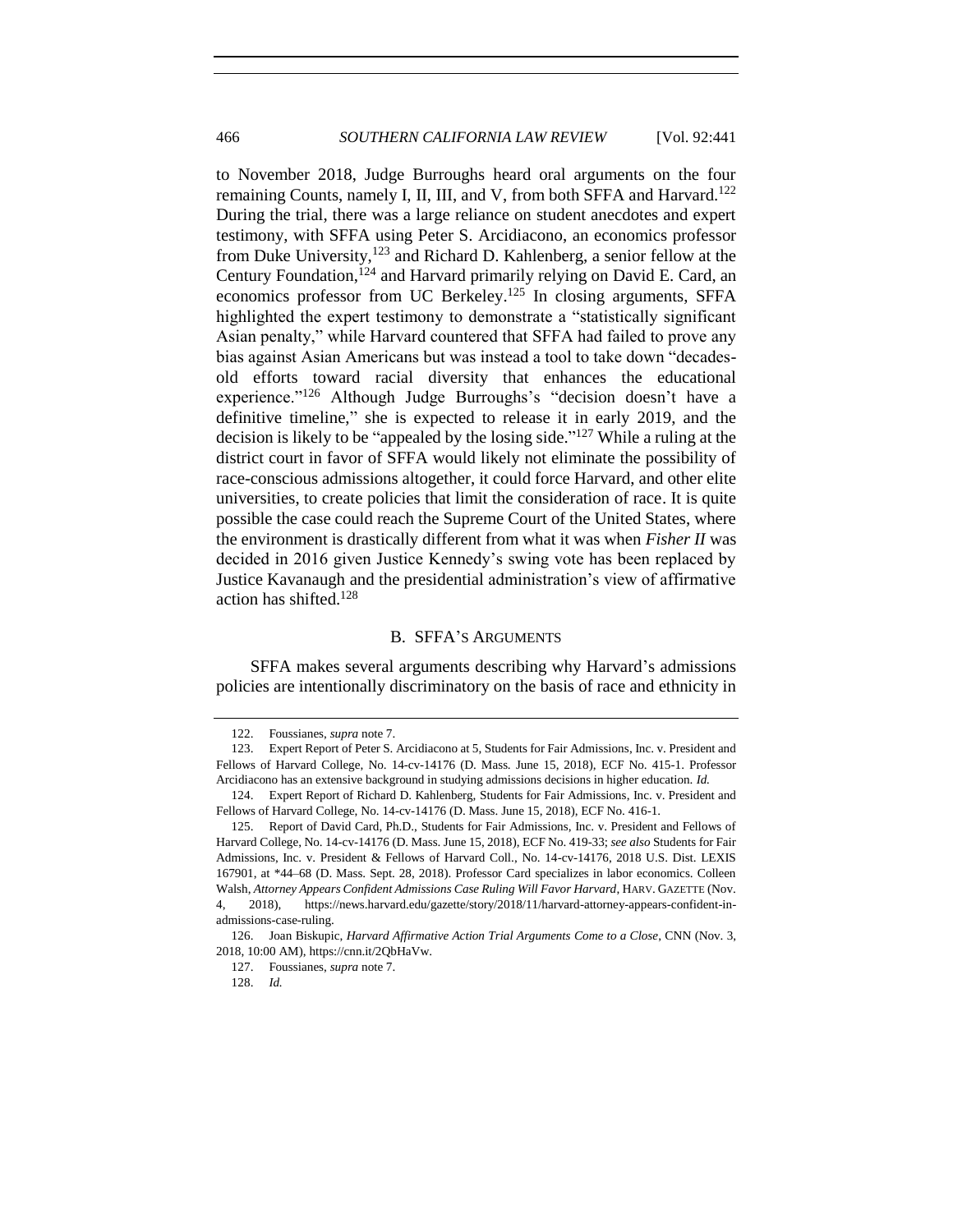to November 2018, Judge Burroughs heard oral arguments on the four remaining Counts, namely I, II, III, and V, from both SFFA and Harvard.[122] During the trial, there was a large reliance on student anecdotes and expert testimony, with SFFA using Peter S. Arcidiacono, an economics professor from Duke University,[123] and Richard D. Kahlenberg, a senior fellow at the Century Foundation,[124] and Harvard primarily relying on David E. Card, an economics professor from UC Berkeley.[125] In closing arguments, SFFA highlighted the expert testimony to demonstrate a "statistically significant Asian penalty," while Harvard countered that SFFA had failed to prove any bias against Asian Americans but was instead a tool to take down "decades-old efforts toward racial diversity that enhances the educational experience."[126] Although Judge Burroughs's "decision doesn't have a definitive timeline," she is expected to release it in early 2019, and the decision is likely to be "appealed by the losing side."[127] While a ruling at the district court in favor of SFFA would likely not eliminate the possibility of race-conscious admissions altogether, it could force Harvard, and other elite universities, to create policies that limit the consideration of race. It is quite possible the case could reach the Supreme Court of the United States, where the environment is drastically different from what it was when *Fisher II* was decided in 2016 given Justice Kennedy's swing vote has been replaced by Justice Kavanaugh and the presidential administration's view of affirmative action has shifted.[128]

### B. SFFA's Arguments

SFFA makes several arguments describing why Harvard's admissions policies are intentionally discriminatory on the basis of race and ethnicity in

---

122. Foussianes, *supra* note 7.

123. Expert Report of Peter S. Arcidiacono at 5, Students for Fair Admissions, Inc. v. President and Fellows of Harvard College, No. 14-cv-14176 (D. Mass. June 15, 2018), ECF No. 415-1. Professor Arcidiacono has an extensive background in studying admissions decisions in higher education. *Id.*

124. Expert Report of Richard D. Kahlenberg, Students for Fair Admissions, Inc. v. President and Fellows of Harvard College, No. 14-cv-14176 (D. Mass. June 15, 2018), ECF No. 416-1.

125. Report of David Card, Ph.D., Students for Fair Admissions, Inc. v. President and Fellows of Harvard College, No. 14-cv-14176 (D. Mass. June 15, 2018), ECF No. 419-33; *see also* Students for Fair Admissions, Inc. v. President & Fellows of Harvard Coll., No. 14-cv-14176, 2018 U.S. Dist. LEXIS 167901, at *44–68 (D. Mass. Sept. 28, 2018). Professor Card specializes in labor economics. Colleen Walsh, *Attorney Appears Confident Admissions Case Ruling Will Favor Harvard*, HARV. GAZETTE (Nov. 4, 2018), https://news.harvard.edu/gazette/story/2018/11/harvard-attorney-appears-confident-in-admissions-case-ruling.

126. Joan Biskupic, *Harvard Affirmative Action Trial Arguments Come to a Close*, CNN (Nov. 3, 2018, 10:00 AM), https://cnn.it/2QbHaVw.

127. Foussianes, *supra* note 7.

128. *Id.*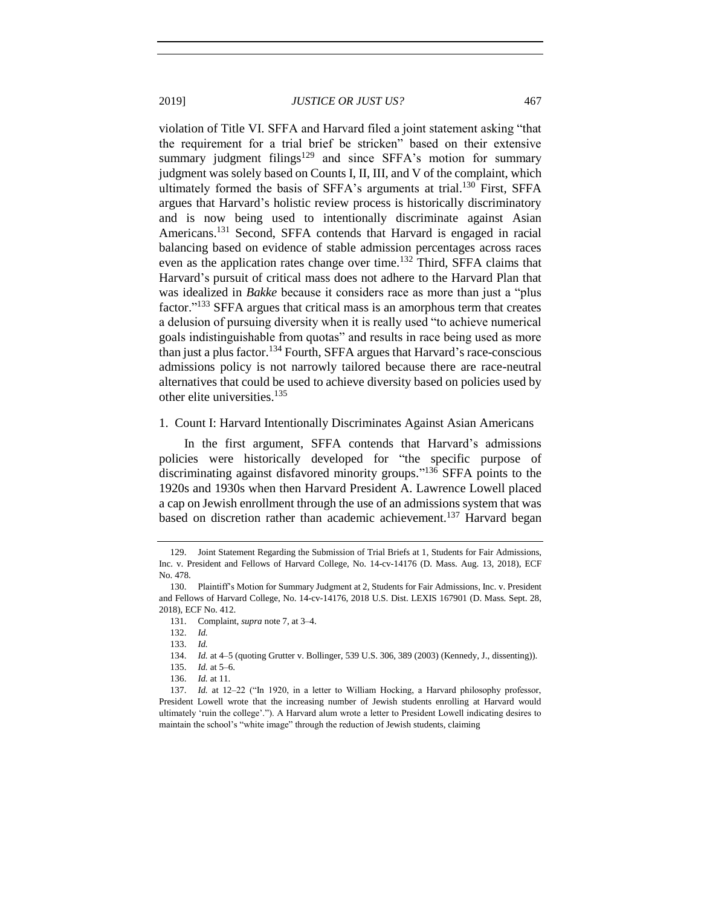violation of Title VI. SFFA and Harvard filed a joint statement asking "that the requirement for a trial brief be stricken" based on their extensive summary judgment filings[129] and since SFFA's motion for summary judgment was solely based on Counts I, II, III, and V of the complaint, which ultimately formed the basis of SFFA's arguments at trial.[130] First, SFFA argues that Harvard's holistic review process is historically discriminatory and is now being used to intentionally discriminate against Asian Americans.[131] Second, SFFA contends that Harvard is engaged in racial balancing based on evidence of stable admission percentages across races even as the application rates change over time.[132] Third, SFFA claims that Harvard's pursuit of critical mass does not adhere to the Harvard Plan that was idealized in *Bakke* because it considers race as more than just a "plus factor."[133] SFFA argues that critical mass is an amorphous term that creates a delusion of pursuing diversity when it is really used "to achieve numerical goals indistinguishable from quotas" and results in race being used as more than just a plus factor.[134] Fourth, SFFA argues that Harvard's race-conscious admissions policy is not narrowly tailored because there are race-neutral alternatives that could be used to achieve diversity based on policies used by other elite universities.[135]

### 1. Count I: Harvard Intentionally Discriminates Against Asian Americans

In the first argument, SFFA contends that Harvard's admissions policies were historically developed for "the specific purpose of discriminating against disfavored minority groups."[136] SFFA points to the 1920s and 1930s when then Harvard President A. Lawrence Lowell placed a cap on Jewish enrollment through the use of an admissions system that was based on discretion rather than academic achievement.[137] Harvard began

---

129. Joint Statement Regarding the Submission of Trial Briefs at 1, Students for Fair Admissions, Inc. v. President and Fellows of Harvard College, No. 14-cv-14176 (D. Mass. Aug. 13, 2018), ECF No. 478.

130. Plaintiff's Motion for Summary Judgment at 2, Students for Fair Admissions, Inc. v. President and Fellows of Harvard College, No. 14-cv-14176, 2018 U.S. Dist. LEXIS 167901 (D. Mass. Sept. 28, 2018), ECF No. 412.

131. Complaint, *supra* note 7, at 3–4.

132. *Id.*

133. *Id.*

134. *Id.* at 4–5 (quoting Grutter v. Bollinger, 539 U.S. 306, 389 (2003) (Kennedy, J., dissenting)).

135. *Id.* at 5–6.

136. *Id.* at 11.

137. *Id.* at 12–22 ("In 1920, in a letter to William Hocking, a Harvard philosophy professor, President Lowell wrote that the increasing number of Jewish students enrolling at Harvard would ultimately 'ruin the college'."). A Harvard alum wrote a letter to President Lowell indicating desires to maintain the school's "white image" through the reduction of Jewish students, claiming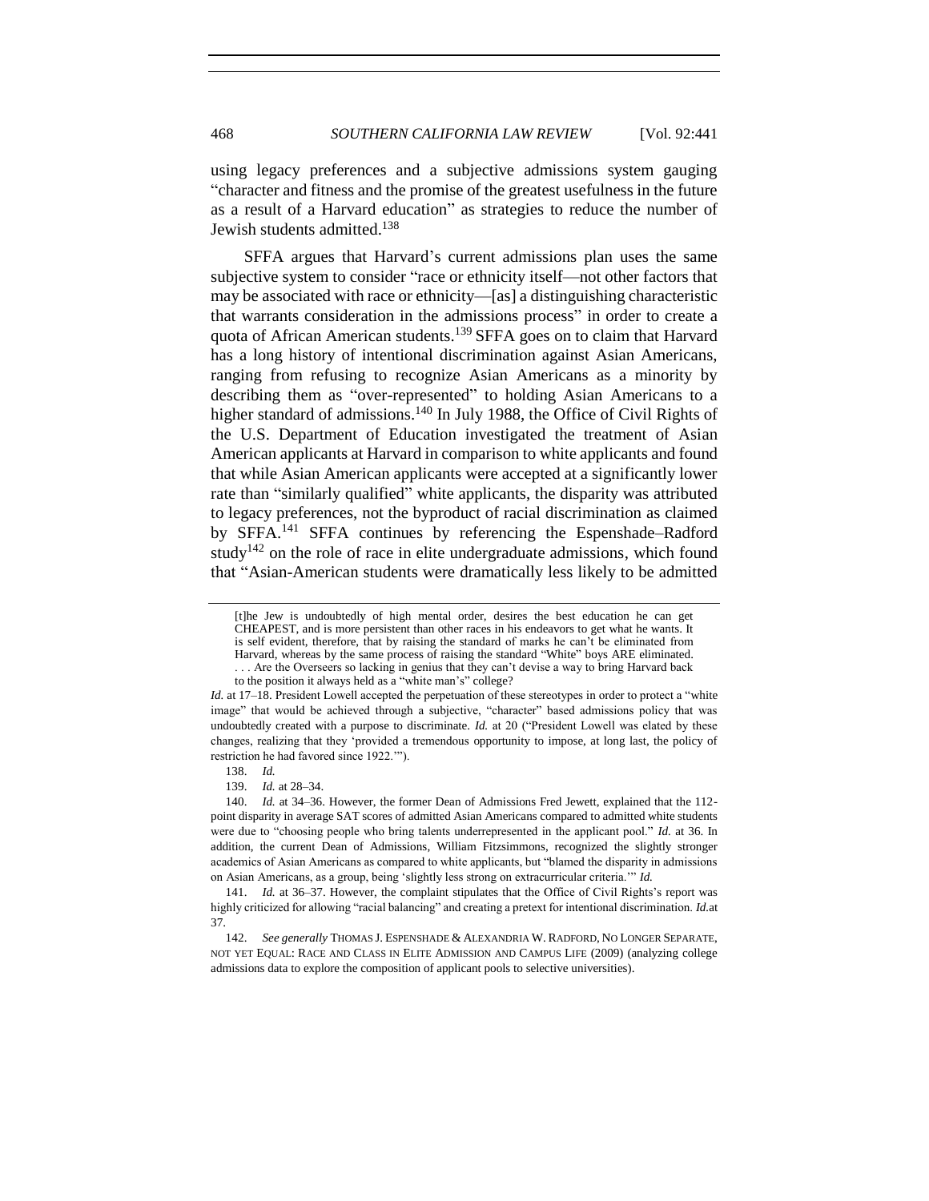using legacy preferences and a subjective admissions system gauging "character and fitness and the promise of the greatest usefulness in the future as a result of a Harvard education" as strategies to reduce the number of Jewish students admitted.[138]

SFFA argues that Harvard's current admissions plan uses the same subjective system to consider "race or ethnicity itself—not other factors that may be associated with race or ethnicity—[as] a distinguishing characteristic that warrants consideration in the admissions process" in order to create a quota of African American students.[139] SFFA goes on to claim that Harvard has a long history of intentional discrimination against Asian Americans, ranging from refusing to recognize Asian Americans as a minority by describing them as "over-represented" to holding Asian Americans to a higher standard of admissions.[140] In July 1988, the Office of Civil Rights of the U.S. Department of Education investigated the treatment of Asian American applicants at Harvard in comparison to white applicants and found that while Asian American applicants were accepted at a significantly lower rate than "similarly qualified" white applicants, the disparity was attributed to legacy preferences, not the byproduct of racial discrimination as claimed by SFFA.[141] SFFA continues by referencing the Espenshade–Radford study[142] on the role of race in elite undergraduate admissions, which found that "Asian-American students were dramatically less likely to be admitted

> [t]he Jew is undoubtedly of high mental order, desires the best education he can get CHEAPEST, and is more persistent than other races in his endeavors to get what he wants. It is self evident, therefore, that by raising the standard of marks he can't be eliminated from Harvard, whereas by the same process of raising the standard "White" boys ARE eliminated. . . . Are the Overseers so lacking in genius that they can't devise a way to bring Harvard back to the position it always held as a "white man's" college?

*Id.* at 17–18. President Lowell accepted the perpetuation of these stereotypes in order to protect a "white image" that would be achieved through a subjective, "character" based admissions policy that was undoubtedly created with a purpose to discriminate. *Id.* at 20 ("President Lowell was elated by these changes, realizing that they 'provided a tremendous opportunity to impose, at long last, the policy of restriction he had favored since 1922.'").

138. *Id.*

139. *Id.* at 28–34.

140. *Id.* at 34–36. However, the former Dean of Admissions Fred Jewett, explained that the 112-point disparity in average SAT scores of admitted Asian Americans compared to admitted white students were due to "choosing people who bring talents underrepresented in the applicant pool." *Id.* at 36. In addition, the current Dean of Admissions, William Fitzsimmons, recognized the slightly stronger academics of Asian Americans as compared to white applicants, but "blamed the disparity in admissions on Asian Americans, as a group, being 'slightly less strong on extracurricular criteria.'" *Id.*

141. *Id.* at 36–37. However, the complaint stipulates that the Office of Civil Rights's report was highly criticized for allowing "racial balancing" and creating a pretext for intentional discrimination. *Id.*at 37.

142. *See generally* THOMAS J. ESPENSHADE & ALEXANDRIA W. RADFORD, NO LONGER SEPARATE, NOT YET EQUAL: RACE AND CLASS IN ELITE ADMISSION AND CAMPUS LIFE (2009) (analyzing college admissions data to explore the composition of applicant pools to selective universities).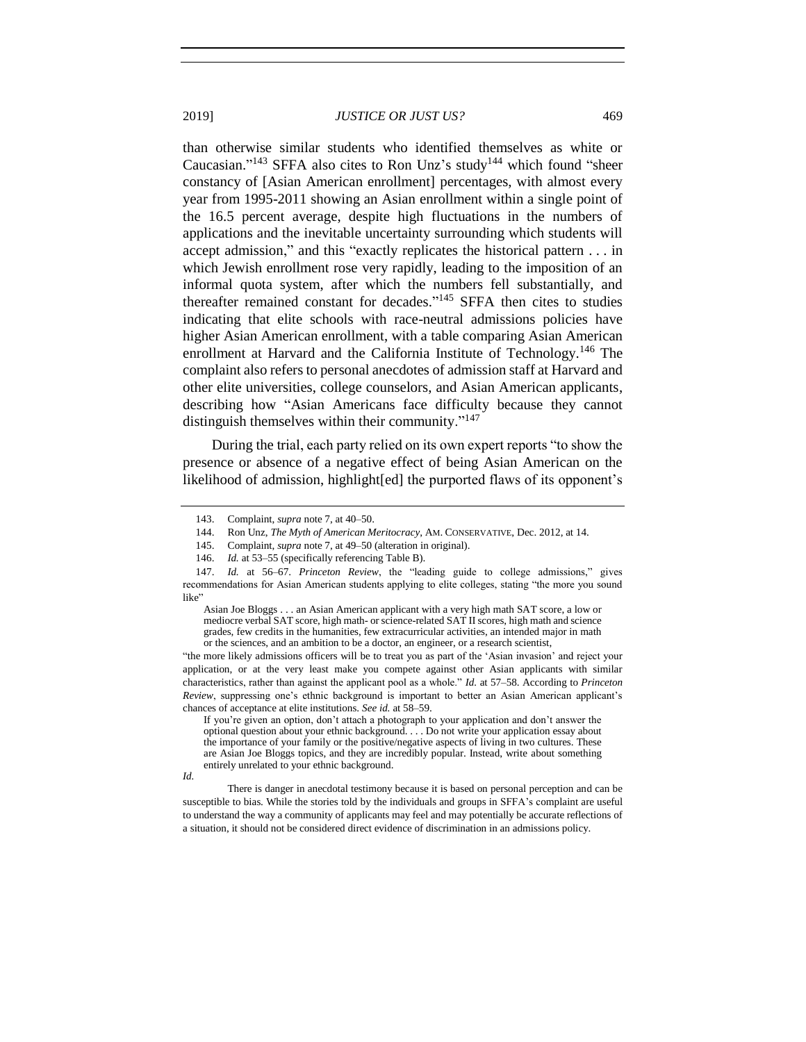than otherwise similar students who identified themselves as white or Caucasian."[143] SFFA also cites to Ron Unz's study[144] which found "sheer constancy of [Asian American enrollment] percentages, with almost every year from 1995-2011 showing an Asian enrollment within a single point of the 16.5 percent average, despite high fluctuations in the numbers of applications and the inevitable uncertainty surrounding which students will accept admission," and this "exactly replicates the historical pattern . . . in which Jewish enrollment rose very rapidly, leading to the imposition of an informal quota system, after which the numbers fell substantially, and thereafter remained constant for decades."[145] SFFA then cites to studies indicating that elite schools with race-neutral admissions policies have higher Asian American enrollment, with a table comparing Asian American enrollment at Harvard and the California Institute of Technology.[146] The complaint also refers to personal anecdotes of admission staff at Harvard and other elite universities, college counselors, and Asian American applicants, describing how "Asian Americans face difficulty because they cannot distinguish themselves within their community."[147]

During the trial, each party relied on its own expert reports "to show the presence or absence of a negative effect of being Asian American on the likelihood of admission, highlight[ed] the purported flaws of its opponent's

---

143. Complaint, *supra* note 7, at 40–50.

144. Ron Unz, *The Myth of American Meritocracy*, AM. CONSERVATIVE, Dec. 2012, at 14.

145. Complaint, *supra* note 7, at 49–50 (alteration in original).

146. *Id.* at 53–55 (specifically referencing Table B).

147. *Id.* at 56–67. *Princeton Review*, the "leading guide to college admissions," gives recommendations for Asian American students applying to elite colleges, stating "the more you sound like"

> Asian Joe Bloggs . . . an Asian American applicant with a very high math SAT score, a low or mediocre verbal SAT score, high math- or science-related SAT II scores, high math and science grades, few credits in the humanities, few extracurricular activities, an intended major in math or the sciences, and an ambition to be a doctor, an engineer, or a research scientist,

"the more likely admissions officers will be to treat you as part of the 'Asian invasion' and reject your application, or at the very least make you compete against other Asian applicants with similar characteristics, rather than against the applicant pool as a whole." *Id.* at 57–58. According to *Princeton Review*, suppressing one's ethnic background is important to better an Asian American applicant's chances of acceptance at elite institutions. *See id.* at 58–59.

> If you're given an option, don't attach a photograph to your application and don't answer the optional question about your ethnic background. . . . Do not write your application essay about the importance of your family or the positive/negative aspects of living in two cultures. These are Asian Joe Bloggs topics, and they are incredibly popular. Instead, write about something entirely unrelated to your ethnic background.

*Id.*

There is danger in anecdotal testimony because it is based on personal perception and can be susceptible to bias. While the stories told by the individuals and groups in SFFA's complaint are useful to understand the way a community of applicants may feel and may potentially be accurate reflections of a situation, it should not be considered direct evidence of discrimination in an admissions policy.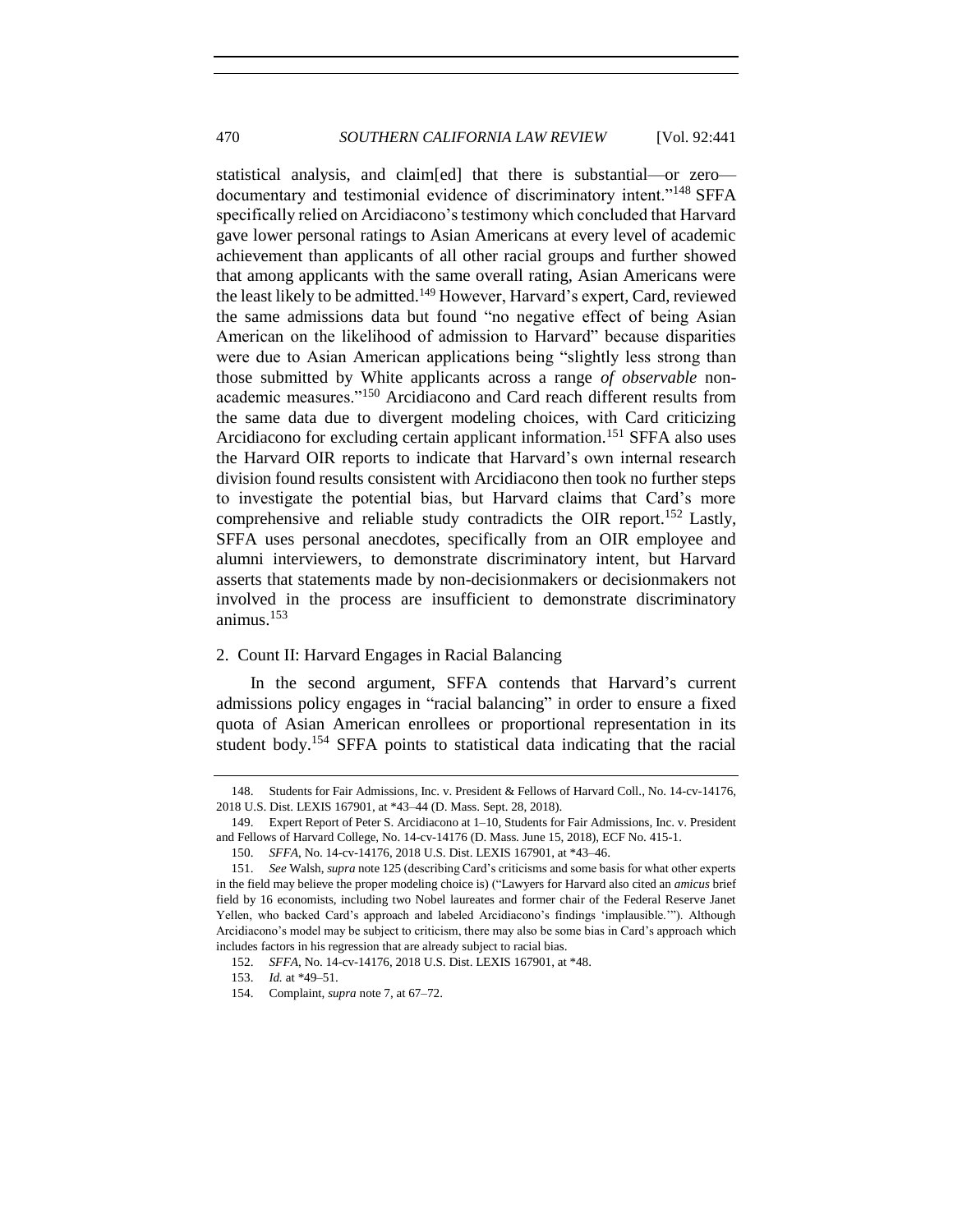statistical analysis, and claim[ed] that there is substantial—or zero—documentary and testimonial evidence of discriminatory intent."[148] SFFA specifically relied on Arcidiacono's testimony which concluded that Harvard gave lower personal ratings to Asian Americans at every level of academic achievement than applicants of all other racial groups and further showed that among applicants with the same overall rating, Asian Americans were the least likely to be admitted.[149] However, Harvard's expert, Card, reviewed the same admissions data but found "no negative effect of being Asian American on the likelihood of admission to Harvard" because disparities were due to Asian American applications being "slightly less strong than those submitted by White applicants across a range *of observable* non-academic measures."[150] Arcidiacono and Card reach different results from the same data due to divergent modeling choices, with Card criticizing Arcidiacono for excluding certain applicant information.[151] SFFA also uses the Harvard OIR reports to indicate that Harvard's own internal research division found results consistent with Arcidiacono then took no further steps to investigate the potential bias, but Harvard claims that Card's more comprehensive and reliable study contradicts the OIR report.[152] Lastly, SFFA uses personal anecdotes, specifically from an OIR employee and alumni interviewers, to demonstrate discriminatory intent, but Harvard asserts that statements made by non-decisionmakers or decisionmakers not involved in the process are insufficient to demonstrate discriminatory animus.[153]

### 2. Count II: Harvard Engages in Racial Balancing

In the second argument, SFFA contends that Harvard's current admissions policy engages in "racial balancing" in order to ensure a fixed quota of Asian American enrollees or proportional representation in its student body.[154] SFFA points to statistical data indicating that the racial

---

148. Students for Fair Admissions, Inc. v. President & Fellows of Harvard Coll., No. 14-cv-14176, 2018 U.S. Dist. LEXIS 167901, at *43–44 (D. Mass. Sept. 28, 2018).

149. Expert Report of Peter S. Arcidiacono at 1–10, Students for Fair Admissions, Inc. v. President and Fellows of Harvard College, No. 14-cv-14176 (D. Mass. June 15, 2018), ECF No. 415-1.

150. *SFFA*, No. 14-cv-14176, 2018 U.S. Dist. LEXIS 167901, at *43–46.

151. *See* Walsh, *supra* note 125 (describing Card's criticisms and some basis for what other experts in the field may believe the proper modeling choice is) ("Lawyers for Harvard also cited an *amicus* brief field by 16 economists, including two Nobel laureates and former chair of the Federal Reserve Janet Yellen, who backed Card's approach and labeled Arcidiacono's findings 'implausible.'"). Although Arcidiacono's model may be subject to criticism, there may also be some bias in Card's approach which includes factors in his regression that are already subject to racial bias.

152. *SFFA*, No. 14-cv-14176, 2018 U.S. Dist. LEXIS 167901, at *48.

153. *Id.* at *49–51.

154. Complaint, *supra* note 7, at 67–72.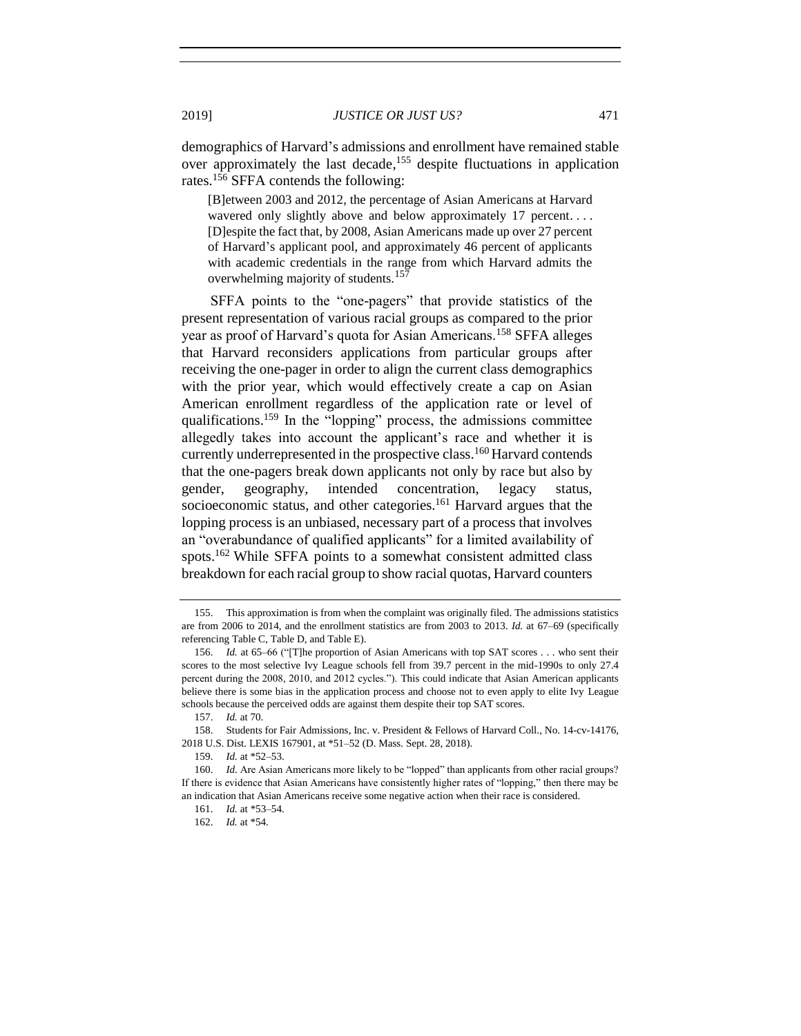demographics of Harvard's admissions and enrollment have remained stable over approximately the last decade,[155] despite fluctuations in application rates.[156] SFFA contends the following:

> [B]etween 2003 and 2012, the percentage of Asian Americans at Harvard wavered only slightly above and below approximately 17 percent. . . . [D]espite the fact that, by 2008, Asian Americans made up over 27 percent of Harvard's applicant pool, and approximately 46 percent of applicants with academic credentials in the range from which Harvard admits the overwhelming majority of students.[157]

SFFA points to the "one-pagers" that provide statistics of the present representation of various racial groups as compared to the prior year as proof of Harvard's quota for Asian Americans.[158] SFFA alleges that Harvard reconsiders applications from particular groups after receiving the one-pager in order to align the current class demographics with the prior year, which would effectively create a cap on Asian American enrollment regardless of the application rate or level of qualifications.[159] In the "lopping" process, the admissions committee allegedly takes into account the applicant's race and whether it is currently underrepresented in the prospective class.[160] Harvard contends that the one-pagers break down applicants not only by race but also by gender, geography, intended concentration, legacy status, socioeconomic status, and other categories.[161] Harvard argues that the lopping process is an unbiased, necessary part of a process that involves an "overabundance of qualified applicants" for a limited availability of spots.[162] While SFFA points to a somewhat consistent admitted class breakdown for each racial group to show racial quotas, Harvard counters

---

155. This approximation is from when the complaint was originally filed. The admissions statistics are from 2006 to 2014, and the enrollment statistics are from 2003 to 2013. *Id.* at 67–69 (specifically referencing Table C, Table D, and Table E).

156. *Id.* at 65–66 ("[T]he proportion of Asian Americans with top SAT scores . . . who sent their scores to the most selective Ivy League schools fell from 39.7 percent in the mid-1990s to only 27.4 percent during the 2008, 2010, and 2012 cycles."). This could indicate that Asian American applicants believe there is some bias in the application process and choose not to even apply to elite Ivy League schools because the perceived odds are against them despite their top SAT scores.

157. *Id.* at 70.

158. Students for Fair Admissions, Inc. v. President & Fellows of Harvard Coll., No. 14-cv-14176, 2018 U.S. Dist. LEXIS 167901, at *51–52 (D. Mass. Sept. 28, 2018).

159. *Id.* at *52–53.

160. *Id.* Are Asian Americans more likely to be "lopped" than applicants from other racial groups? If there is evidence that Asian Americans have consistently higher rates of "lopping," then there may be an indication that Asian Americans receive some negative action when their race is considered.

161. *Id.* at *53–54.

162. *Id.* at *54.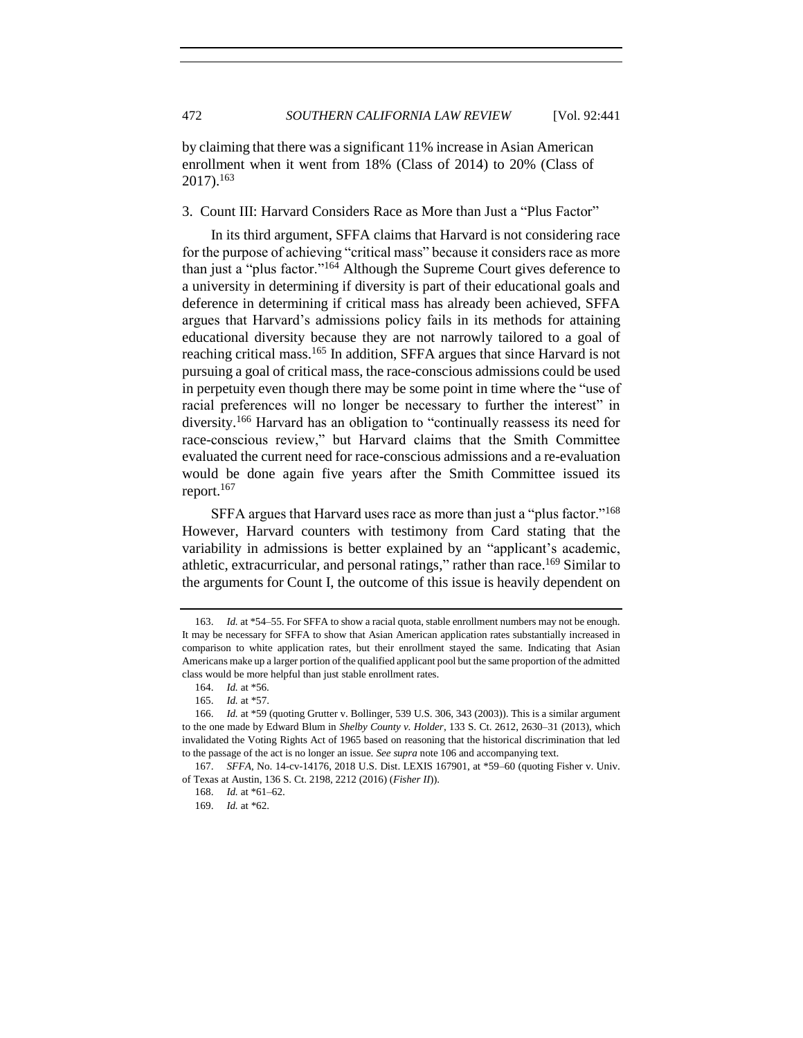by claiming that there was a significant 11% increase in Asian American enrollment when it went from 18% (Class of 2014) to 20% (Class of 2017).[163]

### 3. Count III: Harvard Considers Race as More than Just a "Plus Factor"

In its third argument, SFFA claims that Harvard is not considering race for the purpose of achieving "critical mass" because it considers race as more than just a "plus factor."[164] Although the Supreme Court gives deference to a university in determining if diversity is part of their educational goals and deference in determining if critical mass has already been achieved, SFFA argues that Harvard's admissions policy fails in its methods for attaining educational diversity because they are not narrowly tailored to a goal of reaching critical mass.[165] In addition, SFFA argues that since Harvard is not pursuing a goal of critical mass, the race-conscious admissions could be used in perpetuity even though there may be some point in time where the "use of racial preferences will no longer be necessary to further the interest" in diversity.[166] Harvard has an obligation to "continually reassess its need for race-conscious review," but Harvard claims that the Smith Committee evaluated the current need for race-conscious admissions and a re-evaluation would be done again five years after the Smith Committee issued its report.[167]

SFFA argues that Harvard uses race as more than just a "plus factor."[168] However, Harvard counters with testimony from Card stating that the variability in admissions is better explained by an "applicant's academic, athletic, extracurricular, and personal ratings," rather than race.[169] Similar to the arguments for Count I, the outcome of this issue is heavily dependent on

---

163. *Id.* at \*54–55. For SFFA to show a racial quota, stable enrollment numbers may not be enough. It may be necessary for SFFA to show that Asian American application rates substantially increased in comparison to white application rates, but their enrollment stayed the same. Indicating that Asian Americans make up a larger portion of the qualified applicant pool but the same proportion of the admitted class would be more helpful than just stable enrollment rates.

164. *Id.* at \*56.

165. *Id.* at \*57.

166. *Id.* at \*59 (quoting Grutter v. Bollinger, 539 U.S. 306, 343 (2003)). This is a similar argument to the one made by Edward Blum in *Shelby County v. Holder*, 133 S. Ct. 2612, 2630–31 (2013), which invalidated the Voting Rights Act of 1965 based on reasoning that the historical discrimination that led to the passage of the act is no longer an issue. *See supra* note 106 and accompanying text.

167. *SFFA*, No. 14-cv-14176, 2018 U.S. Dist. LEXIS 167901, at \*59–60 (quoting Fisher v. Univ. of Texas at Austin, 136 S. Ct. 2198, 2212 (2016) (*Fisher II*)).

168. *Id.* at \*61–62.

169. *Id.* at \*62.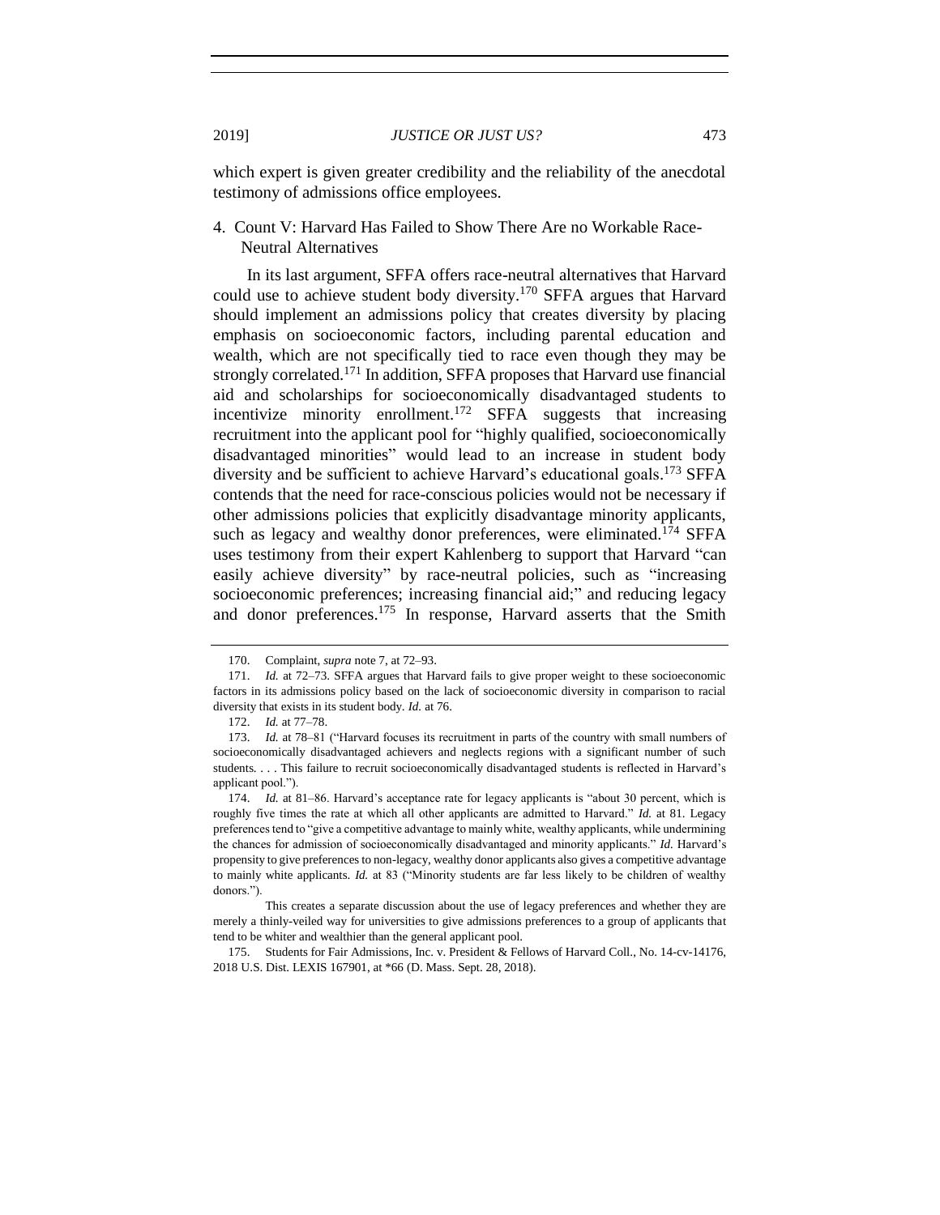which expert is given greater credibility and the reliability of the anecdotal testimony of admissions office employees.

4. Count V: Harvard Has Failed to Show There Are no Workable Race-Neutral Alternatives

In its last argument, SFFA offers race-neutral alternatives that Harvard could use to achieve student body diversity.[170] SFFA argues that Harvard should implement an admissions policy that creates diversity by placing emphasis on socioeconomic factors, including parental education and wealth, which are not specifically tied to race even though they may be strongly correlated.[171] In addition, SFFA proposes that Harvard use financial aid and scholarships for socioeconomically disadvantaged students to incentivize minority enrollment.[172] SFFA suggests that increasing recruitment into the applicant pool for "highly qualified, socioeconomically disadvantaged minorities" would lead to an increase in student body diversity and be sufficient to achieve Harvard's educational goals.[173] SFFA contends that the need for race-conscious policies would not be necessary if other admissions policies that explicitly disadvantage minority applicants, such as legacy and wealthy donor preferences, were eliminated.[174] SFFA uses testimony from their expert Kahlenberg to support that Harvard "can easily achieve diversity" by race-neutral policies, such as "increasing socioeconomic preferences; increasing financial aid;" and reducing legacy and donor preferences.[175] In response, Harvard asserts that the Smith

---

170. Complaint, *supra* note 7, at 72–93.

171. *Id.* at 72–73. SFFA argues that Harvard fails to give proper weight to these socioeconomic factors in its admissions policy based on the lack of socioeconomic diversity in comparison to racial diversity that exists in its student body. *Id.* at 76.

172. *Id.* at 77–78.

173. *Id.* at 78–81 ("Harvard focuses its recruitment in parts of the country with small numbers of socioeconomically disadvantaged achievers and neglects regions with a significant number of such students. . . . This failure to recruit socioeconomically disadvantaged students is reflected in Harvard's applicant pool.").

174. *Id.* at 81–86. Harvard's acceptance rate for legacy applicants is "about 30 percent, which is roughly five times the rate at which all other applicants are admitted to Harvard." *Id.* at 81. Legacy preferences tend to "give a competitive advantage to mainly white, wealthy applicants, while undermining the chances for admission of socioeconomically disadvantaged and minority applicants." *Id.* Harvard's propensity to give preferences to non-legacy, wealthy donor applicants also gives a competitive advantage to mainly white applicants. *Id.* at 83 ("Minority students are far less likely to be children of wealthy donors.").

This creates a separate discussion about the use of legacy preferences and whether they are merely a thinly-veiled way for universities to give admissions preferences to a group of applicants that tend to be whiter and wealthier than the general applicant pool.

175. Students for Fair Admissions, Inc. v. President & Fellows of Harvard Coll., No. 14-cv-14176, 2018 U.S. Dist. LEXIS 167901, at *66 (D. Mass. Sept. 28, 2018).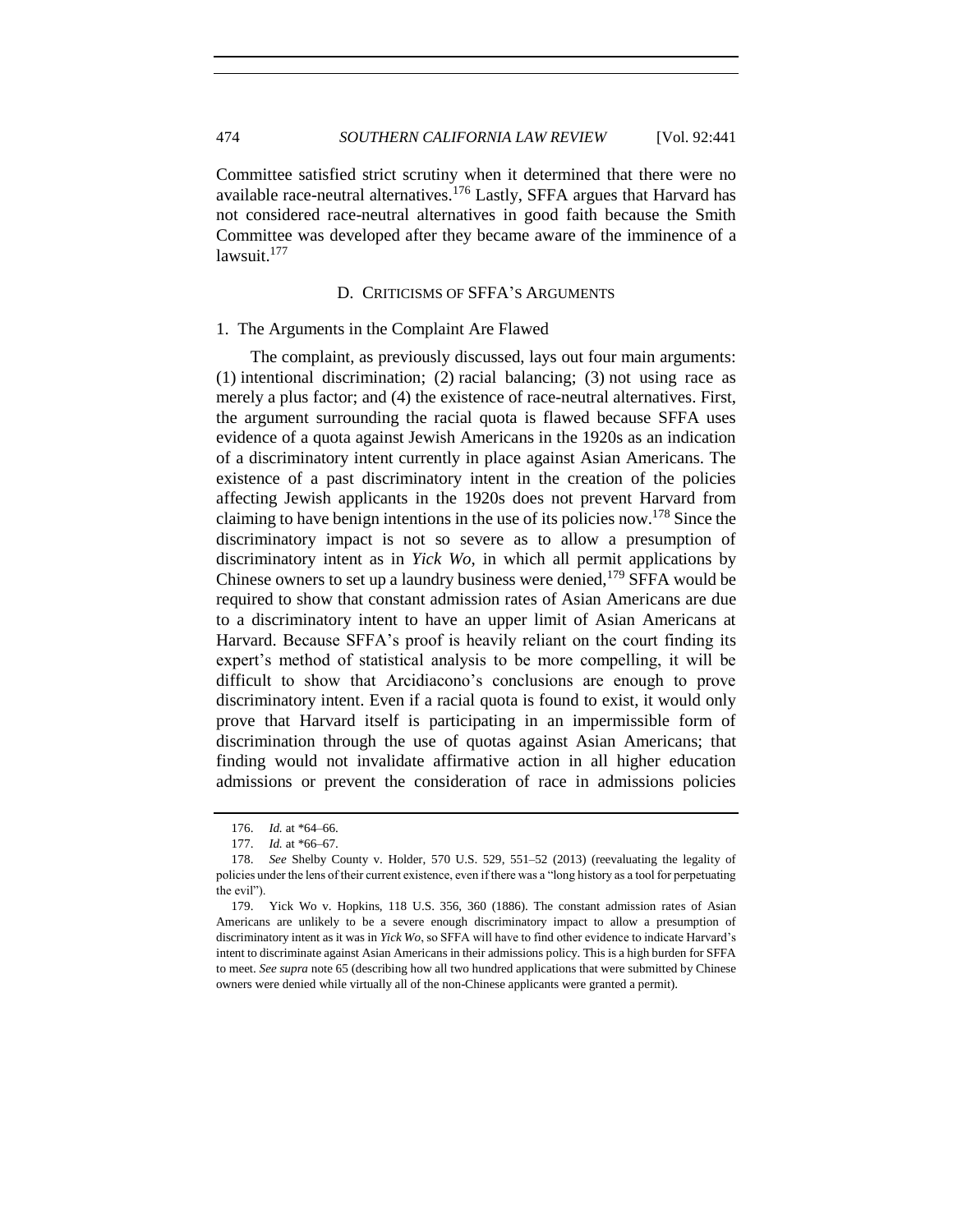Committee satisfied strict scrutiny when it determined that there were no available race-neutral alternatives.[176] Lastly, SFFA argues that Harvard has not considered race-neutral alternatives in good faith because the Smith Committee was developed after they became aware of the imminence of a lawsuit.[177]

### D. CRITICISMS OF SFFA'S ARGUMENTS

#### 1. The Arguments in the Complaint Are Flawed

The complaint, as previously discussed, lays out four main arguments: (1) intentional discrimination; (2) racial balancing; (3) not using race as merely a plus factor; and (4) the existence of race-neutral alternatives. First, the argument surrounding the racial quota is flawed because SFFA uses evidence of a quota against Jewish Americans in the 1920s as an indication of a discriminatory intent currently in place against Asian Americans. The existence of a past discriminatory intent in the creation of the policies affecting Jewish applicants in the 1920s does not prevent Harvard from claiming to have benign intentions in the use of its policies now.[178] Since the discriminatory impact is not so severe as to allow a presumption of discriminatory intent as in *Yick Wo*, in which all permit applications by Chinese owners to set up a laundry business were denied,[179] SFFA would be required to show that constant admission rates of Asian Americans are due to a discriminatory intent to have an upper limit of Asian Americans at Harvard. Because SFFA's proof is heavily reliant on the court finding its expert's method of statistical analysis to be more compelling, it will be difficult to show that Arcidiacono's conclusions are enough to prove discriminatory intent. Even if a racial quota is found to exist, it would only prove that Harvard itself is participating in an impermissible form of discrimination through the use of quotas against Asian Americans; that finding would not invalidate affirmative action in all higher education admissions or prevent the consideration of race in admissions policies

---

176. *Id.* at *64–66.

177. *Id.* at *66–67.

178. *See* Shelby County v. Holder, 570 U.S. 529, 551–52 (2013) (reevaluating the legality of policies under the lens of their current existence, even if there was a "long history as a tool for perpetuating the evil").

179. Yick Wo v. Hopkins, 118 U.S. 356, 360 (1886). The constant admission rates of Asian Americans are unlikely to be a severe enough discriminatory impact to allow a presumption of discriminatory intent as it was in *Yick Wo*, so SFFA will have to find other evidence to indicate Harvard's intent to discriminate against Asian Americans in their admissions policy. This is a high burden for SFFA to meet. *See supra* note 65 (describing how all two hundred applications that were submitted by Chinese owners were denied while virtually all of the non-Chinese applicants were granted a permit).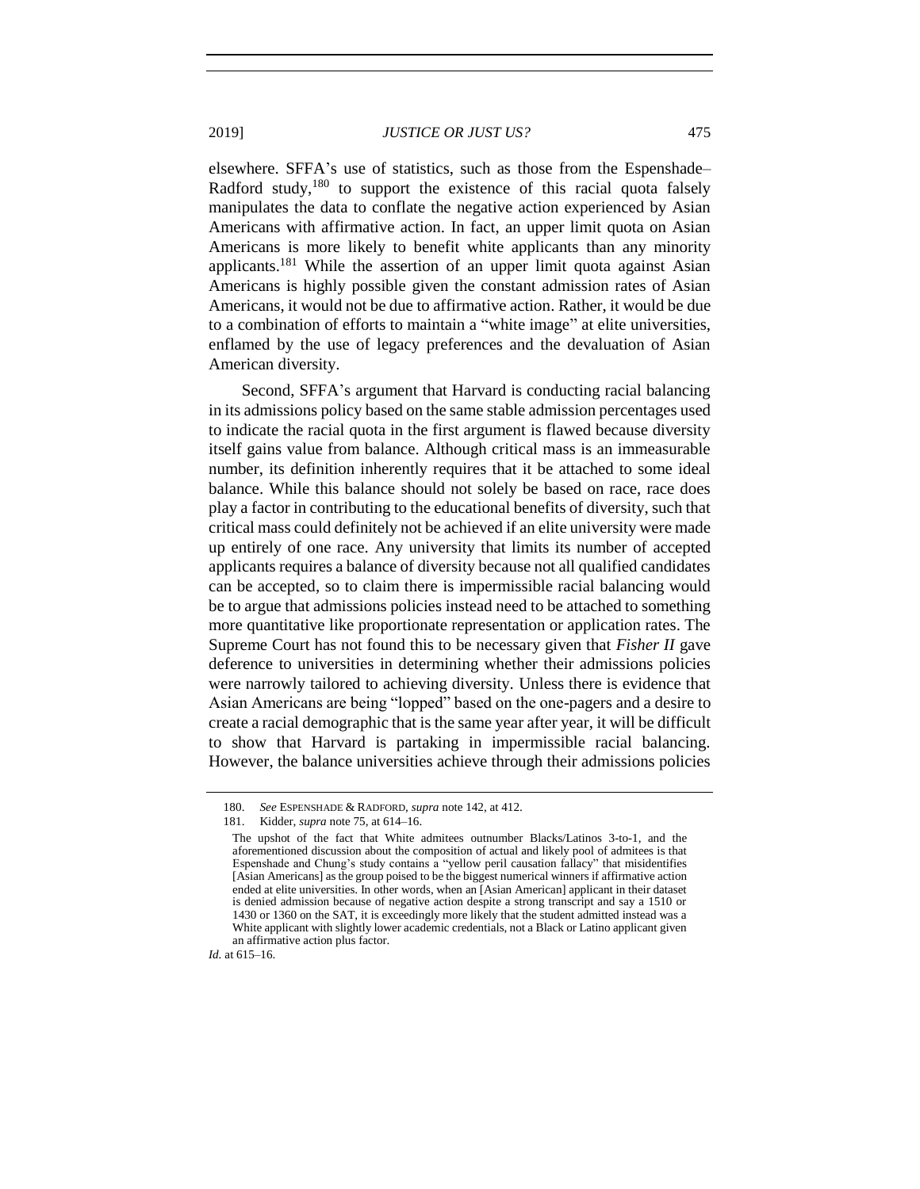elsewhere. SFFA's use of statistics, such as those from the Espenshade–Radford study,[180] to support the existence of this racial quota falsely manipulates the data to conflate the negative action experienced by Asian Americans with affirmative action. In fact, an upper limit quota on Asian Americans is more likely to benefit white applicants than any minority applicants.[181] While the assertion of an upper limit quota against Asian Americans is highly possible given the constant admission rates of Asian Americans, it would not be due to affirmative action. Rather, it would be due to a combination of efforts to maintain a "white image" at elite universities, enflamed by the use of legacy preferences and the devaluation of Asian American diversity.

Second, SFFA's argument that Harvard is conducting racial balancing in its admissions policy based on the same stable admission percentages used to indicate the racial quota in the first argument is flawed because diversity itself gains value from balance. Although critical mass is an immeasurable number, its definition inherently requires that it be attached to some ideal balance. While this balance should not solely be based on race, race does play a factor in contributing to the educational benefits of diversity, such that critical mass could definitely not be achieved if an elite university were made up entirely of one race. Any university that limits its number of accepted applicants requires a balance of diversity because not all qualified candidates can be accepted, so to claim there is impermissible racial balancing would be to argue that admissions policies instead need to be attached to something more quantitative like proportionate representation or application rates. The Supreme Court has not found this to be necessary given that *Fisher II* gave deference to universities in determining whether their admissions policies were narrowly tailored to achieving diversity. Unless there is evidence that Asian Americans are being "lopped" based on the one-pagers and a desire to create a racial demographic that is the same year after year, it will be difficult to show that Harvard is partaking in impermissible racial balancing. However, the balance universities achieve through their admissions policies

---

180. *See* ESPENSHADE & RADFORD, *supra* note 142, at 412.

181. Kidder, *supra* note 75, at 614–16.

> The upshot of the fact that White admitees outnumber Blacks/Latinos 3-to-1, and the aforementioned discussion about the composition of actual and likely pool of admitees is that Espenshade and Chung's study contains a "yellow peril causation fallacy" that misidentifies [Asian Americans] as the group poised to be the biggest numerical winners if affirmative action ended at elite universities. In other words, when an [Asian American] applicant in their dataset is denied admission because of negative action despite a strong transcript and say a 1510 or 1430 or 1360 on the SAT, it is exceedingly more likely that the student admitted instead was a White applicant with slightly lower academic credentials, not a Black or Latino applicant given an affirmative action plus factor.

*Id.* at 615–16.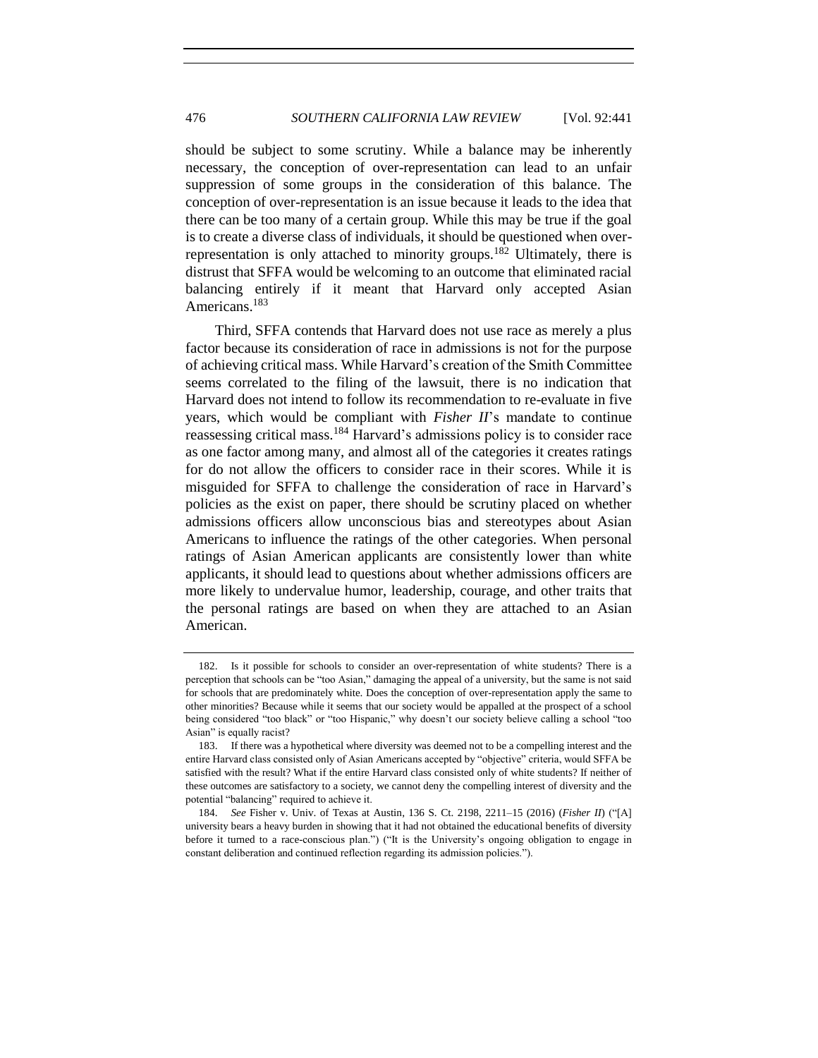should be subject to some scrutiny. While a balance may be inherently necessary, the conception of over-representation can lead to an unfair suppression of some groups in the consideration of this balance. The conception of over-representation is an issue because it leads to the idea that there can be too many of a certain group. While this may be true if the goal is to create a diverse class of individuals, it should be questioned when over-representation is only attached to minority groups.[182] Ultimately, there is distrust that SFFA would be welcoming to an outcome that eliminated racial balancing entirely if it meant that Harvard only accepted Asian Americans.[183]

Third, SFFA contends that Harvard does not use race as merely a plus factor because its consideration of race in admissions is not for the purpose of achieving critical mass. While Harvard's creation of the Smith Committee seems correlated to the filing of the lawsuit, there is no indication that Harvard does not intend to follow its recommendation to re-evaluate in five years, which would be compliant with *Fisher II*'s mandate to continue reassessing critical mass.[184] Harvard's admissions policy is to consider race as one factor among many, and almost all of the categories it creates ratings for do not allow the officers to consider race in their scores. While it is misguided for SFFA to challenge the consideration of race in Harvard's policies as the exist on paper, there should be scrutiny placed on whether admissions officers allow unconscious bias and stereotypes about Asian Americans to influence the ratings of the other categories. When personal ratings of Asian American applicants are consistently lower than white applicants, it should lead to questions about whether admissions officers are more likely to undervalue humor, leadership, courage, and other traits that the personal ratings are based on when they are attached to an Asian American.

---

182. Is it possible for schools to consider an over-representation of white students? There is a perception that schools can be "too Asian," damaging the appeal of a university, but the same is not said for schools that are predominately white. Does the conception of over-representation apply the same to other minorities? Because while it seems that our society would be appalled at the prospect of a school being considered "too black" or "too Hispanic," why doesn't our society believe calling a school "too Asian" is equally racist?

183. If there was a hypothetical where diversity was deemed not to be a compelling interest and the entire Harvard class consisted only of Asian Americans accepted by "objective" criteria, would SFFA be satisfied with the result? What if the entire Harvard class consisted only of white students? If neither of these outcomes are satisfactory to a society, we cannot deny the compelling interest of diversity and the potential "balancing" required to achieve it.

184. *See* Fisher v. Univ. of Texas at Austin, 136 S. Ct. 2198, 2211–15 (2016) (*Fisher II*) ("[A] university bears a heavy burden in showing that it had not obtained the educational benefits of diversity before it turned to a race-conscious plan.") ("It is the University's ongoing obligation to engage in constant deliberation and continued reflection regarding its admission policies.").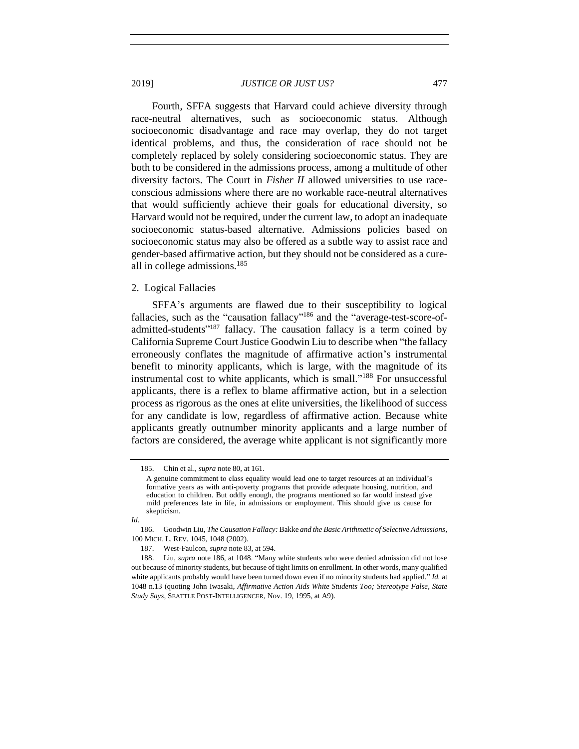Fourth, SFFA suggests that Harvard could achieve diversity through race-neutral alternatives, such as socioeconomic status. Although socioeconomic disadvantage and race may overlap, they do not target identical problems, and thus, the consideration of race should not be completely replaced by solely considering socioeconomic status. They are both to be considered in the admissions process, among a multitude of other diversity factors. The Court in *Fisher II* allowed universities to use race-conscious admissions where there are no workable race-neutral alternatives that would sufficiently achieve their goals for educational diversity, so Harvard would not be required, under the current law, to adopt an inadequate socioeconomic status-based alternative. Admissions policies based on socioeconomic status may also be offered as a subtle way to assist race and gender-based affirmative action, but they should not be considered as a cure-all in college admissions.[185]

2. Logical Fallacies

SFFA's arguments are flawed due to their susceptibility to logical fallacies, such as the "causation fallacy"[186] and the "average-test-score-of-admitted-students"[187] fallacy. The causation fallacy is a term coined by California Supreme Court Justice Goodwin Liu to describe when "the fallacy erroneously conflates the magnitude of affirmative action's instrumental benefit to minority applicants, which is large, with the magnitude of its instrumental cost to white applicants, which is small."[188] For unsuccessful applicants, there is a reflex to blame affirmative action, but in a selection process as rigorous as the ones at elite universities, the likelihood of success for any candidate is low, regardless of affirmative action. Because white applicants greatly outnumber minority applicants and a large number of factors are considered, the average white applicant is not significantly more

---

185. Chin et al., *supra* note 80, at 161.

> A genuine commitment to class equality would lead one to target resources at an individual's formative years as with anti-poverty programs that provide adequate housing, nutrition, and education to children. But oddly enough, the programs mentioned so far would instead give mild preferences late in life, in admissions or employment. This should give us cause for skepticism.

*Id.*

186. Goodwin Liu, *The Causation Fallacy:* Bakke *and the Basic Arithmetic of Selective Admissions*, 100 MICH. L. REV. 1045, 1048 (2002).

187. West-Faulcon, *supra* note 83, at 594.

188. Liu, *supra* note 186, at 1048. "Many white students who were denied admission did not lose out because of minority students, but because of tight limits on enrollment. In other words, many qualified white applicants probably would have been turned down even if no minority students had applied." *Id.* at 1048 n.13 (quoting John Iwasaki, *Affirmative Action Aids White Students Too; Stereotype False, State Study Says*, SEATTLE POST-INTELLIGENCER, Nov. 19, 1995, at A9).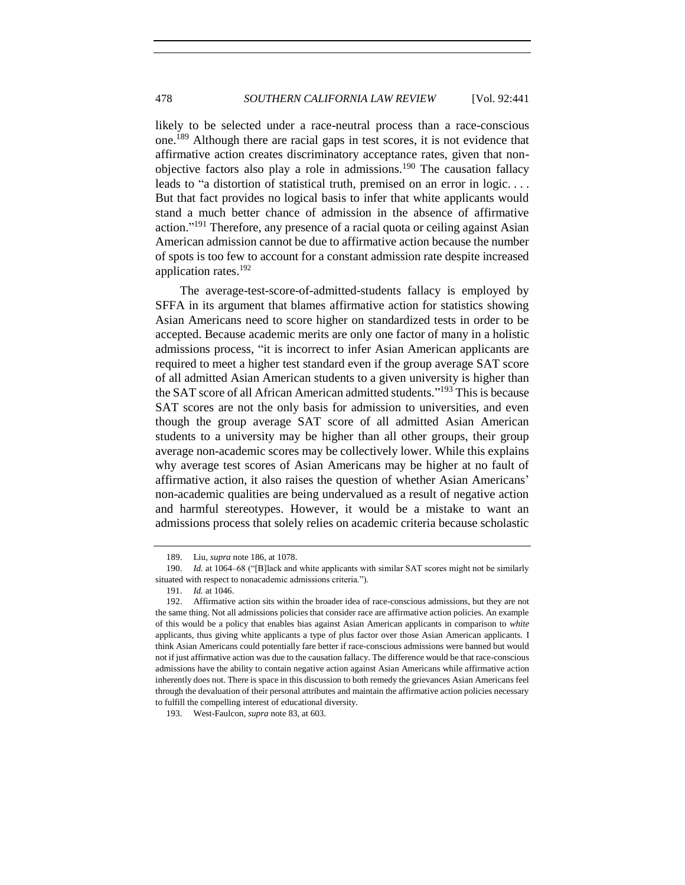likely to be selected under a race-neutral process than a race-conscious one.[189] Although there are racial gaps in test scores, it is not evidence that affirmative action creates discriminatory acceptance rates, given that non-objective factors also play a role in admissions.[190] The causation fallacy leads to "a distortion of statistical truth, premised on an error in logic. . . . But that fact provides no logical basis to infer that white applicants would stand a much better chance of admission in the absence of affirmative action."[191] Therefore, any presence of a racial quota or ceiling against Asian American admission cannot be due to affirmative action because the number of spots is too few to account for a constant admission rate despite increased application rates.[192]

The average-test-score-of-admitted-students fallacy is employed by SFFA in its argument that blames affirmative action for statistics showing Asian Americans need to score higher on standardized tests in order to be accepted. Because academic merits are only one factor of many in a holistic admissions process, "it is incorrect to infer Asian American applicants are required to meet a higher test standard even if the group average SAT score of all admitted Asian American students to a given university is higher than the SAT score of all African American admitted students."[193] This is because SAT scores are not the only basis for admission to universities, and even though the group average SAT score of all admitted Asian American students to a university may be higher than all other groups, their group average non-academic scores may be collectively lower. While this explains why average test scores of Asian Americans may be higher at no fault of affirmative action, it also raises the question of whether Asian Americans' non-academic qualities are being undervalued as a result of negative action and harmful stereotypes. However, it would be a mistake to want an admissions process that solely relies on academic criteria because scholastic

---

189. Liu, *supra* note 186, at 1078.

190. *Id.* at 1064–68 ("[B]lack and white applicants with similar SAT scores might not be similarly situated with respect to nonacademic admissions criteria.").

191. *Id.* at 1046.

192. Affirmative action sits within the broader idea of race-conscious admissions, but they are not the same thing. Not all admissions policies that consider race are affirmative action policies. An example of this would be a policy that enables bias against Asian American applicants in comparison to *white* applicants, thus giving white applicants a type of plus factor over those Asian American applicants. I think Asian Americans could potentially fare better if race-conscious admissions were banned but would not if just affirmative action was due to the causation fallacy. The difference would be that race-conscious admissions have the ability to contain negative action against Asian Americans while affirmative action inherently does not. There is space in this discussion to both remedy the grievances Asian Americans feel through the devaluation of their personal attributes and maintain the affirmative action policies necessary to fulfill the compelling interest of educational diversity.

193. West-Faulcon, *supra* note 83, at 603.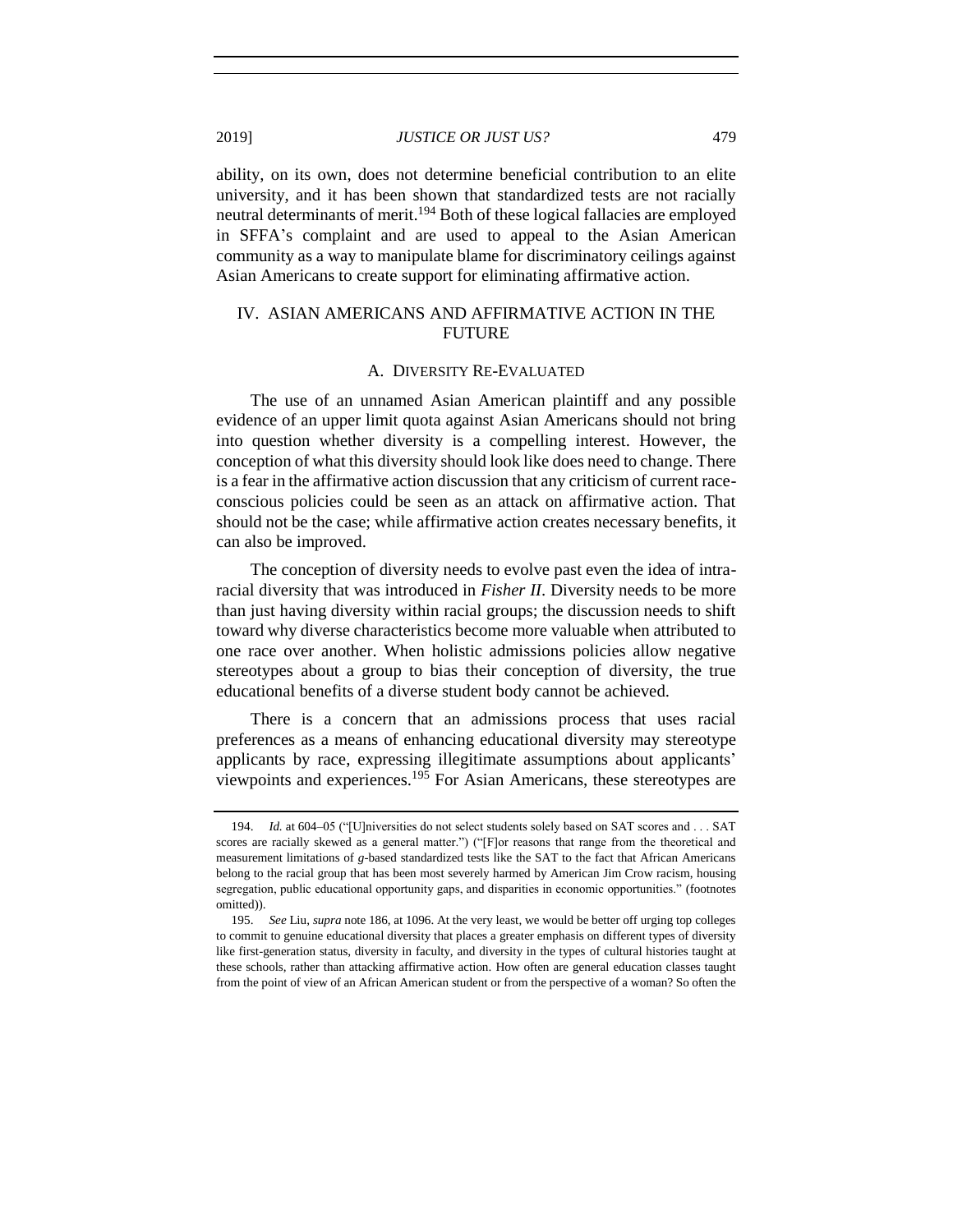ability, on its own, does not determine beneficial contribution to an elite university, and it has been shown that standardized tests are not racially neutral determinants of merit.[194] Both of these logical fallacies are employed in SFFA's complaint and are used to appeal to the Asian American community as a way to manipulate blame for discriminatory ceilings against Asian Americans to create support for eliminating affirmative action.

## IV. ASIAN AMERICANS AND AFFIRMATIVE ACTION IN THE FUTURE

### A. DIVERSITY RE-EVALUATED

The use of an unnamed Asian American plaintiff and any possible evidence of an upper limit quota against Asian Americans should not bring into question whether diversity is a compelling interest. However, the conception of what this diversity should look like does need to change. There is a fear in the affirmative action discussion that any criticism of current race-conscious policies could be seen as an attack on affirmative action. That should not be the case; while affirmative action creates necessary benefits, it can also be improved.

The conception of diversity needs to evolve past even the idea of intra-racial diversity that was introduced in *Fisher II*. Diversity needs to be more than just having diversity within racial groups; the discussion needs to shift toward why diverse characteristics become more valuable when attributed to one race over another. When holistic admissions policies allow negative stereotypes about a group to bias their conception of diversity, the true educational benefits of a diverse student body cannot be achieved.

There is a concern that an admissions process that uses racial preferences as a means of enhancing educational diversity may stereotype applicants by race, expressing illegitimate assumptions about applicants' viewpoints and experiences.[195] For Asian Americans, these stereotypes are

---

194. *Id.* at 604–05 ("[U]niversities do not select students solely based on SAT scores and . . . SAT scores are racially skewed as a general matter.") ("[F]or reasons that range from the theoretical and measurement limitations of *g*-based standardized tests like the SAT to the fact that African Americans belong to the racial group that has been most severely harmed by American Jim Crow racism, housing segregation, public educational opportunity gaps, and disparities in economic opportunities." (footnotes omitted)).

195. *See* Liu, *supra* note 186, at 1096. At the very least, we would be better off urging top colleges to commit to genuine educational diversity that places a greater emphasis on different types of diversity like first-generation status, diversity in faculty, and diversity in the types of cultural histories taught at these schools, rather than attacking affirmative action. How often are general education classes taught from the point of view of an African American student or from the perspective of a woman? So often the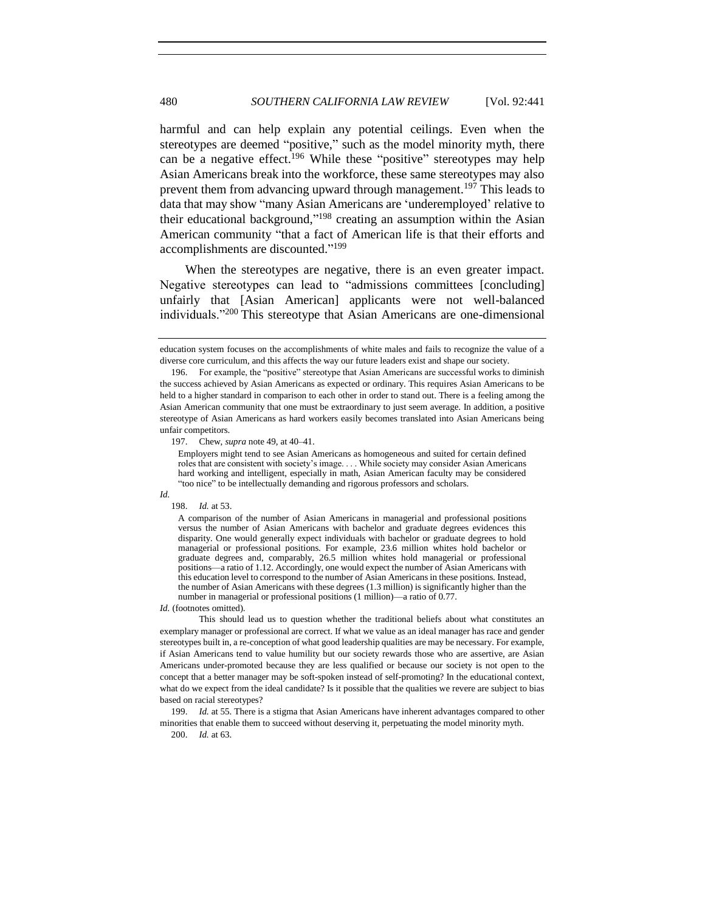harmful and can help explain any potential ceilings. Even when the stereotypes are deemed "positive," such as the model minority myth, there can be a negative effect.[196] While these "positive" stereotypes may help Asian Americans break into the workforce, these same stereotypes may also prevent them from advancing upward through management.[197] This leads to data that may show "many Asian Americans are 'underemployed' relative to their educational background,"[198] creating an assumption within the Asian American community "that a fact of American life is that their efforts and accomplishments are discounted."[199]

When the stereotypes are negative, there is an even greater impact. Negative stereotypes can lead to "admissions committees [concluding] unfairly that [Asian American] applicants were not well-balanced individuals."[200] This stereotype that Asian Americans are one-dimensional

---

education system focuses on the accomplishments of white males and fails to recognize the value of a diverse core curriculum, and this affects the way our future leaders exist and shape our society.

196. For example, the "positive" stereotype that Asian Americans are successful works to diminish the success achieved by Asian Americans as expected or ordinary. This requires Asian Americans to be held to a higher standard in comparison to each other in order to stand out. There is a feeling among the Asian American community that one must be extraordinary to just seem average. In addition, a positive stereotype of Asian Americans as hard workers easily becomes translated into Asian Americans being unfair competitors.

197. Chew, *supra* note 49, at 40–41.

> Employers might tend to see Asian Americans as homogeneous and suited for certain defined roles that are consistent with society's image. . . . While society may consider Asian Americans hard working and intelligent, especially in math, Asian American faculty may be considered "too nice" to be intellectually demanding and rigorous professors and scholars.

*Id.*

198. *Id.* at 53.

> A comparison of the number of Asian Americans in managerial and professional positions versus the number of Asian Americans with bachelor and graduate degrees evidences this disparity. One would generally expect individuals with bachelor or graduate degrees to hold managerial or professional positions. For example, 23.6 million whites hold bachelor or graduate degrees and, comparably, 26.5 million whites hold managerial or professional positions—a ratio of 1.12. Accordingly, one would expect the number of Asian Americans with this education level to correspond to the number of Asian Americans in these positions. Instead, the number of Asian Americans with these degrees (1.3 million) is significantly higher than the number in managerial or professional positions (1 million)—a ratio of 0.77.

*Id.* (footnotes omitted).

This should lead us to question whether the traditional beliefs about what constitutes an exemplary manager or professional are correct. If what we value as an ideal manager has race and gender stereotypes built in, a re-conception of what good leadership qualities are may be necessary. For example, if Asian Americans tend to value humility but our society rewards those who are assertive, are Asian Americans under-promoted because they are less qualified or because our society is not open to the concept that a better manager may be soft-spoken instead of self-promoting? In the educational context, what do we expect from the ideal candidate? Is it possible that the qualities we revere are subject to bias based on racial stereotypes?

199. *Id.* at 55. There is a stigma that Asian Americans have inherent advantages compared to other minorities that enable them to succeed without deserving it, perpetuating the model minority myth.

200. *Id.* at 63.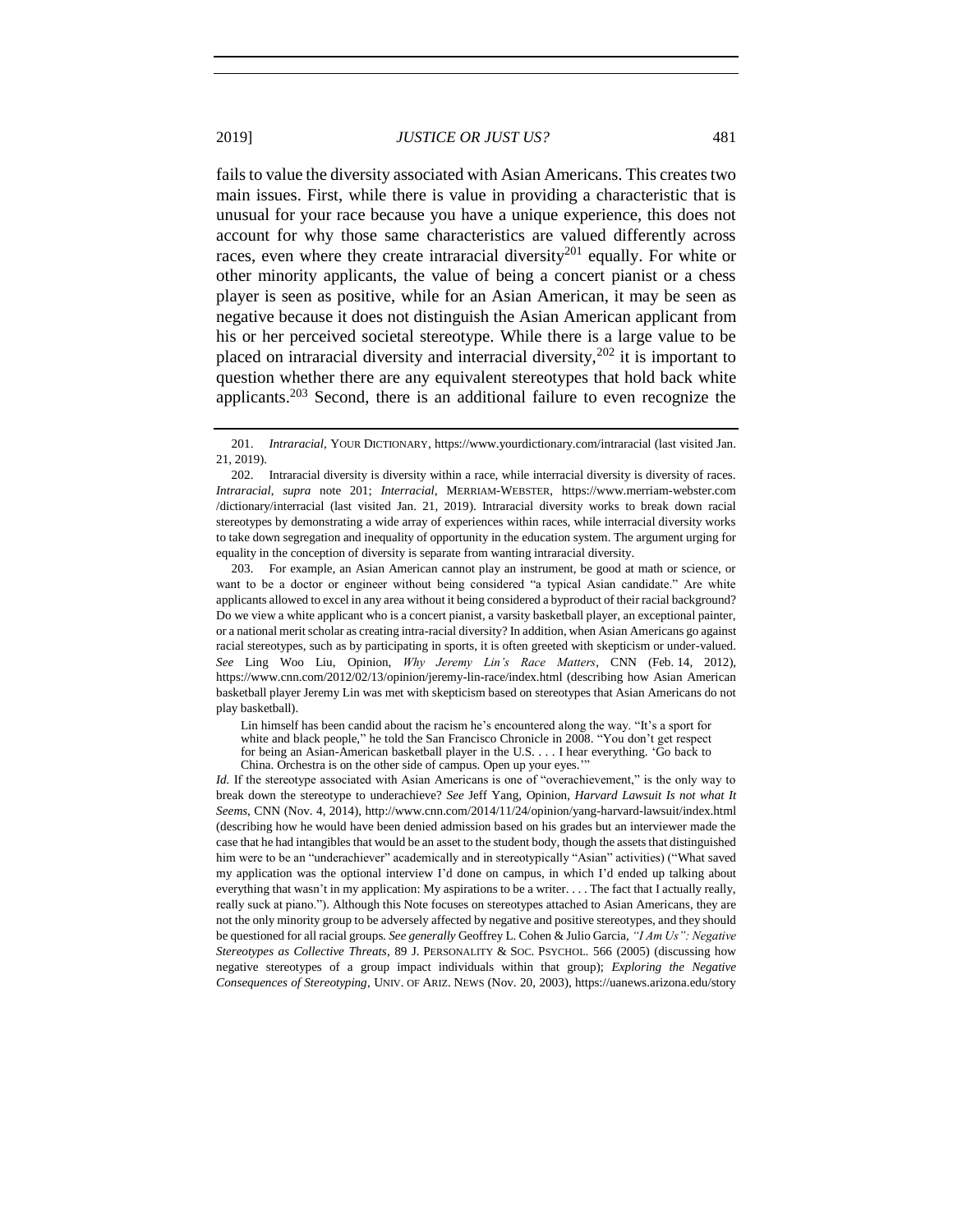fails to value the diversity associated with Asian Americans. This creates two main issues. First, while there is value in providing a characteristic that is unusual for your race because you have a unique experience, this does not account for why those same characteristics are valued differently across races, even where they create intraracial diversity[201] equally. For white or other minority applicants, the value of being a concert pianist or a chess player is seen as positive, while for an Asian American, it may be seen as negative because it does not distinguish the Asian American applicant from his or her perceived societal stereotype. While there is a large value to be placed on intraracial diversity and interracial diversity,[202] it is important to question whether there are any equivalent stereotypes that hold back white applicants.[203] Second, there is an additional failure to even recognize the

---

201. *Intraracial*, YOUR DICTIONARY, https://www.yourdictionary.com/intraracial (last visited Jan. 21, 2019).

202. Intraracial diversity is diversity within a race, while interracial diversity is diversity of races. *Intraracial*, *supra* note 201; *Interracial*, MERRIAM-WEBSTER, https://www.merriam-webster.com/dictionary/interracial (last visited Jan. 21, 2019). Intraracial diversity works to break down racial stereotypes by demonstrating a wide array of experiences within races, while interracial diversity works to take down segregation and inequality of opportunity in the education system. The argument urging for equality in the conception of diversity is separate from wanting intraracial diversity.

203. For example, an Asian American cannot play an instrument, be good at math or science, or want to be a doctor or engineer without being considered "a typical Asian candidate." Are white applicants allowed to excel in any area without it being considered a byproduct of their racial background? Do we view a white applicant who is a concert pianist, a varsity basketball player, an exceptional painter, or a national merit scholar as creating intra-racial diversity? In addition, when Asian Americans go against racial stereotypes, such as by participating in sports, it is often greeted with skepticism or under-valued. *See* Ling Woo Liu, Opinion, *Why Jeremy Lin's Race Matters*, CNN (Feb. 14, 2012), https://www.cnn.com/2012/02/13/opinion/jeremy-lin-race/index.html (describing how Asian American basketball player Jeremy Lin was met with skepticism based on stereotypes that Asian Americans do not play basketball).

> Lin himself has been candid about the racism he's encountered along the way. "It's a sport for white and black people," he told the San Francisco Chronicle in 2008. "You don't get respect for being an Asian-American basketball player in the U.S. . . . I hear everything. 'Go back to China. Orchestra is on the other side of campus. Open up your eyes.'"

*Id.* If the stereotype associated with Asian Americans is one of "overachievement," is the only way to break down the stereotype to underachieve? *See* Jeff Yang, Opinion, *Harvard Lawsuit Is not what It Seems*, CNN (Nov. 4, 2014), http://www.cnn.com/2014/11/24/opinion/yang-harvard-lawsuit/index.html (describing how he would have been denied admission based on his grades but an interviewer made the case that he had intangibles that would be an asset to the student body, though the assets that distinguished him were to be an "underachiever" academically and in stereotypically "Asian" activities) ("What saved my application was the optional interview I'd done on campus, in which I'd ended up talking about everything that wasn't in my application: My aspirations to be a writer. . . . The fact that I actually really, really suck at piano."). Although this Note focuses on stereotypes attached to Asian Americans, they are not the only minority group to be adversely affected by negative and positive stereotypes, and they should be questioned for all racial groups. *See generally* Geoffrey L. Cohen & Julio Garcia, *"I Am Us": Negative Stereotypes as Collective Threats*, 89 J. PERSONALITY & SOC. PSYCHOL. 566 (2005) (discussing how negative stereotypes of a group impact individuals within that group); *Exploring the Negative Consequences of Stereotyping*, UNIV. OF ARIZ. NEWS (Nov. 20, 2003), https://uanews.arizona.edu/story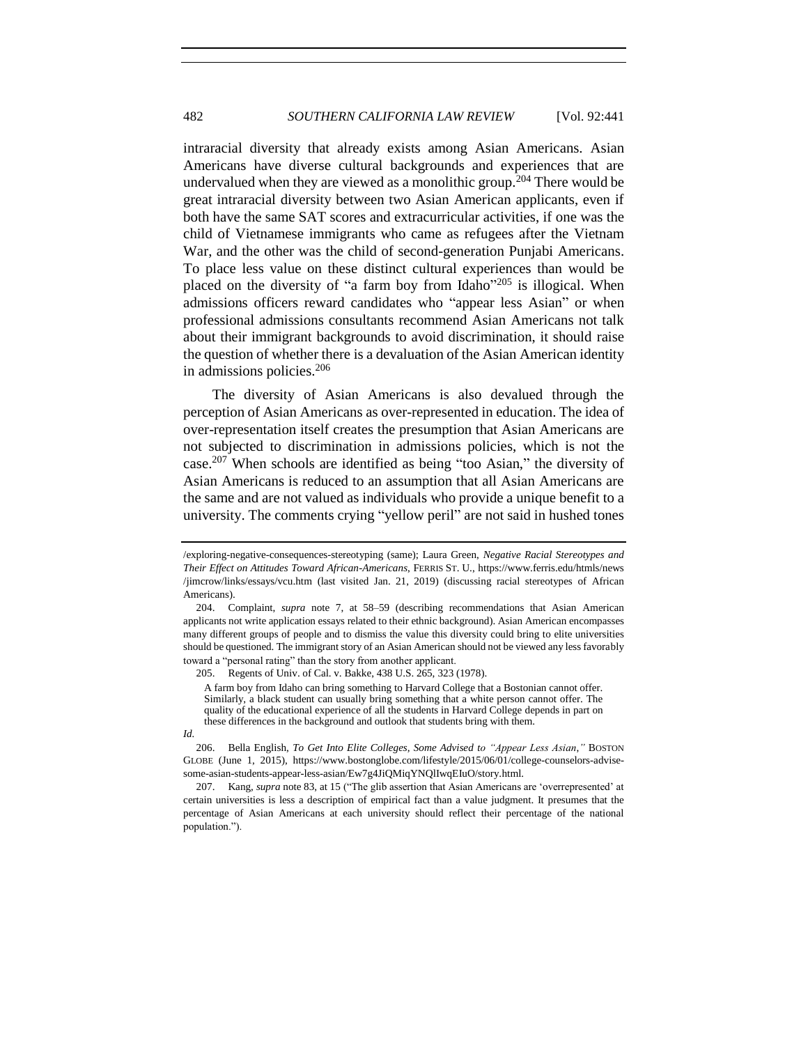intraracial diversity that already exists among Asian Americans. Asian Americans have diverse cultural backgrounds and experiences that are undervalued when they are viewed as a monolithic group.[204] There would be great intraracial diversity between two Asian American applicants, even if both have the same SAT scores and extracurricular activities, if one was the child of Vietnamese immigrants who came as refugees after the Vietnam War, and the other was the child of second-generation Punjabi Americans. To place less value on these distinct cultural experiences than would be placed on the diversity of "a farm boy from Idaho"[205] is illogical. When admissions officers reward candidates who "appear less Asian" or when professional admissions consultants recommend Asian Americans not talk about their immigrant backgrounds to avoid discrimination, it should raise the question of whether there is a devaluation of the Asian American identity in admissions policies.[206]

The diversity of Asian Americans is also devalued through the perception of Asian Americans as over-represented in education. The idea of over-representation itself creates the presumption that Asian Americans are not subjected to discrimination in admissions policies, which is not the case.[207] When schools are identified as being "too Asian," the diversity of Asian Americans is reduced to an assumption that all Asian Americans are the same and are not valued as individuals who provide a unique benefit to a university. The comments crying "yellow peril" are not said in hushed tones

---

/exploring-negative-consequences-stereotyping (same); Laura Green, *Negative Racial Stereotypes and Their Effect on Attitudes Toward African-Americans*, FERRIS ST. U., https://www.ferris.edu/htmls/news/jimcrow/links/essays/vcu.htm (last visited Jan. 21, 2019) (discussing racial stereotypes of African Americans).

204. Complaint, *supra* note 7, at 58–59 (describing recommendations that Asian American applicants not write application essays related to their ethnic background). Asian American encompasses many different groups of people and to dismiss the value this diversity could bring to elite universities should be questioned. The immigrant story of an Asian American should not be viewed any less favorably toward a "personal rating" than the story from another applicant.

205. Regents of Univ. of Cal. v. Bakke, 438 U.S. 265, 323 (1978).

> A farm boy from Idaho can bring something to Harvard College that a Bostonian cannot offer. Similarly, a black student can usually bring something that a white person cannot offer. The quality of the educational experience of all the students in Harvard College depends in part on these differences in the background and outlook that students bring with them.

*Id.*

206. Bella English, *To Get Into Elite Colleges, Some Advised to "Appear Less Asian*,*"* BOSTON GLOBE (June 1, 2015), https://www.bostonglobe.com/lifestyle/2015/06/01/college-counselors-advise-some-asian-students-appear-less-asian/Ew7g4JiQMiqYNQlIwqEIuO/story.html.

207. Kang, *supra* note 83, at 15 ("The glib assertion that Asian Americans are 'overrepresented' at certain universities is less a description of empirical fact than a value judgment. It presumes that the percentage of Asian Americans at each university should reflect their percentage of the national population.").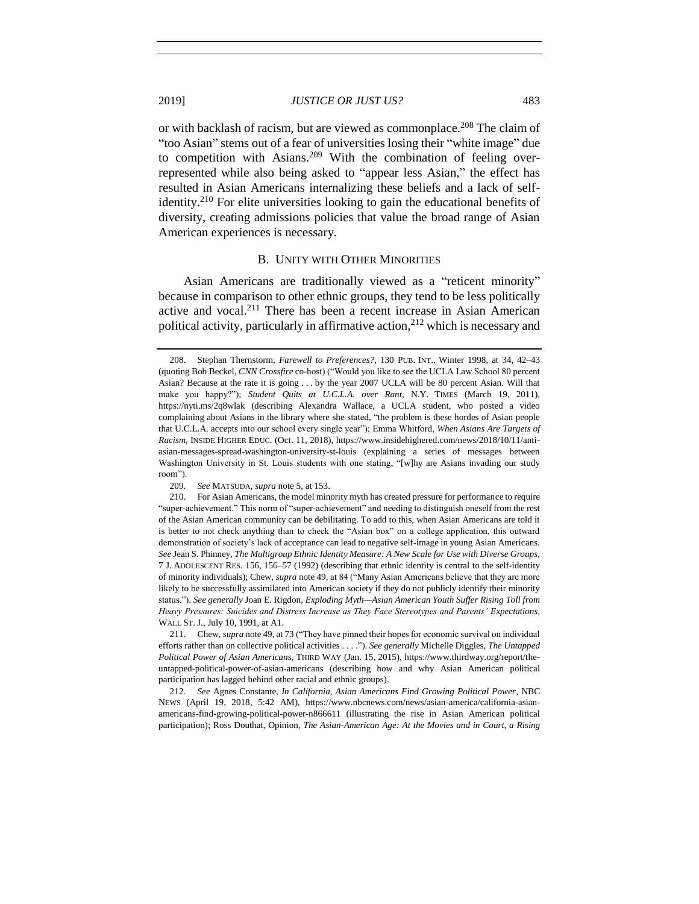or with backlash of racism, but are viewed as commonplace.[208] The claim of "too Asian" stems out of a fear of universities losing their "white image" due to competition with Asians.[209] With the combination of feeling over-represented while also being asked to "appear less Asian," the effect has resulted in Asian Americans internalizing these beliefs and a lack of self-identity.[210] For elite universities looking to gain the educational benefits of diversity, creating admissions policies that value the broad range of Asian American experiences is necessary.

### B. Unity with Other Minorities

Asian Americans are traditionally viewed as a "reticent minority" because in comparison to other ethnic groups, they tend to be less politically active and vocal.[211] There has been a recent increase in Asian American political activity, particularly in affirmative action,[212] which is necessary and

---

208. Stephan Thernstorm, *Farewell to Preferences?*, 130 PUB. INT., Winter 1998, at 34, 42–43 (quoting Bob Beckel, *CNN Crossfire* co-host) ("Would you like to see the UCLA Law School 80 percent Asian? Because at the rate it is going . . . by the year 2007 UCLA will be 80 percent Asian. Will that make you happy?"); *Student Quits at U.C.L.A. over Rant*, N.Y. TIMES (March 19, 2011), https://nyti.ms/2q8wlak (describing Alexandra Wallace, a UCLA student, who posted a video complaining about Asians in the library where she stated, "the problem is these hordes of Asian people that U.C.L.A. accepts into our school every single year"); Emma Whitford, *When Asians Are Targets of Racism*, INSIDE HIGHER EDUC. (Oct. 11, 2018), https://www.insidehighered.com/news/2018/10/11/anti-asian-messages-spread-washington-university-st-louis (explaining a series of messages between Washington University in St. Louis students with one stating, "[w]hy are Asians invading our study room").

209. *See* MATSUDA, *supra* note 5, at 153.

210. For Asian Americans, the model minority myth has created pressure for performance to require "super-achievement." This norm of "super-achievement" and needing to distinguish oneself from the rest of the Asian American community can be debilitating. To add to this, when Asian Americans are told it is better to not check anything than to check the "Asian box" on a college application, this outward demonstration of society's lack of acceptance can lead to negative self-image in young Asian Americans. *See* Jean S. Phinney, *The Multigroup Ethnic Identity Measure: A New Scale for Use with Diverse Groups*, 7 J. ADOLESCENT RES. 156, 156–57 (1992) (describing that ethnic identity is central to the self-identity of minority individuals); Chew, *supra* note 49, at 84 ("Many Asian Americans believe that they are more likely to be successfully assimilated into American society if they do not publicly identify their minority status."). *See generally* Joan E. Rigdon, *Exploding Myth—Asian American Youth Suffer Rising Toll from Heavy Pressures: Suicides and Distress Increase as They Face Stereotypes and Parents' Expectations*, WALL ST. J., July 10, 1991, at A1.

211. Chew, *supra* note 49, at 73 ("They have pinned their hopes for economic survival on individual efforts rather than on collective political activities . . . ."). *See generally* Michelle Diggles, *The Untapped Political Power of Asian Americans*, THIRD WAY (Jan. 15, 2015), https://www.thirdway.org/report/the-untapped-political-power-of-asian-americans (describing how and why Asian American political participation has lagged behind other racial and ethnic groups).

212. *See* Agnes Constante, *In California, Asian Americans Find Growing Political Power*, NBC NEWS (April 19, 2018, 5:42 AM), https://www.nbcnews.com/news/asian-america/california-asian-americans-find-growing-political-power-n866611 (illustrating the rise in Asian American political participation); Ross Douthat, Opinion, *The Asian-American Age: At the Movies and in Court, a Rising*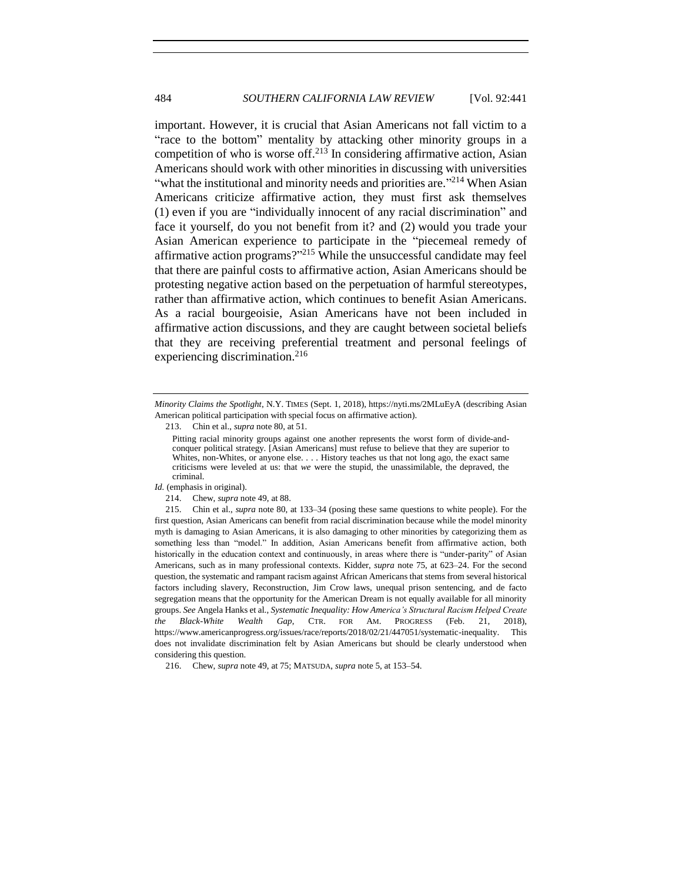important. However, it is crucial that Asian Americans not fall victim to a "race to the bottom" mentality by attacking other minority groups in a competition of who is worse off.[213] In considering affirmative action, Asian Americans should work with other minorities in discussing with universities "what the institutional and minority needs and priorities are."[214] When Asian Americans criticize affirmative action, they must first ask themselves (1) even if you are "individually innocent of any racial discrimination" and face it yourself, do you not benefit from it? and (2) would you trade your Asian American experience to participate in the "piecemeal remedy of affirmative action programs?"[215] While the unsuccessful candidate may feel that there are painful costs to affirmative action, Asian Americans should be protesting negative action based on the perpetuation of harmful stereotypes, rather than affirmative action, which continues to benefit Asian Americans. As a racial bourgeoisie, Asian Americans have not been included in affirmative action discussions, and they are caught between societal beliefs that they are receiving preferential treatment and personal feelings of experiencing discrimination.[216]

---

*Minority Claims the Spotlight*, N.Y. TIMES (Sept. 1, 2018), https://nyti.ms/2MLuEyA (describing Asian American political participation with special focus on affirmative action).

213. Chin et al., *supra* note 80, at 51.

> Pitting racial minority groups against one another represents the worst form of divide-and-conquer political strategy. [Asian Americans] must refuse to believe that they are superior to Whites, non-Whites, or anyone else. . . . History teaches us that not long ago, the exact same criticisms were leveled at us: that *we* were the stupid, the unassimilable, the depraved, the criminal.

*Id.* (emphasis in original).

214. Chew, *supra* note 49, at 88.

215. Chin et al., *supra* note 80, at 133–34 (posing these same questions to white people). For the first question, Asian Americans can benefit from racial discrimination because while the model minority myth is damaging to Asian Americans, it is also damaging to other minorities by categorizing them as something less than "model." In addition, Asian Americans benefit from affirmative action, both historically in the education context and continuously, in areas where there is "under-parity" of Asian Americans, such as in many professional contexts. Kidder, *supra* note 75, at 623–24. For the second question, the systematic and rampant racism against African Americans that stems from several historical factors including slavery, Reconstruction, Jim Crow laws, unequal prison sentencing, and de facto segregation means that the opportunity for the American Dream is not equally available for all minority groups. *See* Angela Hanks et al., *Systematic Inequality: How America's Structural Racism Helped Create the Black-White Wealth Gap*, CTR. FOR AM. PROGRESS (Feb. 21, 2018), https://www.americanprogress.org/issues/race/reports/2018/02/21/447051/systematic-inequality. This does not invalidate discrimination felt by Asian Americans but should be clearly understood when considering this question.

216. Chew, *supra* note 49, at 75; MATSUDA, *supra* note 5, at 153–54.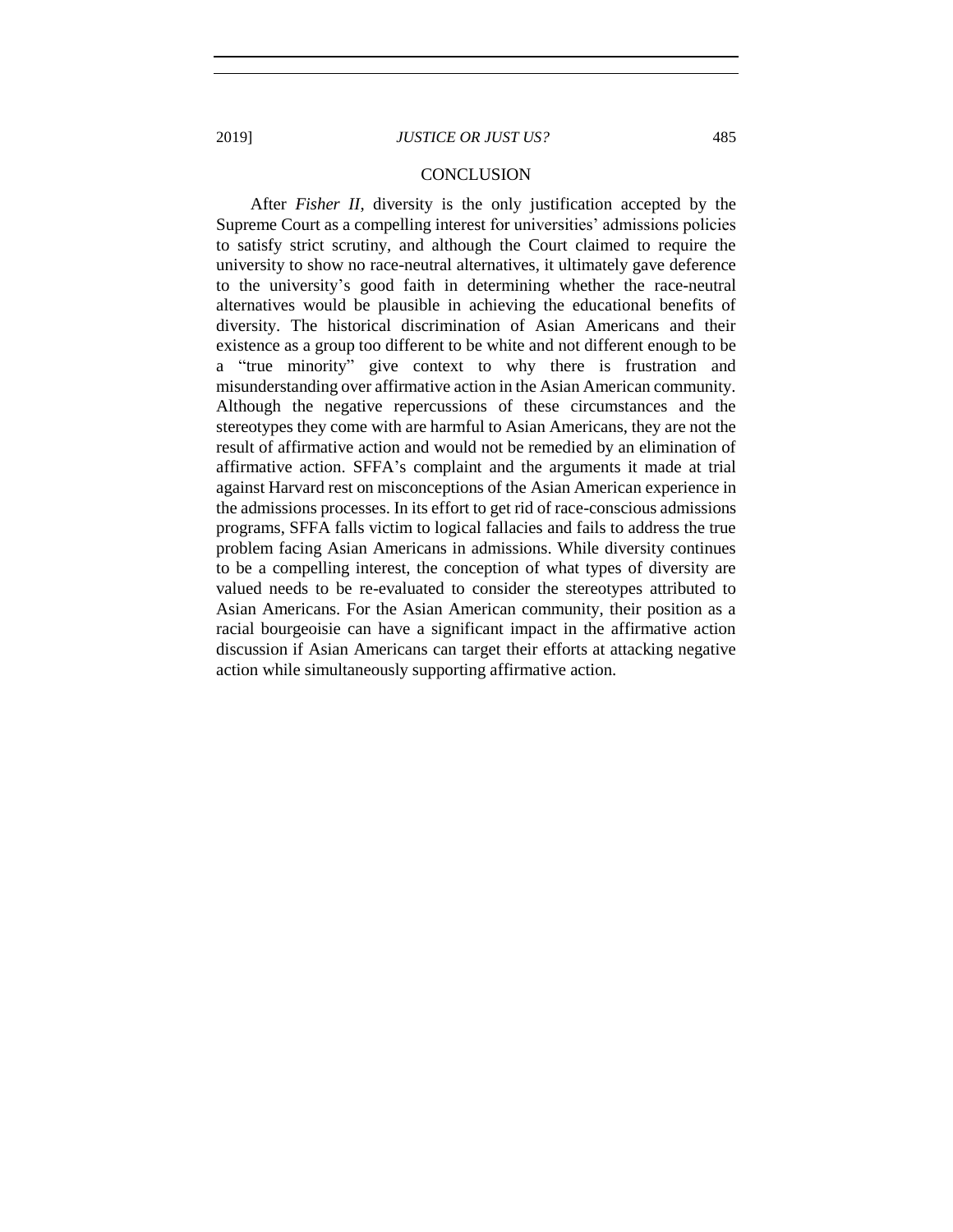## CONCLUSION

After *Fisher II*, diversity is the only justification accepted by the Supreme Court as a compelling interest for universities' admissions policies to satisfy strict scrutiny, and although the Court claimed to require the university to show no race-neutral alternatives, it ultimately gave deference to the university's good faith in determining whether the race-neutral alternatives would be plausible in achieving the educational benefits of diversity. The historical discrimination of Asian Americans and their existence as a group too different to be white and not different enough to be a "true minority" give context to why there is frustration and misunderstanding over affirmative action in the Asian American community. Although the negative repercussions of these circumstances and the stereotypes they come with are harmful to Asian Americans, they are not the result of affirmative action and would not be remedied by an elimination of affirmative action. SFFA's complaint and the arguments it made at trial against Harvard rest on misconceptions of the Asian American experience in the admissions processes. In its effort to get rid of race-conscious admissions programs, SFFA falls victim to logical fallacies and fails to address the true problem facing Asian Americans in admissions. While diversity continues to be a compelling interest, the conception of what types of diversity are valued needs to be re-evaluated to consider the stereotypes attributed to Asian Americans. For the Asian American community, their position as a racial bourgeoisie can have a significant impact in the affirmative action discussion if Asian Americans can target their efforts at attacking negative action while simultaneously supporting affirmative action.